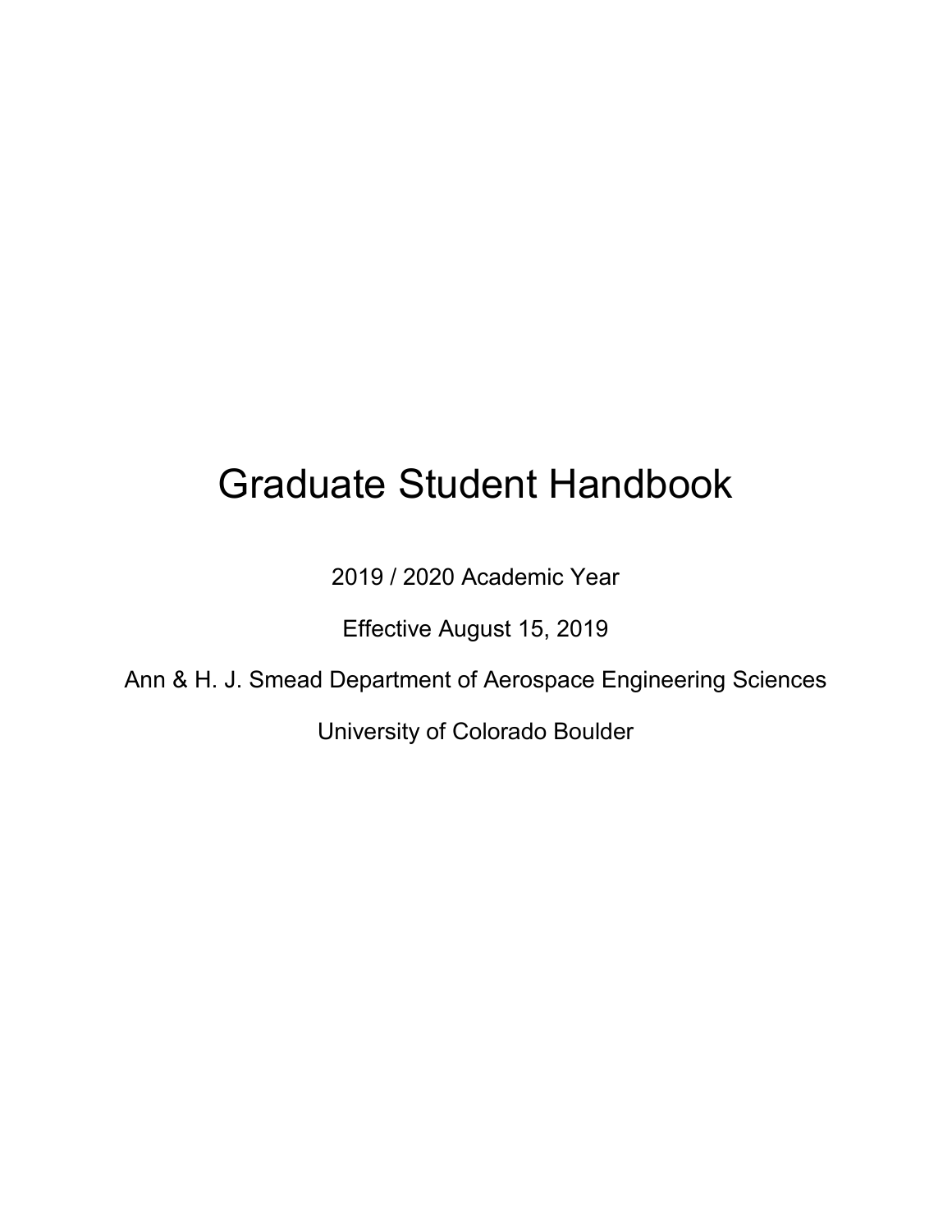# Graduate Student Handbook

2019 / 2020 Academic Year

Effective August 15, 2019

Ann & H. J. Smead Department of Aerospace Engineering Sciences

University of Colorado Boulder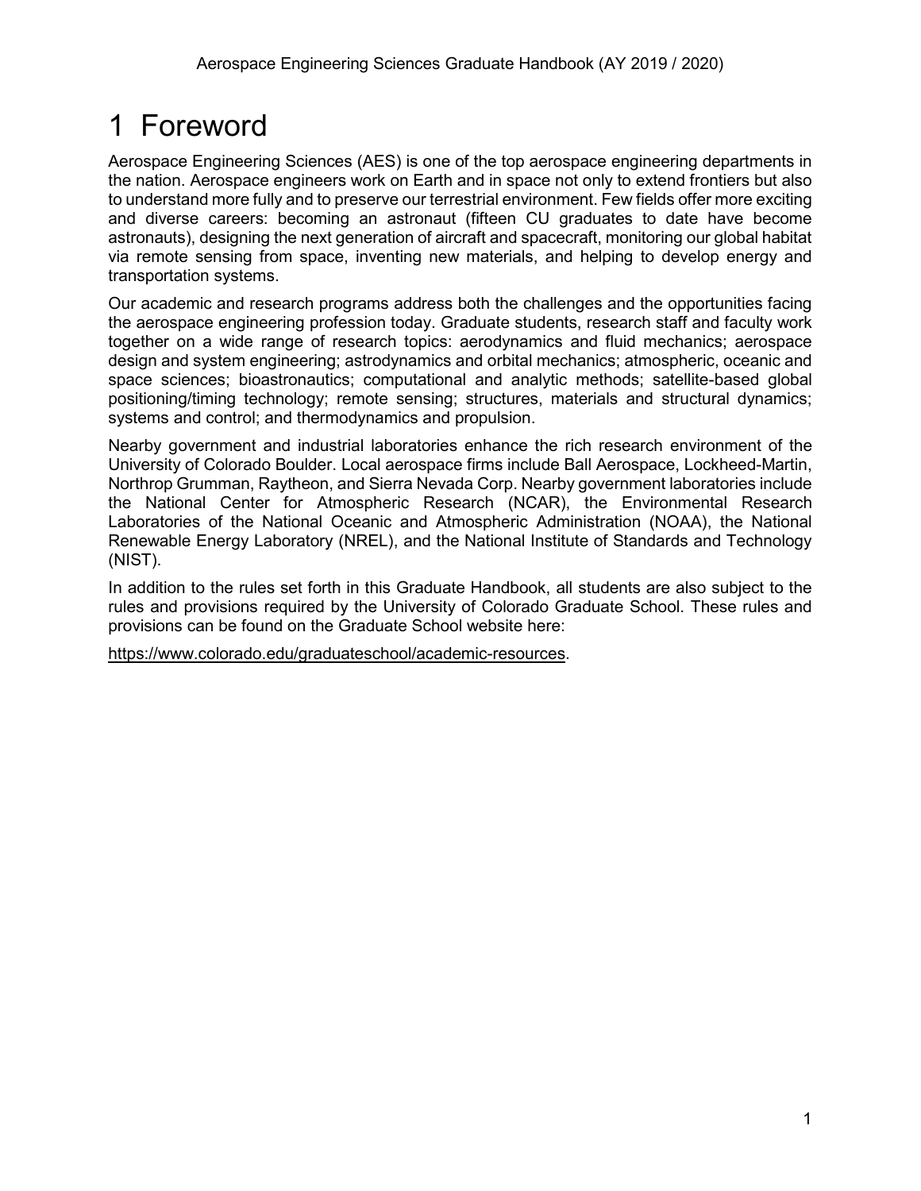# 1 Foreword

Aerospace Engineering Sciences (AES) is one of the top aerospace engineering departments in the nation. Aerospace engineers work on Earth and in space not only to extend frontiers but also to understand more fully and to preserve our terrestrial environment. Few fields offer more exciting and diverse careers: becoming an astronaut (fifteen CU graduates to date have become astronauts), designing the next generation of aircraft and spacecraft, monitoring our global habitat via remote sensing from space, inventing new materials, and helping to develop energy and transportation systems.

Our academic and research programs address both the challenges and the opportunities facing the aerospace engineering profession today. Graduate students, research staff and faculty work together on a wide range of research topics: aerodynamics and fluid mechanics; aerospace design and system engineering; astrodynamics and orbital mechanics; atmospheric, oceanic and space sciences; bioastronautics; computational and analytic methods; satellite-based global positioning/timing technology; remote sensing; structures, materials and structural dynamics; systems and control; and thermodynamics and propulsion.

Nearby government and industrial laboratories enhance the rich research environment of the University of Colorado Boulder. Local aerospace firms include Ball Aerospace, Lockheed-Martin, Northrop Grumman, Raytheon, and Sierra Nevada Corp. Nearby government laboratories include the National Center for Atmospheric Research (NCAR), the Environmental Research Laboratories of the National Oceanic and Atmospheric Administration (NOAA), the National Renewable Energy Laboratory (NREL), and the National Institute of Standards and Technology (NIST).

In addition to the rules set forth in this Graduate Handbook, all students are also subject to the rules and provisions required by the University of Colorado Graduate School. These rules and provisions can be found on the Graduate School website here:

https://www.colorado.edu/graduateschool/academic-resources.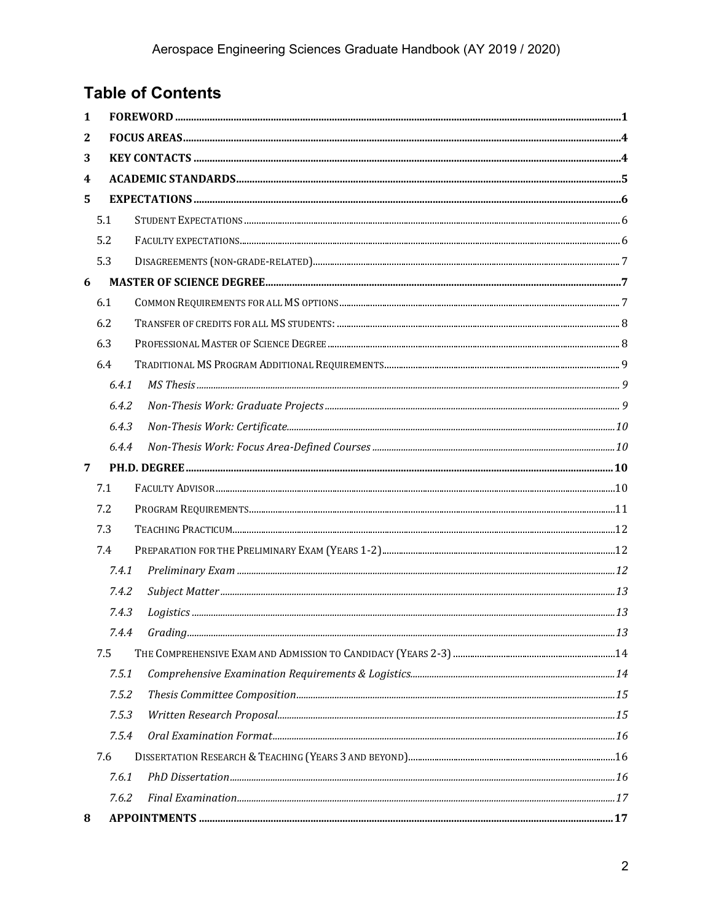# Table of Contents

1 FOREWORD ..... 1

2 FOCUS AREAS ..... 4

3 KEY CONTACTS ..... 4

4 ACADEMIC STANDARDS ..... 5

5 EXPECTATIONS ..... 6

- 5.1 STUDENT EXPECTATIONS ..... 6
- 5.2 FACULTY EXPECTATIONS ..... 6
- 5.3 DISAGREEMENTS (NON-GRADE-RELATED) ..... 7

6 MASTER OF SCIENCE DEGREE ..... 7

- 6.1 COMMON REQUIREMENTS FOR ALL MS OPTIONS ..... 7
- 6.2 TRANSFER OF CREDITS FOR ALL MS STUDENTS: ..... 8
- 6.3 PROFESSIONAL MASTER OF SCIENCE DEGREE ..... 8
- 6.4 TRADITIONAL MS PROGRAM ADDITIONAL REQUIREMENTS ..... 9
  - 6.4.1 *MS Thesis* ..... 9
  - 6.4.2 *Non-Thesis Work: Graduate Projects* ..... 9
  - 6.4.3 *Non-Thesis Work: Certificate* ..... 10
  - 6.4.4 *Non-Thesis Work: Focus Area-Defined Courses* ..... 10

7 PH.D. DEGREE ..... 10

- 7.1 FACULTY ADVISOR ..... 10
- 7.2 PROGRAM REQUIREMENTS ..... 11
- 7.3 TEACHING PRACTICUM ..... 12
- 7.4 PREPARATION FOR THE PRELIMINARY EXAM (YEARS 1-2) ..... 12
  - 7.4.1 *Preliminary Exam* ..... 12
  - 7.4.2 *Subject Matter* ..... 13
  - 7.4.3 *Logistics* ..... 13
  - 7.4.4 *Grading* ..... 13
- 7.5 THE COMPREHENSIVE EXAM AND ADMISSION TO CANDIDACY (YEARS 2-3) ..... 14
  - 7.5.1 *Comprehensive Examination Requirements & Logistics* ..... 14
  - 7.5.2 *Thesis Committee Composition* ..... 15
  - 7.5.3 *Written Research Proposal* ..... 15
  - 7.5.4 *Oral Examination Format* ..... 16
- 7.6 DISSERTATION RESEARCH & TEACHING (YEARS 3 AND BEYOND) ..... 16
  - 7.6.1 *PhD Dissertation* ..... 16
  - 7.6.2 *Final Examination* ..... 17

8 APPOINTMENTS ..... 17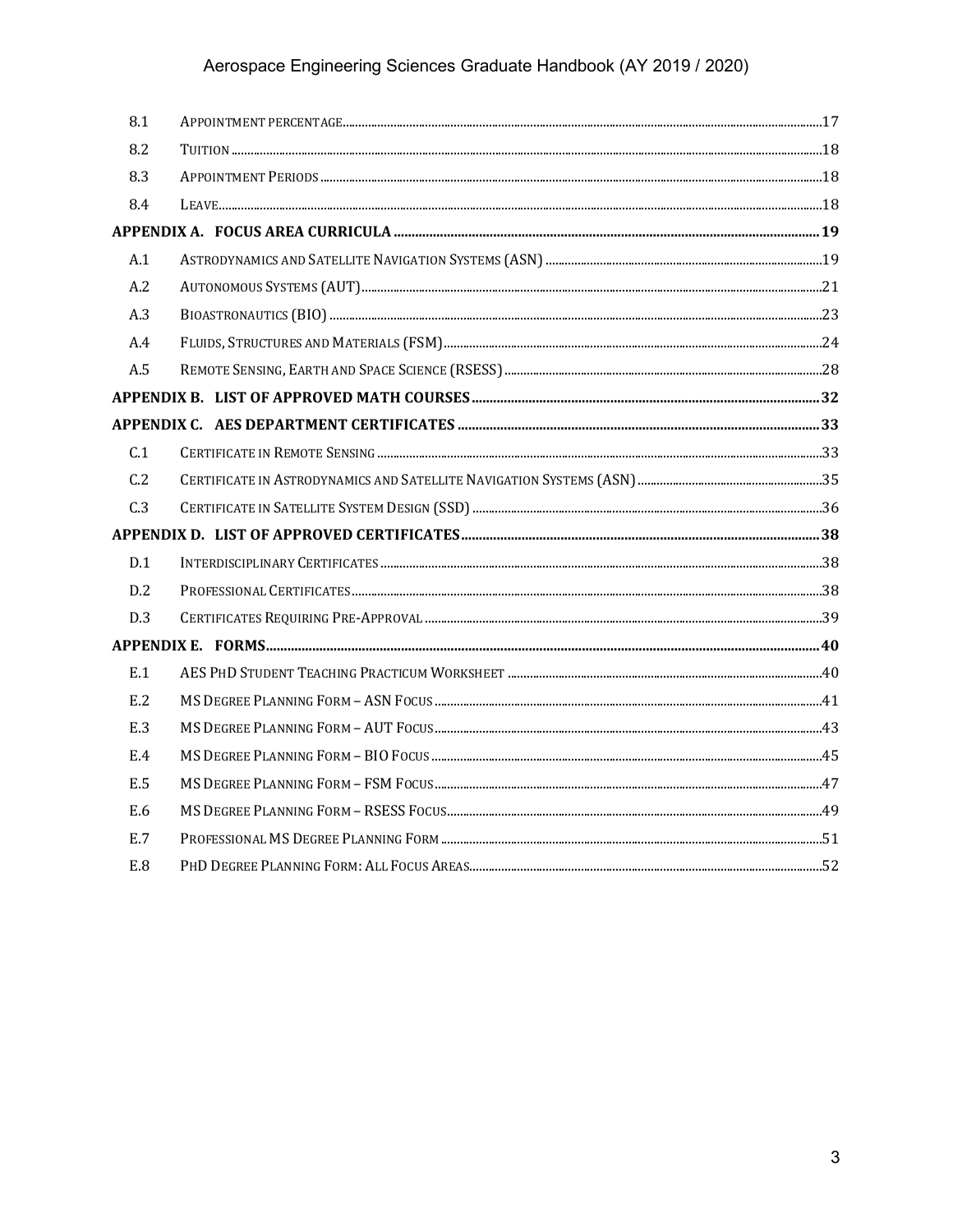| | | |
|---|---|---|
| 8.1 | Appointment percentage | 17 |
| 8.2 | Tuition | 18 |
| 8.3 | Appointment Periods | 18 |
| 8.4 | Leave | 18 |
| **Appendix A.** | **Focus Area Curricula** | **19** |
| A.1 | Astrodynamics and Satellite Navigation Systems (ASN) | 19 |
| A.2 | Autonomous Systems (AUT) | 21 |
| A.3 | Bioastronautics (BIO) | 23 |
| A.4 | Fluids, Structures and Materials (FSM) | 24 |
| A.5 | Remote Sensing, Earth and Space Science (RSESS) | 28 |
| **Appendix B.** | **List of Approved Math Courses** | **32** |
| **Appendix C.** | **AES Department Certificates** | **33** |
| C.1 | Certificate in Remote Sensing | 33 |
| C.2 | Certificate in Astrodynamics and Satellite Navigation Systems (ASN) | 35 |
| C.3 | Certificate in Satellite System Design (SSD) | 36 |
| **Appendix D.** | **List of Approved Certificates** | **38** |
| D.1 | Interdisciplinary Certificates | 38 |
| D.2 | Professional Certificates | 38 |
| D.3 | Certificates Requiring Pre-Approval | 39 |
| **Appendix E.** | **Forms** | **40** |
| E.1 | AES PhD Student Teaching Practicum Worksheet | 40 |
| E.2 | MS Degree Planning Form – ASN Focus | 41 |
| E.3 | MS Degree Planning Form – AUT Focus | 43 |
| E.4 | MS Degree Planning Form – BIO Focus | 45 |
| E.5 | MS Degree Planning Form – FSM Focus | 47 |
| E.6 | MS Degree Planning Form – RSESS Focus | 49 |
| E.7 | Professional MS Degree Planning Form | 51 |
| E.8 | PhD Degree Planning Form: All Focus Areas | 52 |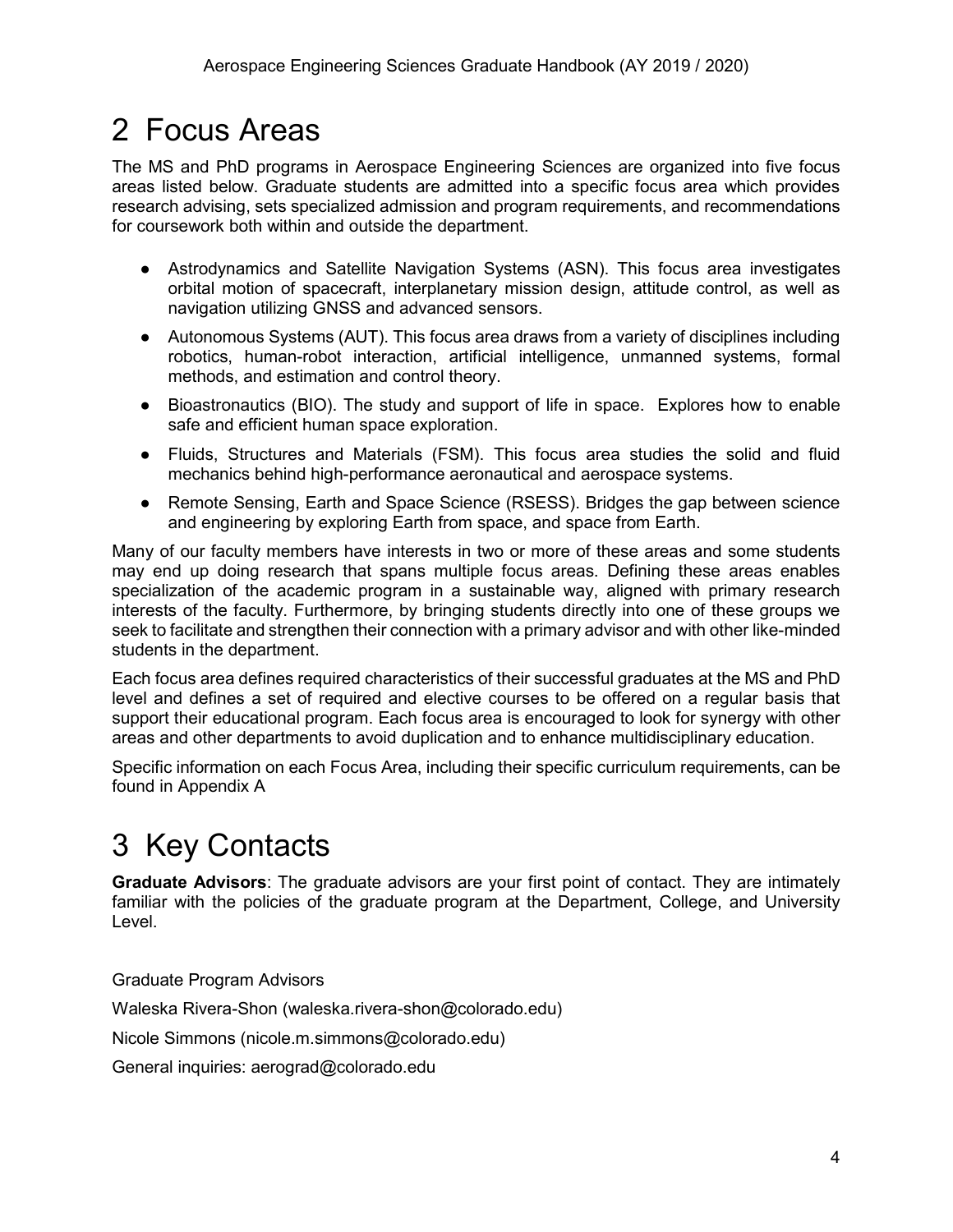# 2 Focus Areas

The MS and PhD programs in Aerospace Engineering Sciences are organized into five focus areas listed below. Graduate students are admitted into a specific focus area which provides research advising, sets specialized admission and program requirements, and recommendations for coursework both within and outside the department.

- Astrodynamics and Satellite Navigation Systems (ASN). This focus area investigates orbital motion of spacecraft, interplanetary mission design, attitude control, as well as navigation utilizing GNSS and advanced sensors.
- Autonomous Systems (AUT). This focus area draws from a variety of disciplines including robotics, human-robot interaction, artificial intelligence, unmanned systems, formal methods, and estimation and control theory.
- Bioastronautics (BIO). The study and support of life in space. Explores how to enable safe and efficient human space exploration.
- Fluids, Structures and Materials (FSM). This focus area studies the solid and fluid mechanics behind high-performance aeronautical and aerospace systems.
- Remote Sensing, Earth and Space Science (RSESS). Bridges the gap between science and engineering by exploring Earth from space, and space from Earth.

Many of our faculty members have interests in two or more of these areas and some students may end up doing research that spans multiple focus areas. Defining these areas enables specialization of the academic program in a sustainable way, aligned with primary research interests of the faculty. Furthermore, by bringing students directly into one of these groups we seek to facilitate and strengthen their connection with a primary advisor and with other like-minded students in the department.

Each focus area defines required characteristics of their successful graduates at the MS and PhD level and defines a set of required and elective courses to be offered on a regular basis that support their educational program. Each focus area is encouraged to look for synergy with other areas and other departments to avoid duplication and to enhance multidisciplinary education.

Specific information on each Focus Area, including their specific curriculum requirements, can be found in Appendix A

# 3 Key Contacts

**Graduate Advisors**: The graduate advisors are your first point of contact. They are intimately familiar with the policies of the graduate program at the Department, College, and University Level.

Graduate Program Advisors

Waleska Rivera-Shon (waleska.rivera-shon@colorado.edu)

Nicole Simmons (nicole.m.simmons@colorado.edu)

General inquiries: aerograd@colorado.edu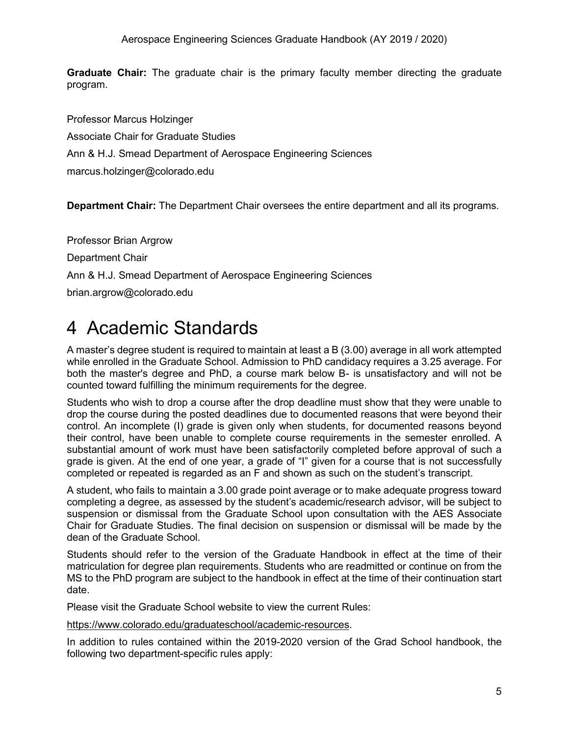**Graduate Chair:** The graduate chair is the primary faculty member directing the graduate program.

Professor Marcus Holzinger

Associate Chair for Graduate Studies

Ann & H.J. Smead Department of Aerospace Engineering Sciences

marcus.holzinger@colorado.edu

**Department Chair:** The Department Chair oversees the entire department and all its programs.

Professor Brian Argrow

Department Chair

Ann & H.J. Smead Department of Aerospace Engineering Sciences

brian.argrow@colorado.edu

# 4 Academic Standards

A master's degree student is required to maintain at least a B (3.00) average in all work attempted while enrolled in the Graduate School. Admission to PhD candidacy requires a 3.25 average. For both the master's degree and PhD, a course mark below B- is unsatisfactory and will not be counted toward fulfilling the minimum requirements for the degree.

Students who wish to drop a course after the drop deadline must show that they were unable to drop the course during the posted deadlines due to documented reasons that were beyond their control. An incomplete (I) grade is given only when students, for documented reasons beyond their control, have been unable to complete course requirements in the semester enrolled. A substantial amount of work must have been satisfactorily completed before approval of such a grade is given. At the end of one year, a grade of "I" given for a course that is not successfully completed or repeated is regarded as an F and shown as such on the student's transcript.

A student, who fails to maintain a 3.00 grade point average or to make adequate progress toward completing a degree, as assessed by the student's academic/research advisor, will be subject to suspension or dismissal from the Graduate School upon consultation with the AES Associate Chair for Graduate Studies. The final decision on suspension or dismissal will be made by the dean of the Graduate School.

Students should refer to the version of the Graduate Handbook in effect at the time of their matriculation for degree plan requirements. Students who are readmitted or continue on from the MS to the PhD program are subject to the handbook in effect at the time of their continuation start date.

Please visit the Graduate School website to view the current Rules:

https://www.colorado.edu/graduateschool/academic-resources.

In addition to rules contained within the 2019-2020 version of the Grad School handbook, the following two department-specific rules apply: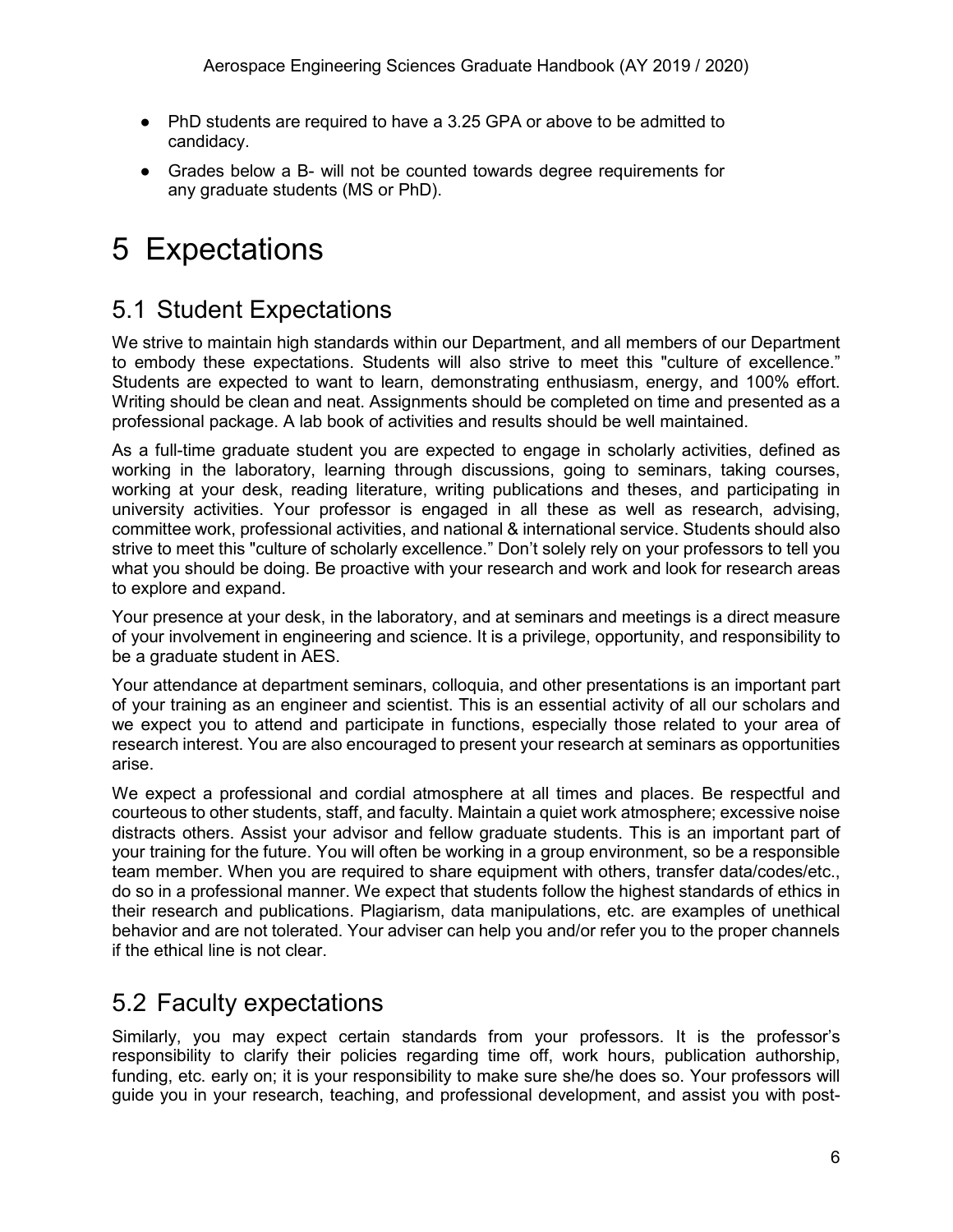- PhD students are required to have a 3.25 GPA or above to be admitted to candidacy.
- Grades below a B- will not be counted towards degree requirements for any graduate students (MS or PhD).

# 5 Expectations

## 5.1 Student Expectations

We strive to maintain high standards within our Department, and all members of our Department to embody these expectations. Students will also strive to meet this "culture of excellence." Students are expected to want to learn, demonstrating enthusiasm, energy, and 100% effort. Writing should be clean and neat. Assignments should be completed on time and presented as a professional package. A lab book of activities and results should be well maintained.

As a full-time graduate student you are expected to engage in scholarly activities, defined as working in the laboratory, learning through discussions, going to seminars, taking courses, working at your desk, reading literature, writing publications and theses, and participating in university activities. Your professor is engaged in all these as well as research, advising, committee work, professional activities, and national & international service. Students should also strive to meet this "culture of scholarly excellence." Don't solely rely on your professors to tell you what you should be doing. Be proactive with your research and work and look for research areas to explore and expand.

Your presence at your desk, in the laboratory, and at seminars and meetings is a direct measure of your involvement in engineering and science. It is a privilege, opportunity, and responsibility to be a graduate student in AES.

Your attendance at department seminars, colloquia, and other presentations is an important part of your training as an engineer and scientist. This is an essential activity of all our scholars and we expect you to attend and participate in functions, especially those related to your area of research interest. You are also encouraged to present your research at seminars as opportunities arise.

We expect a professional and cordial atmosphere at all times and places. Be respectful and courteous to other students, staff, and faculty. Maintain a quiet work atmosphere; excessive noise distracts others. Assist your advisor and fellow graduate students. This is an important part of your training for the future. You will often be working in a group environment, so be a responsible team member. When you are required to share equipment with others, transfer data/codes/etc., do so in a professional manner. We expect that students follow the highest standards of ethics in their research and publications. Plagiarism, data manipulations, etc. are examples of unethical behavior and are not tolerated. Your adviser can help you and/or refer you to the proper channels if the ethical line is not clear.

## 5.2 Faculty expectations

Similarly, you may expect certain standards from your professors. It is the professor's responsibility to clarify their policies regarding time off, work hours, publication authorship, funding, etc. early on; it is your responsibility to make sure she/he does so. Your professors will guide you in your research, teaching, and professional development, and assist you with post-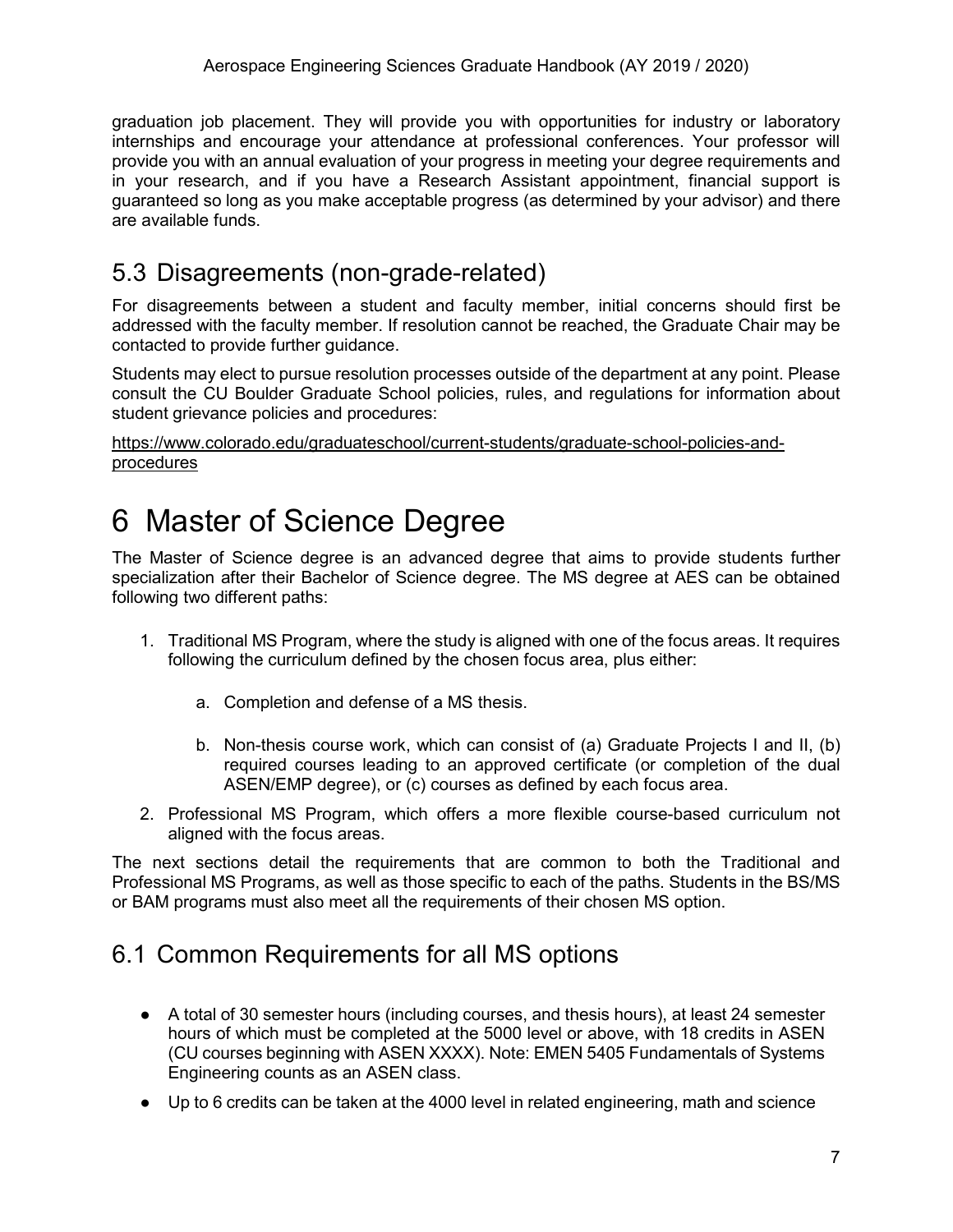graduation job placement. They will provide you with opportunities for industry or laboratory internships and encourage your attendance at professional conferences. Your professor will provide you with an annual evaluation of your progress in meeting your degree requirements and in your research, and if you have a Research Assistant appointment, financial support is guaranteed so long as you make acceptable progress (as determined by your advisor) and there are available funds.

## 5.3 Disagreements (non-grade-related)

For disagreements between a student and faculty member, initial concerns should first be addressed with the faculty member. If resolution cannot be reached, the Graduate Chair may be contacted to provide further guidance.

Students may elect to pursue resolution processes outside of the department at any point. Please consult the CU Boulder Graduate School policies, rules, and regulations for information about student grievance policies and procedures:

https://www.colorado.edu/graduateschool/current-students/graduate-school-policies-and-procedures

# 6 Master of Science Degree

The Master of Science degree is an advanced degree that aims to provide students further specialization after their Bachelor of Science degree. The MS degree at AES can be obtained following two different paths:

1. Traditional MS Program, where the study is aligned with one of the focus areas. It requires following the curriculum defined by the chosen focus area, plus either:
    a. Completion and defense of a MS thesis.
    b. Non-thesis course work, which can consist of (a) Graduate Projects I and II, (b) required courses leading to an approved certificate (or completion of the dual ASEN/EMP degree), or (c) courses as defined by each focus area.
2. Professional MS Program, which offers a more flexible course-based curriculum not aligned with the focus areas.

The next sections detail the requirements that are common to both the Traditional and Professional MS Programs, as well as those specific to each of the paths. Students in the BS/MS or BAM programs must also meet all the requirements of their chosen MS option.

## 6.1 Common Requirements for all MS options

- A total of 30 semester hours (including courses, and thesis hours), at least 24 semester hours of which must be completed at the 5000 level or above, with 18 credits in ASEN (CU courses beginning with ASEN XXXX). Note: EMEN 5405 Fundamentals of Systems Engineering counts as an ASEN class.
- Up to 6 credits can be taken at the 4000 level in related engineering, math and science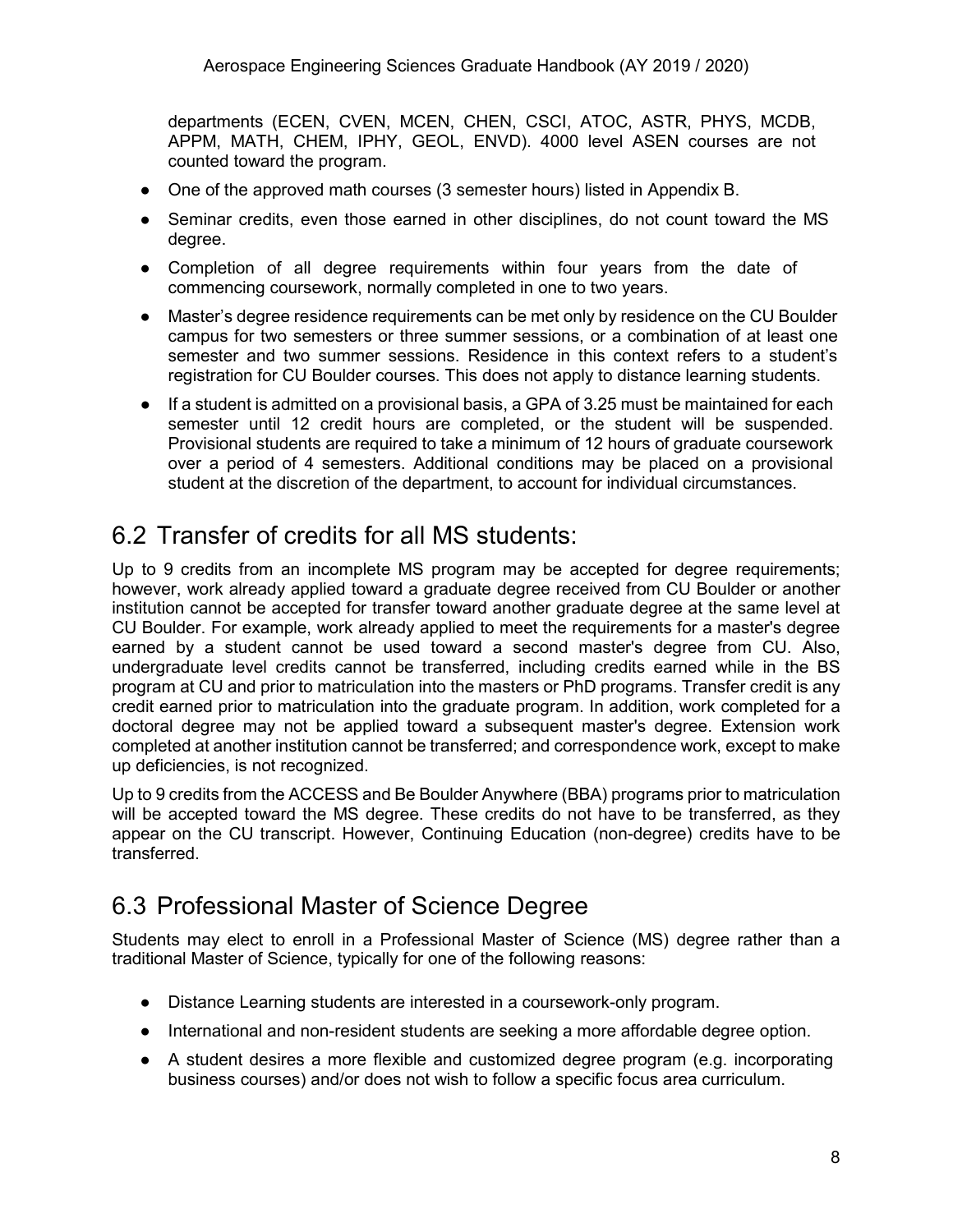departments (ECEN, CVEN, MCEN, CHEN, CSCI, ATOC, ASTR, PHYS, MCDB, APPM, MATH, CHEM, IPHY, GEOL, ENVD). 4000 level ASEN courses are not counted toward the program.

- One of the approved math courses (3 semester hours) listed in Appendix B.
- Seminar credits, even those earned in other disciplines, do not count toward the MS degree.
- Completion of all degree requirements within four years from the date of commencing coursework, normally completed in one to two years.
- Master's degree residence requirements can be met only by residence on the CU Boulder campus for two semesters or three summer sessions, or a combination of at least one semester and two summer sessions. Residence in this context refers to a student's registration for CU Boulder courses. This does not apply to distance learning students.
- If a student is admitted on a provisional basis, a GPA of 3.25 must be maintained for each semester until 12 credit hours are completed, or the student will be suspended. Provisional students are required to take a minimum of 12 hours of graduate coursework over a period of 4 semesters. Additional conditions may be placed on a provisional student at the discretion of the department, to account for individual circumstances.

## 6.2 Transfer of credits for all MS students:

Up to 9 credits from an incomplete MS program may be accepted for degree requirements; however, work already applied toward a graduate degree received from CU Boulder or another institution cannot be accepted for transfer toward another graduate degree at the same level at CU Boulder. For example, work already applied to meet the requirements for a master's degree earned by a student cannot be used toward a second master's degree from CU. Also, undergraduate level credits cannot be transferred, including credits earned while in the BS program at CU and prior to matriculation into the masters or PhD programs. Transfer credit is any credit earned prior to matriculation into the graduate program. In addition, work completed for a doctoral degree may not be applied toward a subsequent master's degree. Extension work completed at another institution cannot be transferred; and correspondence work, except to make up deficiencies, is not recognized.

Up to 9 credits from the ACCESS and Be Boulder Anywhere (BBA) programs prior to matriculation will be accepted toward the MS degree. These credits do not have to be transferred, as they appear on the CU transcript. However, Continuing Education (non-degree) credits have to be transferred.

## 6.3 Professional Master of Science Degree

Students may elect to enroll in a Professional Master of Science (MS) degree rather than a traditional Master of Science, typically for one of the following reasons:

- Distance Learning students are interested in a coursework-only program.
- International and non-resident students are seeking a more affordable degree option.
- A student desires a more flexible and customized degree program (e.g. incorporating business courses) and/or does not wish to follow a specific focus area curriculum.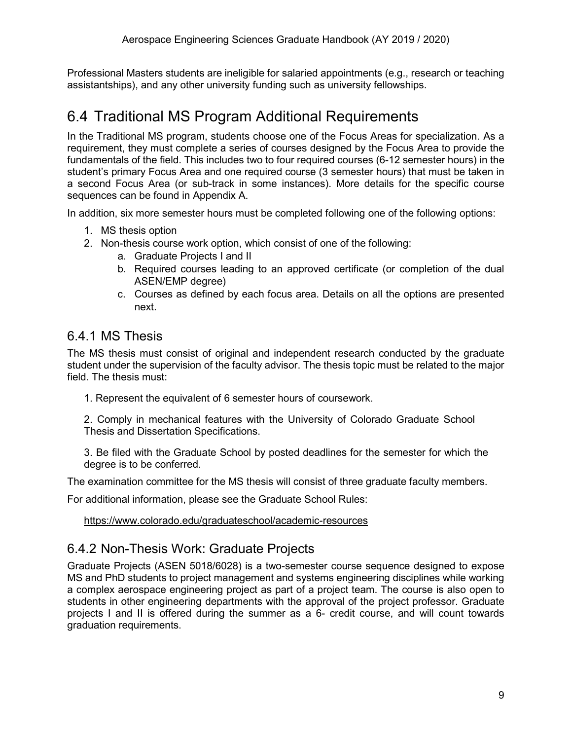Professional Masters students are ineligible for salaried appointments (e.g., research or teaching assistantships), and any other university funding such as university fellowships.

## 6.4 Traditional MS Program Additional Requirements

In the Traditional MS program, students choose one of the Focus Areas for specialization. As a requirement, they must complete a series of courses designed by the Focus Area to provide the fundamentals of the field. This includes two to four required courses (6-12 semester hours) in the student's primary Focus Area and one required course (3 semester hours) that must be taken in a second Focus Area (or sub-track in some instances). More details for the specific course sequences can be found in Appendix A.

In addition, six more semester hours must be completed following one of the following options:

1. MS thesis option
2. Non-thesis course work option, which consist of one of the following:
   a. Graduate Projects I and II
   b. Required courses leading to an approved certificate (or completion of the dual ASEN/EMP degree)
   c. Courses as defined by each focus area. Details on all the options are presented next.

### 6.4.1 MS Thesis

The MS thesis must consist of original and independent research conducted by the graduate student under the supervision of the faculty advisor. The thesis topic must be related to the major field. The thesis must:

1. Represent the equivalent of 6 semester hours of coursework.

2. Comply in mechanical features with the University of Colorado Graduate School Thesis and Dissertation Specifications.

3. Be filed with the Graduate School by posted deadlines for the semester for which the degree is to be conferred.

The examination committee for the MS thesis will consist of three graduate faculty members.

For additional information, please see the Graduate School Rules:

https://www.colorado.edu/graduateschool/academic-resources

### 6.4.2 Non-Thesis Work: Graduate Projects

Graduate Projects (ASEN 5018/6028) is a two-semester course sequence designed to expose MS and PhD students to project management and systems engineering disciplines while working a complex aerospace engineering project as part of a project team. The course is also open to students in other engineering departments with the approval of the project professor. Graduate projects I and II is offered during the summer as a 6- credit course, and will count towards graduation requirements.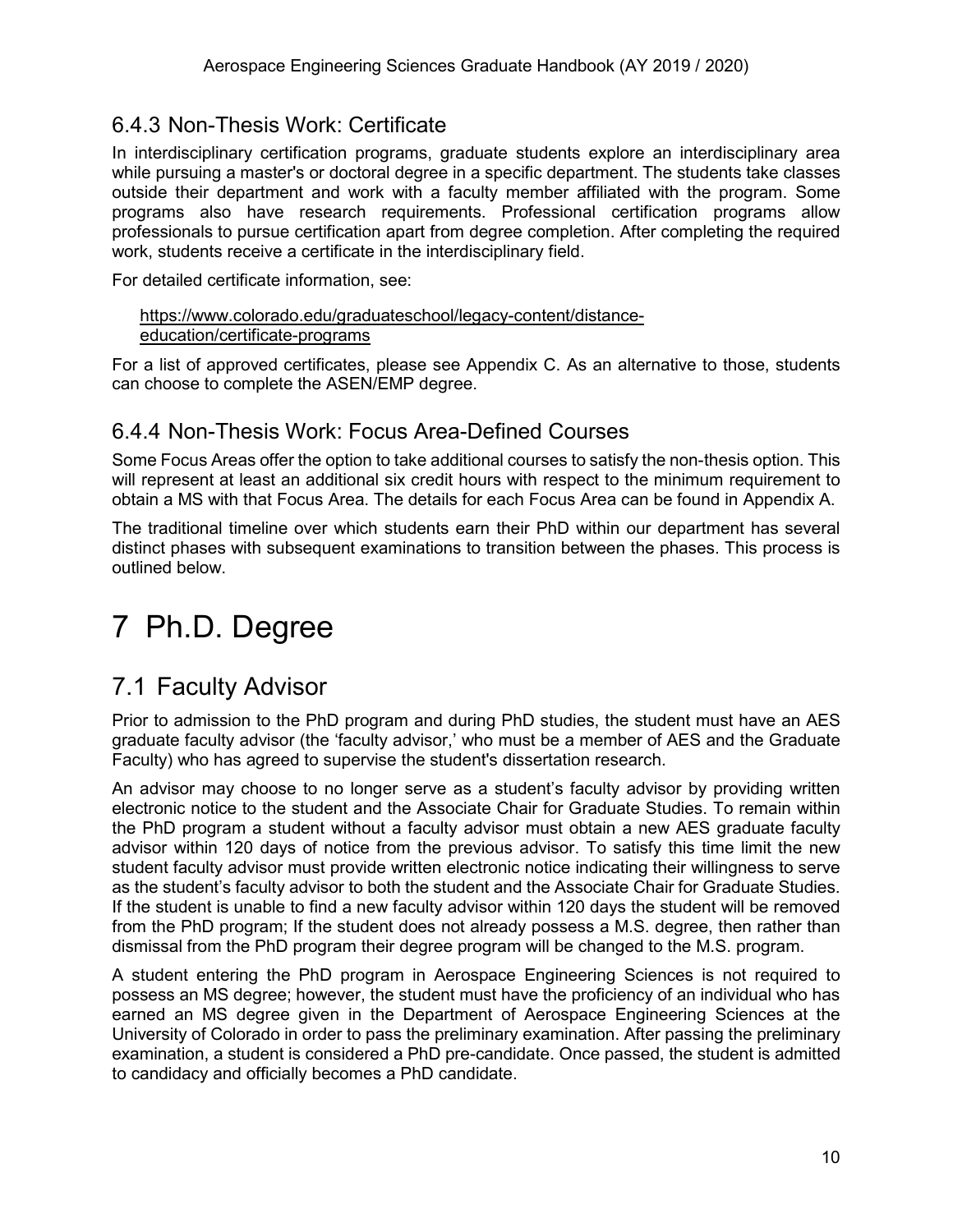### 6.4.3 Non-Thesis Work: Certificate

In interdisciplinary certification programs, graduate students explore an interdisciplinary area while pursuing a master's or doctoral degree in a specific department. The students take classes outside their department and work with a faculty member affiliated with the program. Some programs also have research requirements. Professional certification programs allow professionals to pursue certification apart from degree completion. After completing the required work, students receive a certificate in the interdisciplinary field.

For detailed certificate information, see:

[https://www.colorado.edu/graduateschool/legacy-content/distance-education/certificate-programs](https://www.colorado.edu/graduateschool/legacy-content/distance-education/certificate-programs)

For a list of approved certificates, please see Appendix C. As an alternative to those, students can choose to complete the ASEN/EMP degree.

### 6.4.4 Non-Thesis Work: Focus Area-Defined Courses

Some Focus Areas offer the option to take additional courses to satisfy the non-thesis option. This will represent at least an additional six credit hours with respect to the minimum requirement to obtain a MS with that Focus Area. The details for each Focus Area can be found in Appendix A.

The traditional timeline over which students earn their PhD within our department has several distinct phases with subsequent examinations to transition between the phases. This process is outlined below.

# 7 Ph.D. Degree

## 7.1 Faculty Advisor

Prior to admission to the PhD program and during PhD studies, the student must have an AES graduate faculty advisor (the 'faculty advisor,' who must be a member of AES and the Graduate Faculty) who has agreed to supervise the student's dissertation research.

An advisor may choose to no longer serve as a student's faculty advisor by providing written electronic notice to the student and the Associate Chair for Graduate Studies. To remain within the PhD program a student without a faculty advisor must obtain a new AES graduate faculty advisor within 120 days of notice from the previous advisor. To satisfy this time limit the new student faculty advisor must provide written electronic notice indicating their willingness to serve as the student's faculty advisor to both the student and the Associate Chair for Graduate Studies. If the student is unable to find a new faculty advisor within 120 days the student will be removed from the PhD program; If the student does not already possess a M.S. degree, then rather than dismissal from the PhD program their degree program will be changed to the M.S. program.

A student entering the PhD program in Aerospace Engineering Sciences is not required to possess an MS degree; however, the student must have the proficiency of an individual who has earned an MS degree given in the Department of Aerospace Engineering Sciences at the University of Colorado in order to pass the preliminary examination. After passing the preliminary examination, a student is considered a PhD pre-candidate. Once passed, the student is admitted to candidacy and officially becomes a PhD candidate.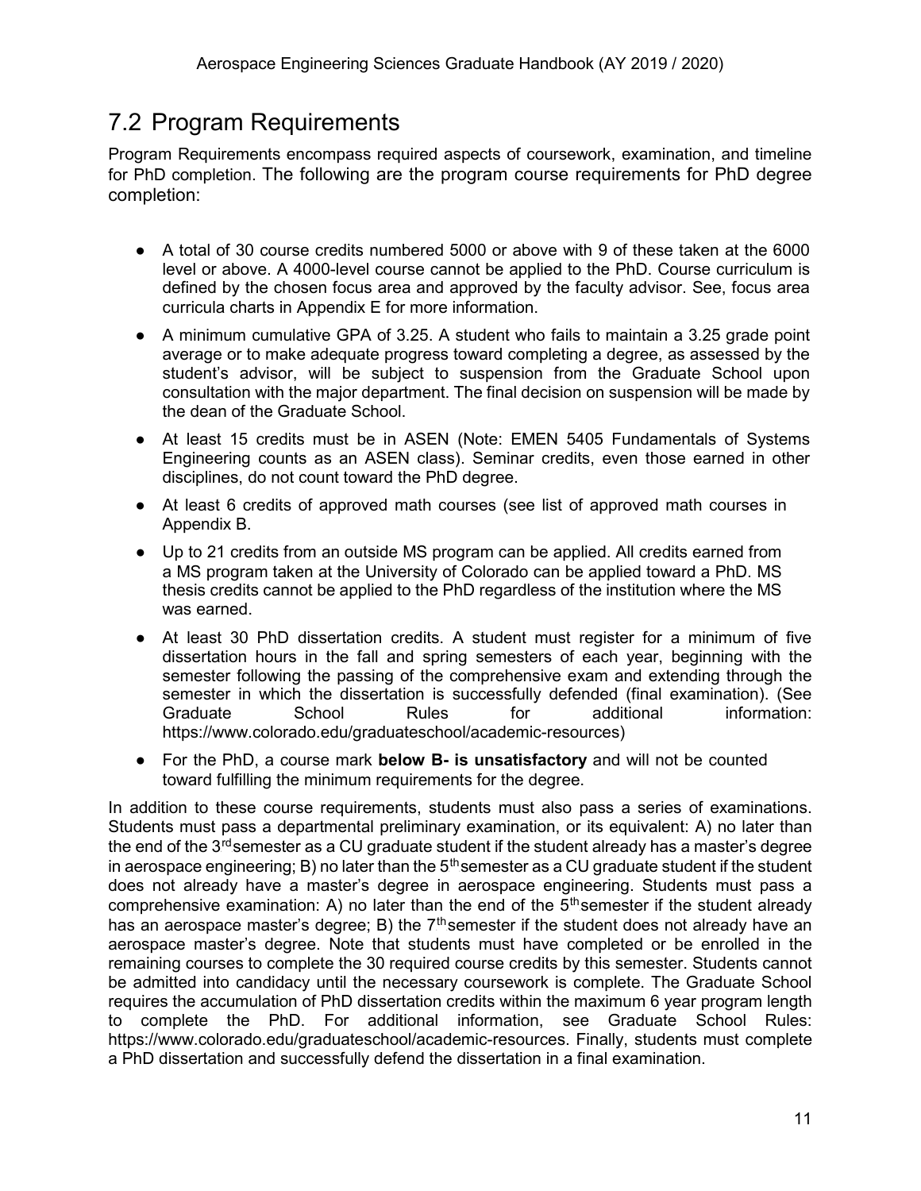## 7.2 Program Requirements

Program Requirements encompass required aspects of coursework, examination, and timeline for PhD completion. The following are the program course requirements for PhD degree completion:

- A total of 30 course credits numbered 5000 or above with 9 of these taken at the 6000 level or above. A 4000-level course cannot be applied to the PhD. Course curriculum is defined by the chosen focus area and approved by the faculty advisor. See, focus area curricula charts in Appendix E for more information.
- A minimum cumulative GPA of 3.25. A student who fails to maintain a 3.25 grade point average or to make adequate progress toward completing a degree, as assessed by the student's advisor, will be subject to suspension from the Graduate School upon consultation with the major department. The final decision on suspension will be made by the dean of the Graduate School.
- At least 15 credits must be in ASEN (Note: EMEN 5405 Fundamentals of Systems Engineering counts as an ASEN class). Seminar credits, even those earned in other disciplines, do not count toward the PhD degree.
- At least 6 credits of approved math courses (see list of approved math courses in Appendix B.
- Up to 21 credits from an outside MS program can be applied. All credits earned from a MS program taken at the University of Colorado can be applied toward a PhD. MS thesis credits cannot be applied to the PhD regardless of the institution where the MS was earned.
- At least 30 PhD dissertation credits. A student must register for a minimum of five dissertation hours in the fall and spring semesters of each year, beginning with the semester following the passing of the comprehensive exam and extending through the semester in which the dissertation is successfully defended (final examination). (See Graduate School Rules for additional information: https://www.colorado.edu/graduateschool/academic-resources)
- For the PhD, a course mark **below B- is unsatisfactory** and will not be counted toward fulfilling the minimum requirements for the degree.

In addition to these course requirements, students must also pass a series of examinations. Students must pass a departmental preliminary examination, or its equivalent: A) no later than the end of the 3rd semester as a CU graduate student if the student already has a master's degree in aerospace engineering; B) no later than the 5th semester as a CU graduate student if the student does not already have a master's degree in aerospace engineering. Students must pass a comprehensive examination: A) no later than the end of the 5th semester if the student already has an aerospace master's degree; B) the 7th semester if the student does not already have an aerospace master's degree. Note that students must have completed or be enrolled in the remaining courses to complete the 30 required course credits by this semester. Students cannot be admitted into candidacy until the necessary coursework is complete. The Graduate School requires the accumulation of PhD dissertation credits within the maximum 6 year program length to complete the PhD. For additional information, see Graduate School Rules: https://www.colorado.edu/graduateschool/academic-resources. Finally, students must complete a PhD dissertation and successfully defend the dissertation in a final examination.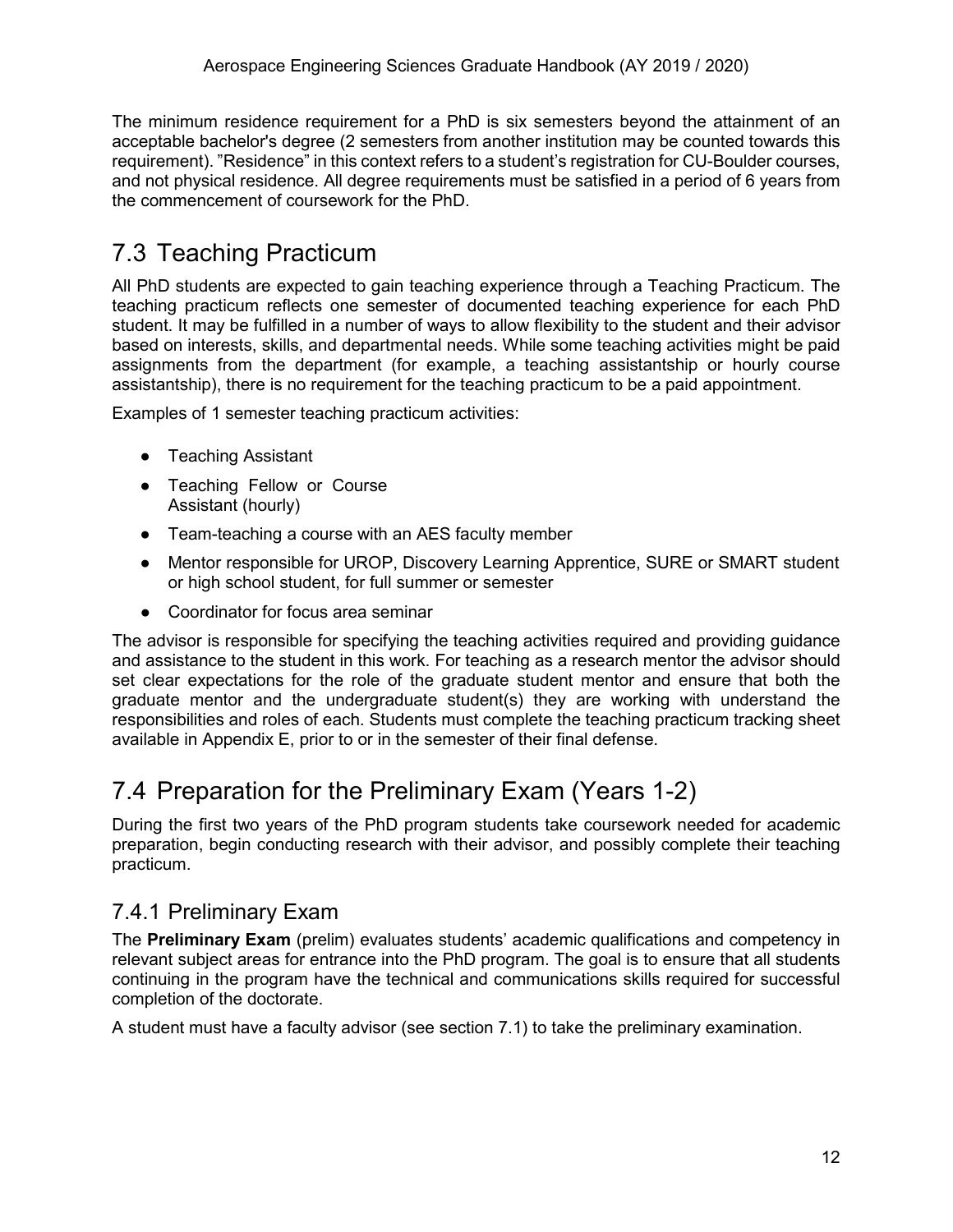The minimum residence requirement for a PhD is six semesters beyond the attainment of an acceptable bachelor's degree (2 semesters from another institution may be counted towards this requirement). "Residence" in this context refers to a student's registration for CU-Boulder courses, and not physical residence. All degree requirements must be satisfied in a period of 6 years from the commencement of coursework for the PhD.

# 7.3 Teaching Practicum

All PhD students are expected to gain teaching experience through a Teaching Practicum. The teaching practicum reflects one semester of documented teaching experience for each PhD student. It may be fulfilled in a number of ways to allow flexibility to the student and their advisor based on interests, skills, and departmental needs. While some teaching activities might be paid assignments from the department (for example, a teaching assistantship or hourly course assistantship), there is no requirement for the teaching practicum to be a paid appointment.

Examples of 1 semester teaching practicum activities:

- Teaching Assistant
- Teaching Fellow or Course Assistant (hourly)
- Team-teaching a course with an AES faculty member
- Mentor responsible for UROP, Discovery Learning Apprentice, SURE or SMART student or high school student, for full summer or semester
- Coordinator for focus area seminar

The advisor is responsible for specifying the teaching activities required and providing guidance and assistance to the student in this work. For teaching as a research mentor the advisor should set clear expectations for the role of the graduate student mentor and ensure that both the graduate mentor and the undergraduate student(s) they are working with understand the responsibilities and roles of each. Students must complete the teaching practicum tracking sheet available in Appendix E, prior to or in the semester of their final defense.

# 7.4 Preparation for the Preliminary Exam (Years 1-2)

During the first two years of the PhD program students take coursework needed for academic preparation, begin conducting research with their advisor, and possibly complete their teaching practicum.

## 7.4.1 Preliminary Exam

The **Preliminary Exam** (prelim) evaluates students' academic qualifications and competency in relevant subject areas for entrance into the PhD program. The goal is to ensure that all students continuing in the program have the technical and communications skills required for successful completion of the doctorate.

A student must have a faculty advisor (see section 7.1) to take the preliminary examination.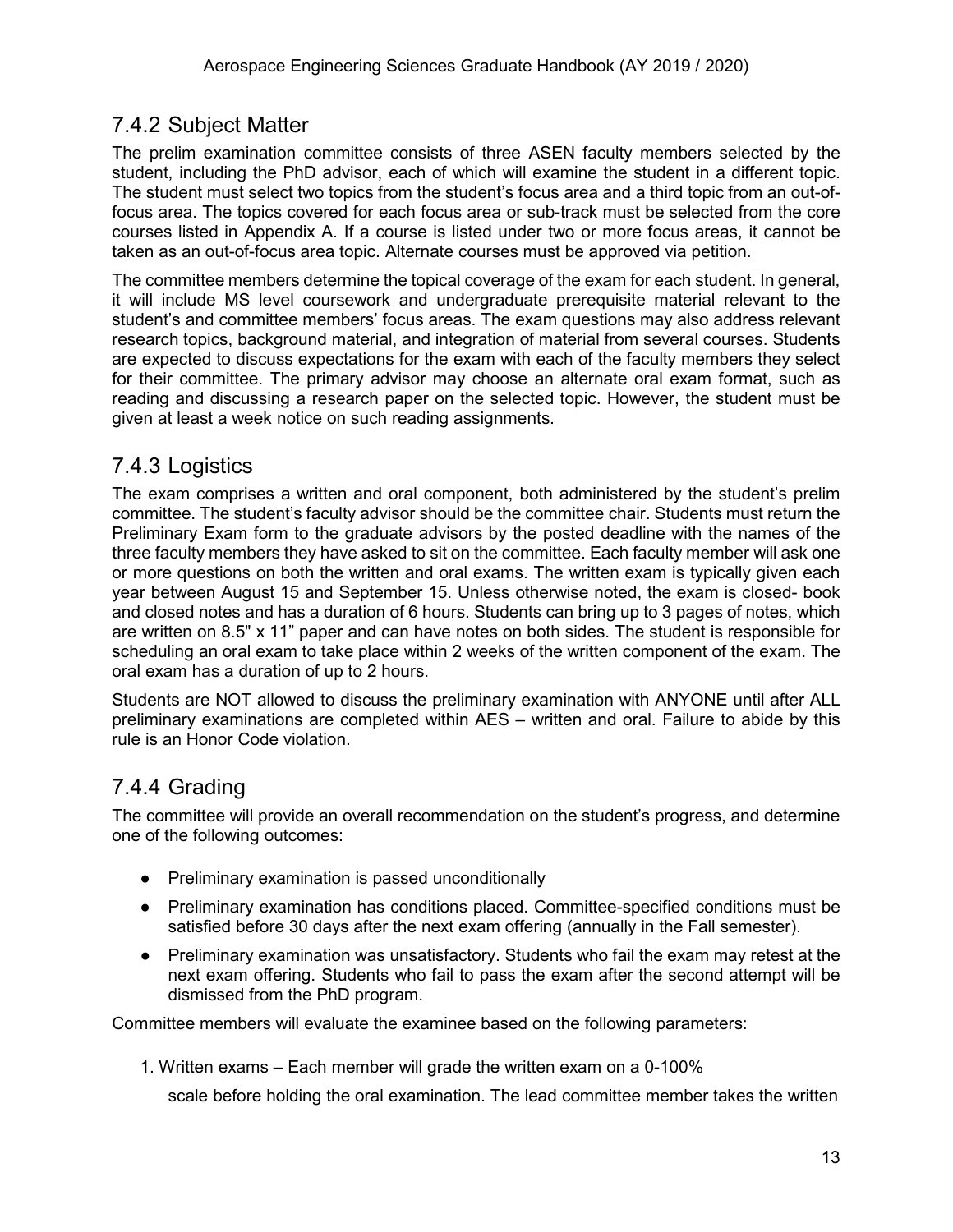## 7.4.2 Subject Matter

The prelim examination committee consists of three ASEN faculty members selected by the student, including the PhD advisor, each of which will examine the student in a different topic. The student must select two topics from the student's focus area and a third topic from an out-of-focus area. The topics covered for each focus area or sub-track must be selected from the core courses listed in Appendix A. If a course is listed under two or more focus areas, it cannot be taken as an out-of-focus area topic. Alternate courses must be approved via petition.

The committee members determine the topical coverage of the exam for each student. In general, it will include MS level coursework and undergraduate prerequisite material relevant to the student's and committee members' focus areas. The exam questions may also address relevant research topics, background material, and integration of material from several courses. Students are expected to discuss expectations for the exam with each of the faculty members they select for their committee. The primary advisor may choose an alternate oral exam format, such as reading and discussing a research paper on the selected topic. However, the student must be given at least a week notice on such reading assignments.

## 7.4.3 Logistics

The exam comprises a written and oral component, both administered by the student's prelim committee. The student's faculty advisor should be the committee chair. Students must return the Preliminary Exam form to the graduate advisors by the posted deadline with the names of the three faculty members they have asked to sit on the committee. Each faculty member will ask one or more questions on both the written and oral exams. The written exam is typically given each year between August 15 and September 15. Unless otherwise noted, the exam is closed- book and closed notes and has a duration of 6 hours. Students can bring up to 3 pages of notes, which are written on 8.5" x 11" paper and can have notes on both sides. The student is responsible for scheduling an oral exam to take place within 2 weeks of the written component of the exam. The oral exam has a duration of up to 2 hours.

Students are NOT allowed to discuss the preliminary examination with ANYONE until after ALL preliminary examinations are completed within AES – written and oral. Failure to abide by this rule is an Honor Code violation.

## 7.4.4 Grading

The committee will provide an overall recommendation on the student's progress, and determine one of the following outcomes:

- Preliminary examination is passed unconditionally
- Preliminary examination has conditions placed. Committee-specified conditions must be satisfied before 30 days after the next exam offering (annually in the Fall semester).
- Preliminary examination was unsatisfactory. Students who fail the exam may retest at the next exam offering. Students who fail to pass the exam after the second attempt will be dismissed from the PhD program.

Committee members will evaluate the examinee based on the following parameters:

1. Written exams – Each member will grade the written exam on a 0-100% scale before holding the oral examination. The lead committee member takes the written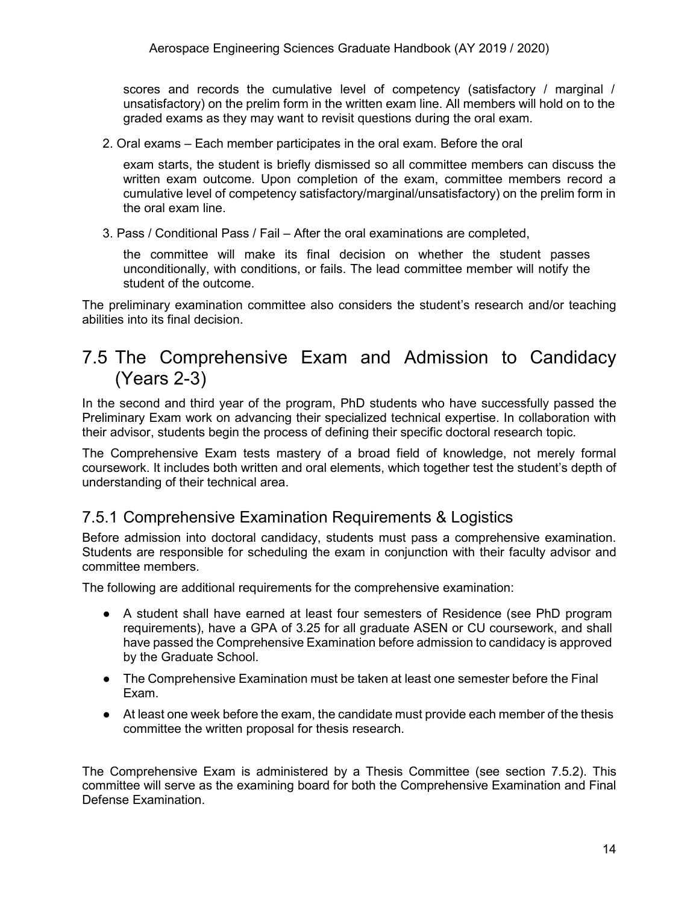scores and records the cumulative level of competency (satisfactory / marginal / unsatisfactory) on the prelim form in the written exam line. All members will hold on to the graded exams as they may want to revisit questions during the oral exam.

2. Oral exams – Each member participates in the oral exam. Before the oral

   exam starts, the student is briefly dismissed so all committee members can discuss the written exam outcome. Upon completion of the exam, committee members record a cumulative level of competency satisfactory/marginal/unsatisfactory) on the prelim form in the oral exam line.

3. Pass / Conditional Pass / Fail – After the oral examinations are completed,

   the committee will make its final decision on whether the student passes unconditionally, with conditions, or fails. The lead committee member will notify the student of the outcome.

The preliminary examination committee also considers the student's research and/or teaching abilities into its final decision.

## 7.5 The Comprehensive Exam and Admission to Candidacy (Years 2-3)

In the second and third year of the program, PhD students who have successfully passed the Preliminary Exam work on advancing their specialized technical expertise. In collaboration with their advisor, students begin the process of defining their specific doctoral research topic.

The Comprehensive Exam tests mastery of a broad field of knowledge, not merely formal coursework. It includes both written and oral elements, which together test the student's depth of understanding of their technical area.

### 7.5.1 Comprehensive Examination Requirements & Logistics

Before admission into doctoral candidacy, students must pass a comprehensive examination. Students are responsible for scheduling the exam in conjunction with their faculty advisor and committee members.

The following are additional requirements for the comprehensive examination:

- A student shall have earned at least four semesters of Residence (see PhD program requirements), have a GPA of 3.25 for all graduate ASEN or CU coursework, and shall have passed the Comprehensive Examination before admission to candidacy is approved by the Graduate School.
- The Comprehensive Examination must be taken at least one semester before the Final Exam.
- At least one week before the exam, the candidate must provide each member of the thesis committee the written proposal for thesis research.

The Comprehensive Exam is administered by a Thesis Committee (see section 7.5.2). This committee will serve as the examining board for both the Comprehensive Examination and Final Defense Examination.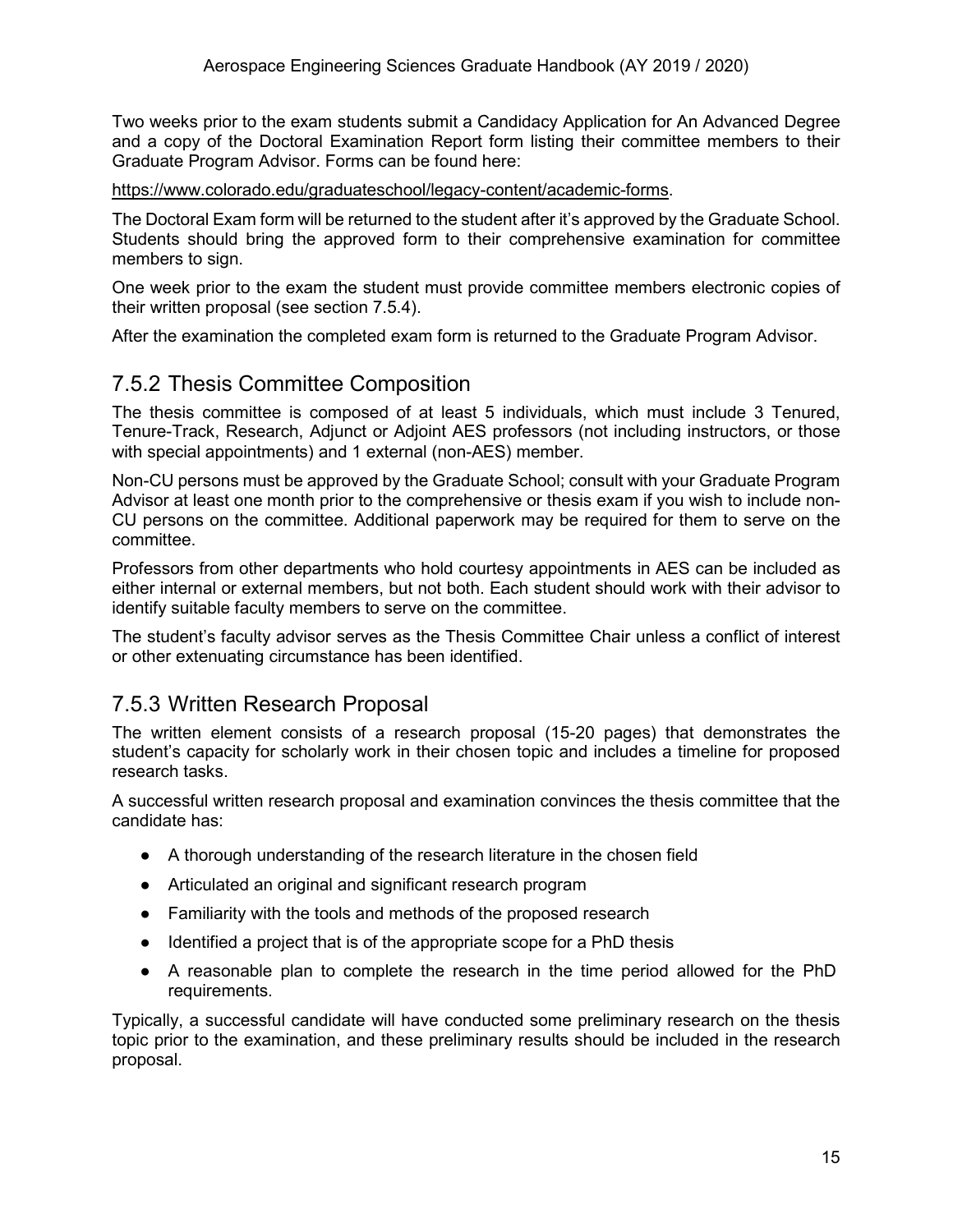Two weeks prior to the exam students submit a Candidacy Application for An Advanced Degree and a copy of the Doctoral Examination Report form listing their committee members to their Graduate Program Advisor. Forms can be found here:

https://www.colorado.edu/graduateschool/legacy-content/academic-forms.

The Doctoral Exam form will be returned to the student after it's approved by the Graduate School. Students should bring the approved form to their comprehensive examination for committee members to sign.

One week prior to the exam the student must provide committee members electronic copies of their written proposal (see section 7.5.4).

After the examination the completed exam form is returned to the Graduate Program Advisor.

## 7.5.2 Thesis Committee Composition

The thesis committee is composed of at least 5 individuals, which must include 3 Tenured, Tenure-Track, Research, Adjunct or Adjoint AES professors (not including instructors, or those with special appointments) and 1 external (non-AES) member.

Non-CU persons must be approved by the Graduate School; consult with your Graduate Program Advisor at least one month prior to the comprehensive or thesis exam if you wish to include non-CU persons on the committee. Additional paperwork may be required for them to serve on the committee.

Professors from other departments who hold courtesy appointments in AES can be included as either internal or external members, but not both. Each student should work with their advisor to identify suitable faculty members to serve on the committee.

The student's faculty advisor serves as the Thesis Committee Chair unless a conflict of interest or other extenuating circumstance has been identified.

## 7.5.3 Written Research Proposal

The written element consists of a research proposal (15-20 pages) that demonstrates the student's capacity for scholarly work in their chosen topic and includes a timeline for proposed research tasks.

A successful written research proposal and examination convinces the thesis committee that the candidate has:

- A thorough understanding of the research literature in the chosen field
- Articulated an original and significant research program
- Familiarity with the tools and methods of the proposed research
- Identified a project that is of the appropriate scope for a PhD thesis
- A reasonable plan to complete the research in the time period allowed for the PhD requirements.

Typically, a successful candidate will have conducted some preliminary research on the thesis topic prior to the examination, and these preliminary results should be included in the research proposal.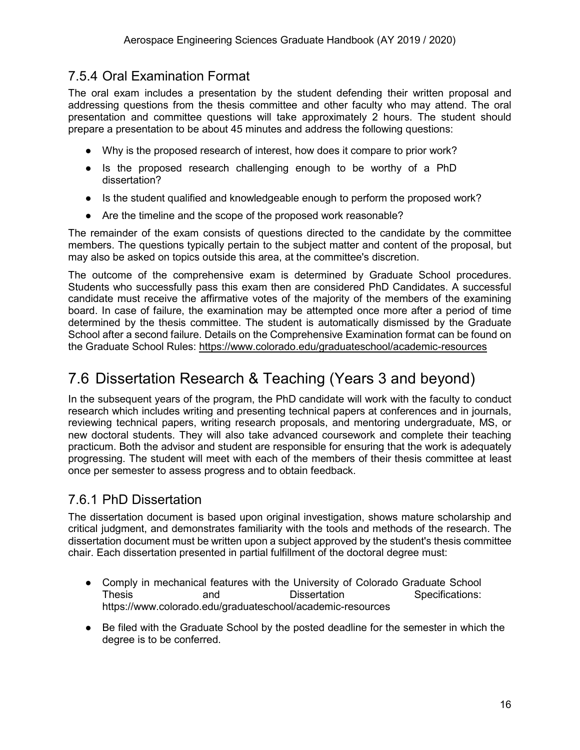### 7.5.4 Oral Examination Format

The oral exam includes a presentation by the student defending their written proposal and addressing questions from the thesis committee and other faculty who may attend. The oral presentation and committee questions will take approximately 2 hours. The student should prepare a presentation to be about 45 minutes and address the following questions:

- Why is the proposed research of interest, how does it compare to prior work?
- Is the proposed research challenging enough to be worthy of a PhD dissertation?
- Is the student qualified and knowledgeable enough to perform the proposed work?
- Are the timeline and the scope of the proposed work reasonable?

The remainder of the exam consists of questions directed to the candidate by the committee members. The questions typically pertain to the subject matter and content of the proposal, but may also be asked on topics outside this area, at the committee's discretion.

The outcome of the comprehensive exam is determined by Graduate School procedures. Students who successfully pass this exam then are considered PhD Candidates. A successful candidate must receive the affirmative votes of the majority of the members of the examining board. In case of failure, the examination may be attempted once more after a period of time determined by the thesis committee. The student is automatically dismissed by the Graduate School after a second failure. Details on the Comprehensive Examination format can be found on the Graduate School Rules: https://www.colorado.edu/graduateschool/academic-resources

## 7.6 Dissertation Research & Teaching (Years 3 and beyond)

In the subsequent years of the program, the PhD candidate will work with the faculty to conduct research which includes writing and presenting technical papers at conferences and in journals, reviewing technical papers, writing research proposals, and mentoring undergraduate, MS, or new doctoral students. They will also take advanced coursework and complete their teaching practicum. Both the advisor and student are responsible for ensuring that the work is adequately progressing. The student will meet with each of the members of their thesis committee at least once per semester to assess progress and to obtain feedback.

### 7.6.1 PhD Dissertation

The dissertation document is based upon original investigation, shows mature scholarship and critical judgment, and demonstrates familiarity with the tools and methods of the research. The dissertation document must be written upon a subject approved by the student's thesis committee chair. Each dissertation presented in partial fulfillment of the doctoral degree must:

- Comply in mechanical features with the University of Colorado Graduate School Thesis and Dissertation Specifications: https://www.colorado.edu/graduateschool/academic-resources
- Be filed with the Graduate School by the posted deadline for the semester in which the degree is to be conferred.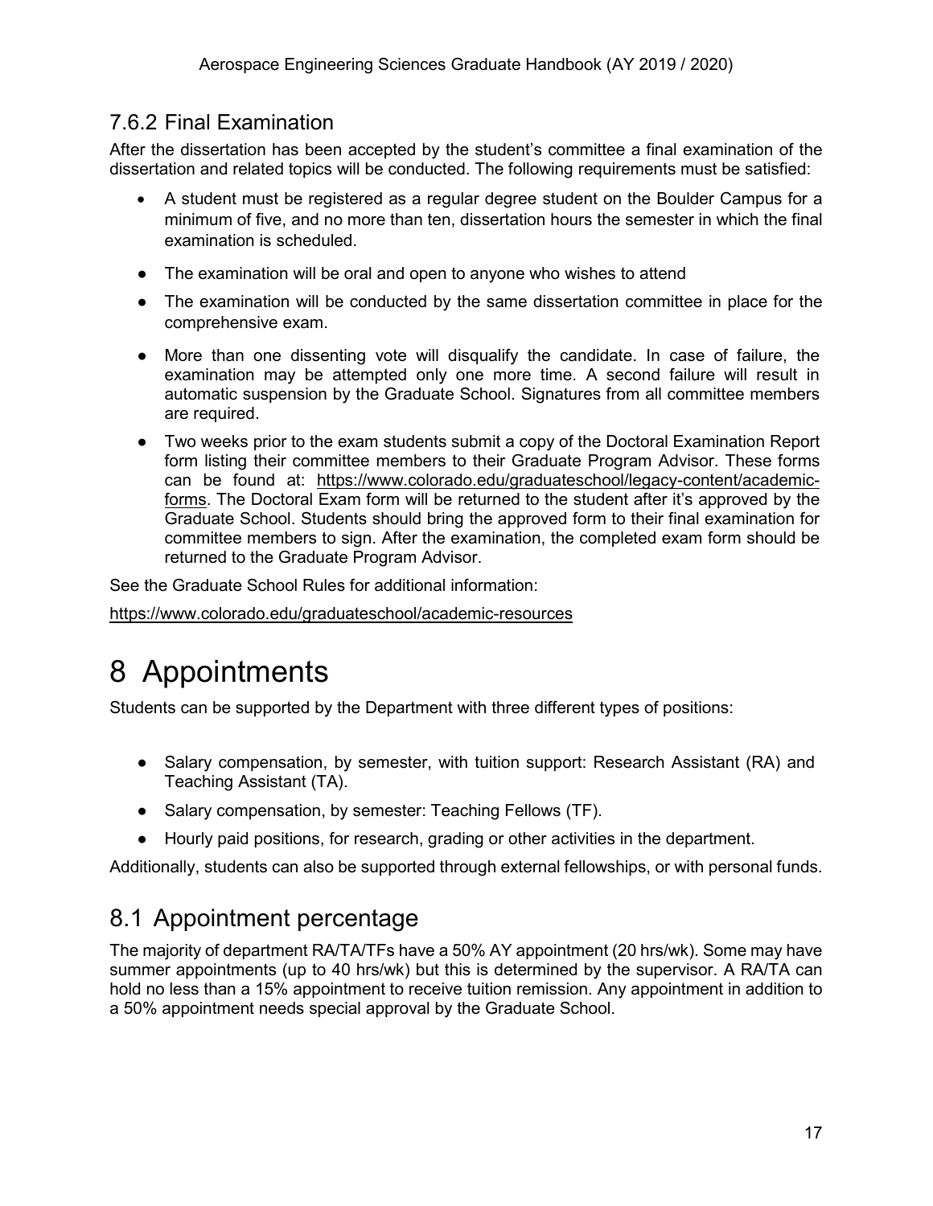### 7.6.2 Final Examination

After the dissertation has been accepted by the student's committee a final examination of the dissertation and related topics will be conducted. The following requirements must be satisfied:

- A student must be registered as a regular degree student on the Boulder Campus for a minimum of five, and no more than ten, dissertation hours the semester in which the final examination is scheduled.
- The examination will be oral and open to anyone who wishes to attend
- The examination will be conducted by the same dissertation committee in place for the comprehensive exam.
- More than one dissenting vote will disqualify the candidate. In case of failure, the examination may be attempted only one more time. A second failure will result in automatic suspension by the Graduate School. Signatures from all committee members are required.
- Two weeks prior to the exam students submit a copy of the Doctoral Examination Report form listing their committee members to their Graduate Program Advisor. These forms can be found at: https://www.colorado.edu/graduateschool/legacy-content/academic-forms. The Doctoral Exam form will be returned to the student after it's approved by the Graduate School. Students should bring the approved form to their final examination for committee members to sign. After the examination, the completed exam form should be returned to the Graduate Program Advisor.

See the Graduate School Rules for additional information:

https://www.colorado.edu/graduateschool/academic-resources

# 8 Appointments

Students can be supported by the Department with three different types of positions:

- Salary compensation, by semester, with tuition support: Research Assistant (RA) and Teaching Assistant (TA).
- Salary compensation, by semester: Teaching Fellows (TF).
- Hourly paid positions, for research, grading or other activities in the department.

Additionally, students can also be supported through external fellowships, or with personal funds.

## 8.1 Appointment percentage

The majority of department RA/TA/TFs have a 50% AY appointment (20 hrs/wk). Some may have summer appointments (up to 40 hrs/wk) but this is determined by the supervisor. A RA/TA can hold no less than a 15% appointment to receive tuition remission. Any appointment in addition to a 50% appointment needs special approval by the Graduate School.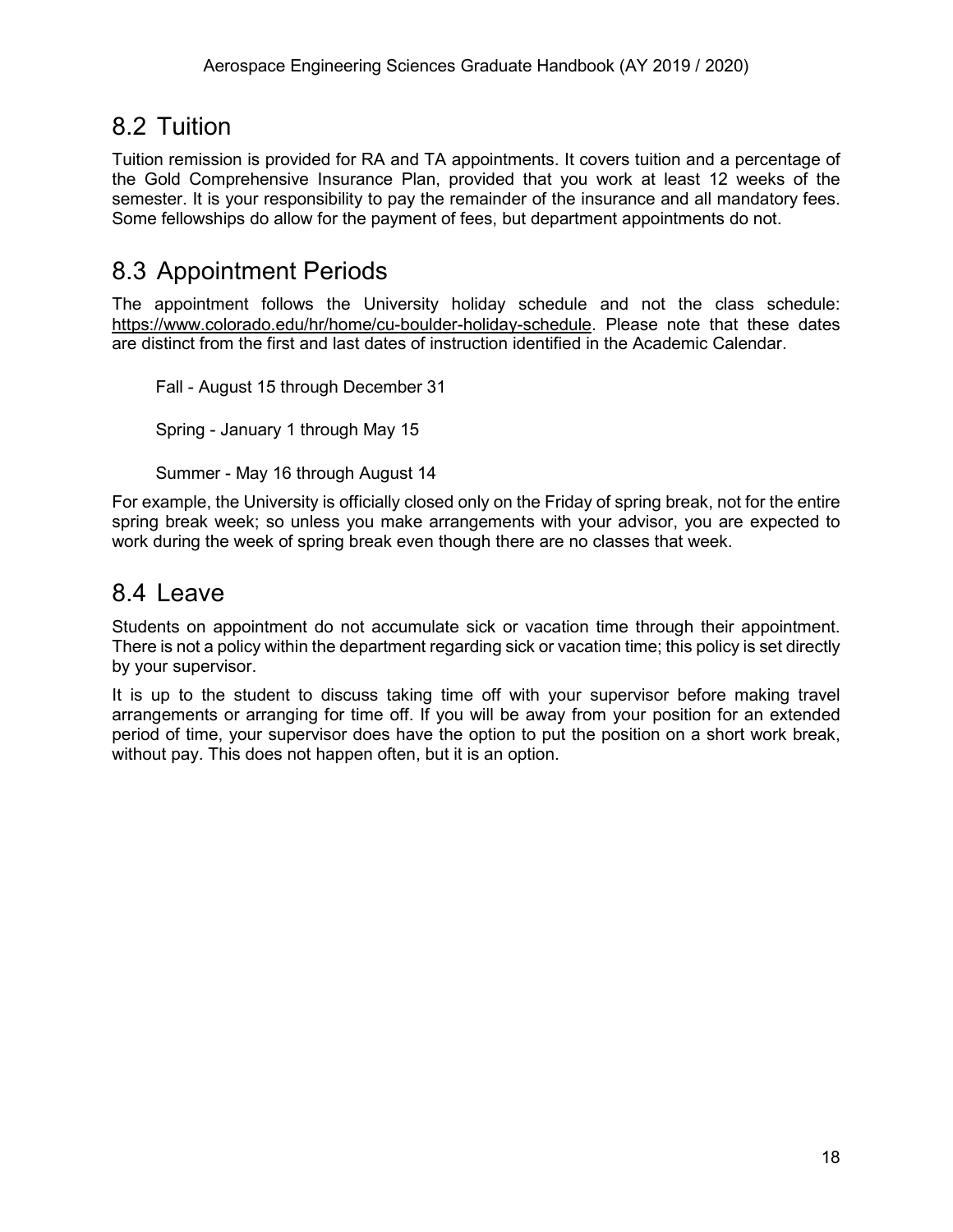## 8.2 Tuition

Tuition remission is provided for RA and TA appointments. It covers tuition and a percentage of the Gold Comprehensive Insurance Plan, provided that you work at least 12 weeks of the semester. It is your responsibility to pay the remainder of the insurance and all mandatory fees. Some fellowships do allow for the payment of fees, but department appointments do not.

## 8.3 Appointment Periods

The appointment follows the University holiday schedule and not the class schedule: https://www.colorado.edu/hr/home/cu-boulder-holiday-schedule. Please note that these dates are distinct from the first and last dates of instruction identified in the Academic Calendar.

Fall - August 15 through December 31

Spring - January 1 through May 15

Summer - May 16 through August 14

For example, the University is officially closed only on the Friday of spring break, not for the entire spring break week; so unless you make arrangements with your advisor, you are expected to work during the week of spring break even though there are no classes that week.

## 8.4 Leave

Students on appointment do not accumulate sick or vacation time through their appointment. There is not a policy within the department regarding sick or vacation time; this policy is set directly by your supervisor.

It is up to the student to discuss taking time off with your supervisor before making travel arrangements or arranging for time off. If you will be away from your position for an extended period of time, your supervisor does have the option to put the position on a short work break, without pay. This does not happen often, but it is an option.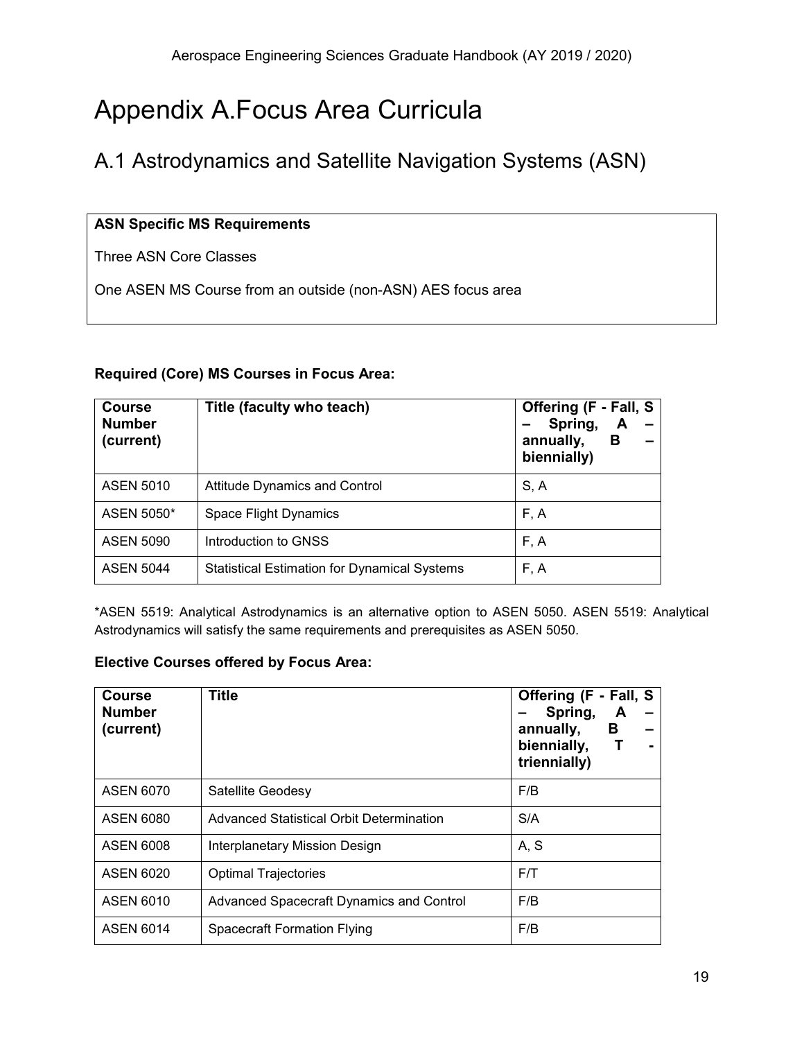# Appendix A.Focus Area Curricula

## A.1 Astrodynamics and Satellite Navigation Systems (ASN)

**ASN Specific MS Requirements**

Three ASN Core Classes

One ASEN MS Course from an outside (non-ASN) AES focus area

**Required (Core) MS Courses in Focus Area:**

| Course Number (current) | Title (faculty who teach) | Offering (F - Fall, S – Spring, A – annually, B – biennially) |
|---|---|---|
| ASEN 5010 | Attitude Dynamics and Control | S, A |
| ASEN 5050* | Space Flight Dynamics | F, A |
| ASEN 5090 | Introduction to GNSS | F, A |
| ASEN 5044 | Statistical Estimation for Dynamical Systems | F, A |

*ASEN 5519: Analytical Astrodynamics is an alternative option to ASEN 5050. ASEN 5519: Analytical Astrodynamics will satisfy the same requirements and prerequisites as ASEN 5050.

**Elective Courses offered by Focus Area:**

| Course Number (current) | Title | Offering (F - Fall, S – Spring, A – annually, B – biennially, T - triennially) |
|---|---|---|
| ASEN 6070 | Satellite Geodesy | F/B |
| ASEN 6080 | Advanced Statistical Orbit Determination | S/A |
| ASEN 6008 | Interplanetary Mission Design | A, S |
| ASEN 6020 | Optimal Trajectories | F/T |
| ASEN 6010 | Advanced Spacecraft Dynamics and Control | F/B |
| ASEN 6014 | Spacecraft Formation Flying | F/B |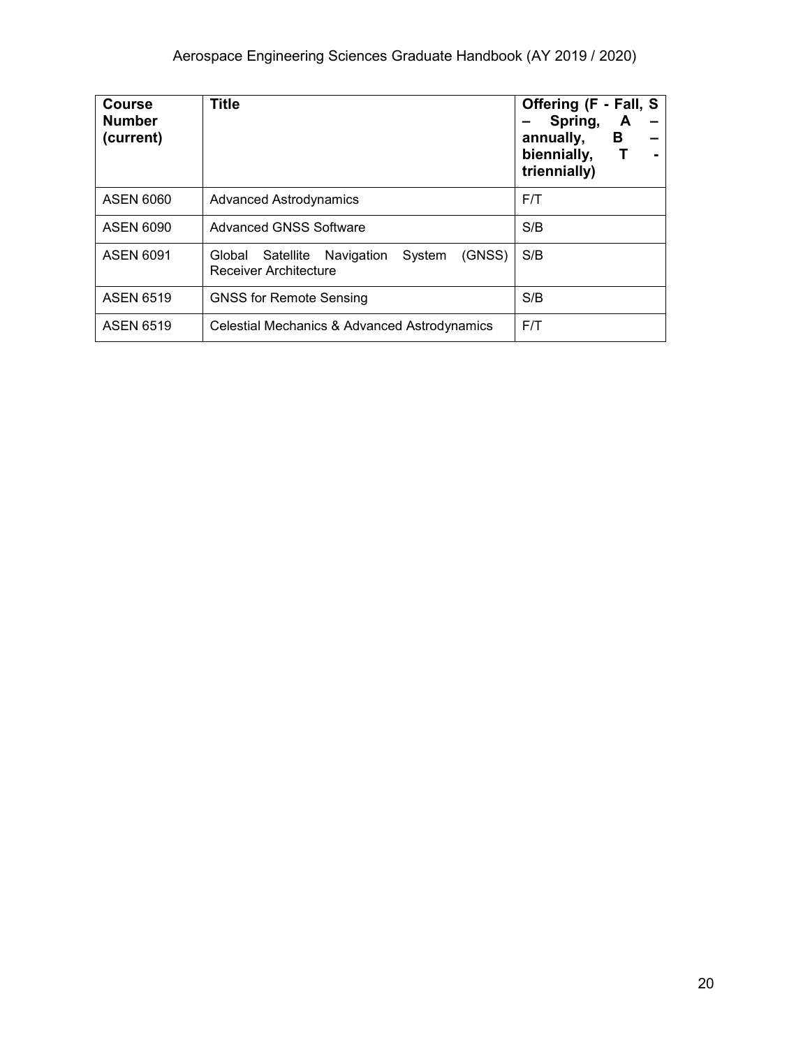| Course Number (current) | Title | Offering (F - Fall, S – Spring, A – annually, B – biennially, T - triennially) |
|---|---|---|
| ASEN 6060 | Advanced Astrodynamics | F/T |
| ASEN 6090 | Advanced GNSS Software | S/B |
| ASEN 6091 | Global Satellite Navigation System (GNSS) Receiver Architecture | S/B |
| ASEN 6519 | GNSS for Remote Sensing | S/B |
| ASEN 6519 | Celestial Mechanics & Advanced Astrodynamics | F/T |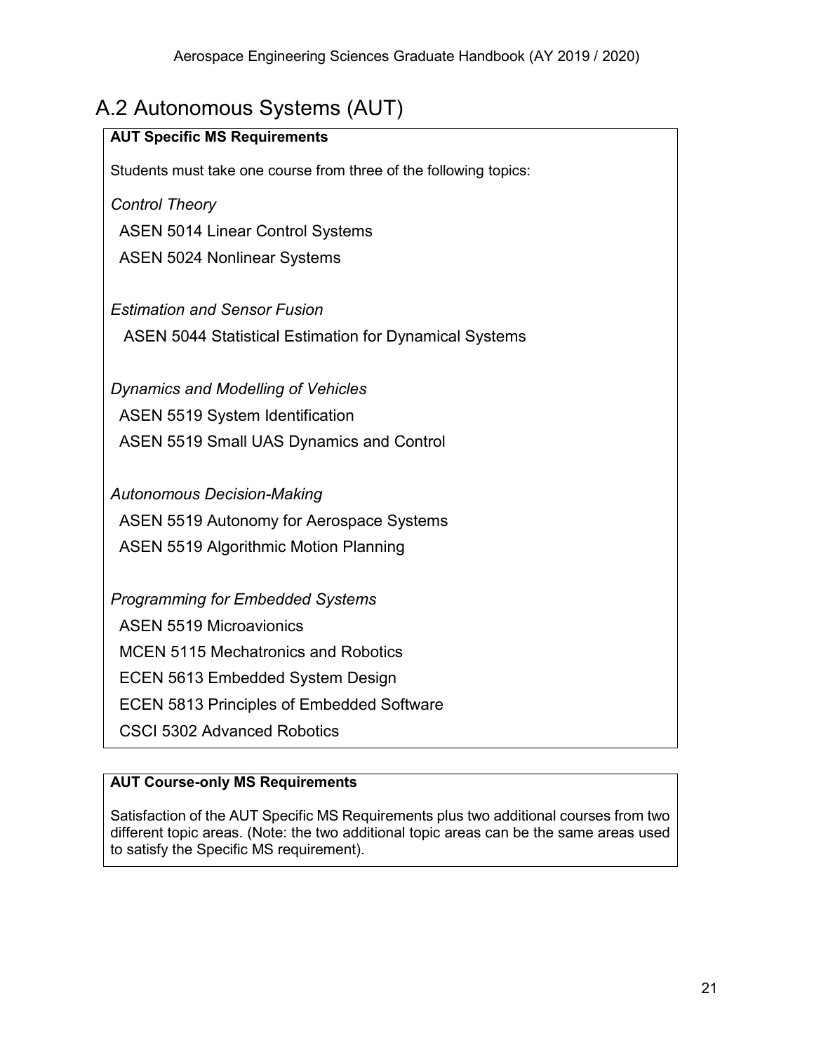## A.2 Autonomous Systems (AUT)

**AUT Specific MS Requirements**

Students must take one course from three of the following topics:

*Control Theory*

ASEN 5014 Linear Control Systems

ASEN 5024 Nonlinear Systems

*Estimation and Sensor Fusion*

ASEN 5044 Statistical Estimation for Dynamical Systems

*Dynamics and Modelling of Vehicles*

ASEN 5519 System Identification

ASEN 5519 Small UAS Dynamics and Control

*Autonomous Decision-Making*

ASEN 5519 Autonomy for Aerospace Systems

ASEN 5519 Algorithmic Motion Planning

*Programming for Embedded Systems*

ASEN 5519 Microavionics

MCEN 5115 Mechatronics and Robotics

ECEN 5613 Embedded System Design

ECEN 5813 Principles of Embedded Software

CSCI 5302 Advanced Robotics

**AUT Course-only MS Requirements**

Satisfaction of the AUT Specific MS Requirements plus two additional courses from two different topic areas. (Note: the two additional topic areas can be the same areas used to satisfy the Specific MS requirement).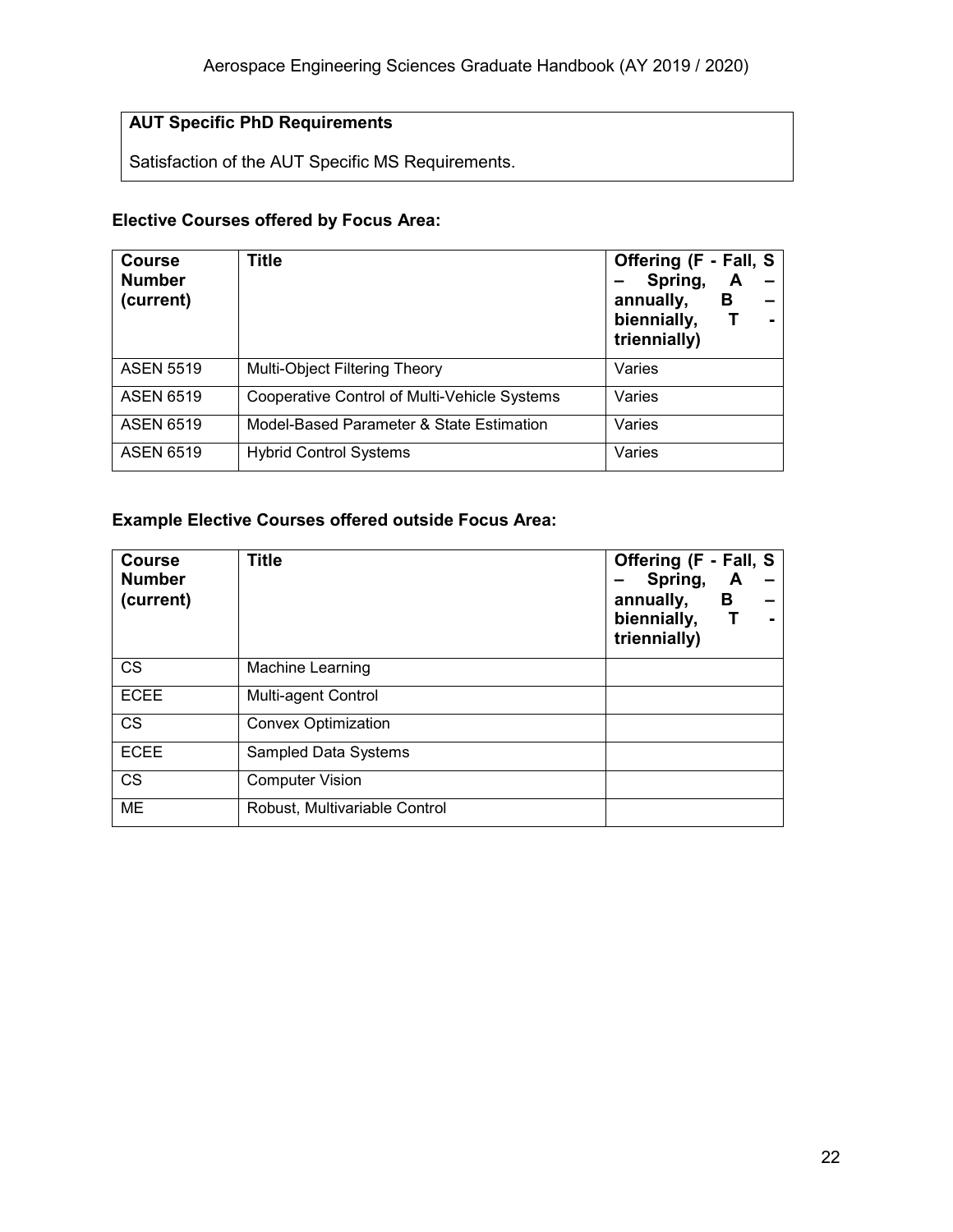**AUT Specific PhD Requirements**

Satisfaction of the AUT Specific MS Requirements.

**Elective Courses offered by Focus Area:**

| Course Number (current) | Title | Offering (F - Fall, S – Spring, A – annually, B – biennially, T - triennially) |
|---|---|---|
| ASEN 5519 | Multi-Object Filtering Theory | Varies |
| ASEN 6519 | Cooperative Control of Multi-Vehicle Systems | Varies |
| ASEN 6519 | Model-Based Parameter & State Estimation | Varies |
| ASEN 6519 | Hybrid Control Systems | Varies |

**Example Elective Courses offered outside Focus Area:**

| Course Number (current) | Title | Offering (F - Fall, S – Spring, A – annually, B – biennially, T - triennially) |
|---|---|---|
| CS | Machine Learning | |
| ECEE | Multi-agent Control | |
| CS | Convex Optimization | |
| ECEE | Sampled Data Systems | |
| CS | Computer Vision | |
| ME | Robust, Multivariable Control | |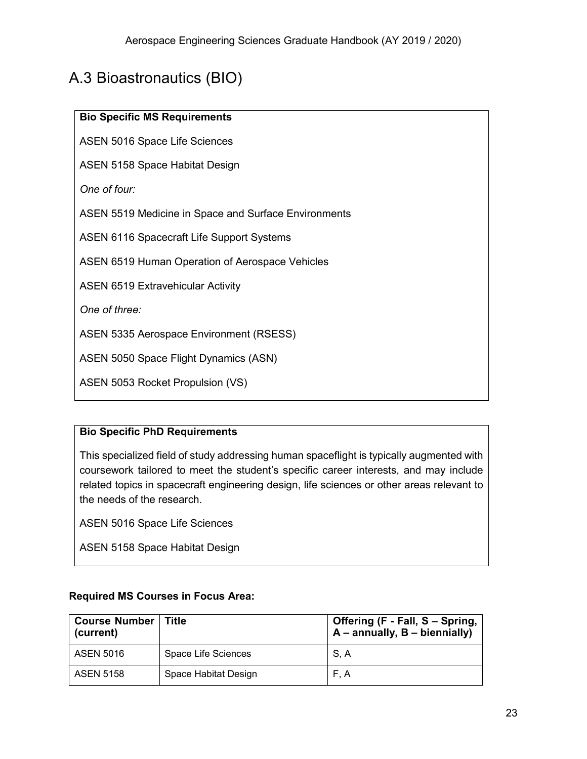## A.3 Bioastronautics (BIO)

**Bio Specific MS Requirements**

ASEN 5016 Space Life Sciences

ASEN 5158 Space Habitat Design

*One of four:*

ASEN 5519 Medicine in Space and Surface Environments

ASEN 6116 Spacecraft Life Support Systems

ASEN 6519 Human Operation of Aerospace Vehicles

ASEN 6519 Extravehicular Activity

*One of three:*

ASEN 5335 Aerospace Environment (RSESS)

ASEN 5050 Space Flight Dynamics (ASN)

ASEN 5053 Rocket Propulsion (VS)

**Bio Specific PhD Requirements**

This specialized field of study addressing human spaceflight is typically augmented with coursework tailored to meet the student's specific career interests, and may include related topics in spacecraft engineering design, life sciences or other areas relevant to the needs of the research.

ASEN 5016 Space Life Sciences

ASEN 5158 Space Habitat Design

**Required MS Courses in Focus Area:**

| Course Number (current) | Title | Offering (F - Fall, S – Spring, A – annually, B – biennially) |
|---|---|---|
| ASEN 5016 | Space Life Sciences | S, A |
| ASEN 5158 | Space Habitat Design | F, A |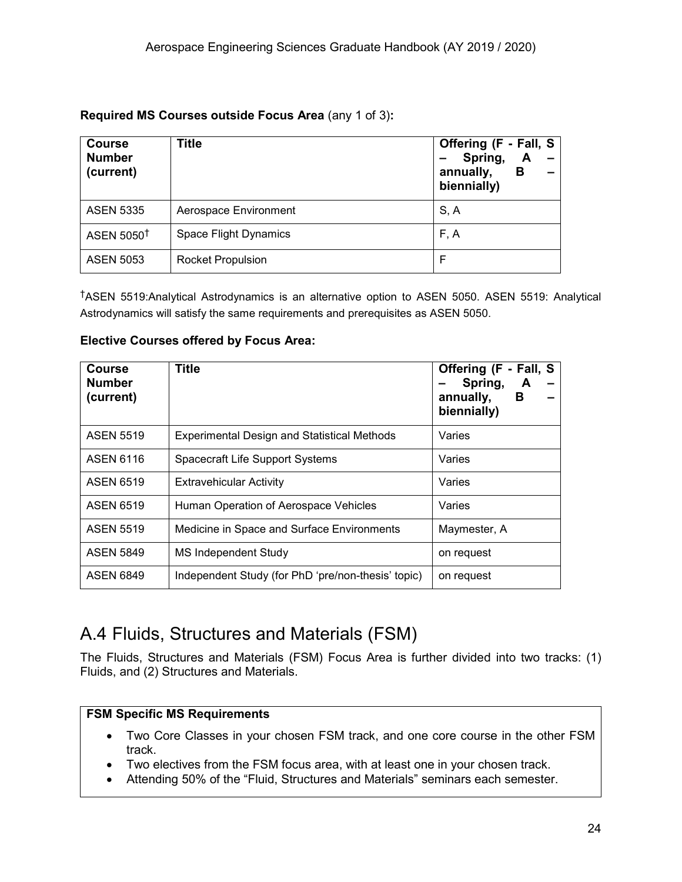**Required MS Courses outside Focus Area** (any 1 of 3)**:**

| Course Number (current) | Title | Offering (F - Fall, S – Spring, A – annually, B – biennially) |
|---|---|---|
| ASEN 5335 | Aerospace Environment | S, A |
| ASEN 5050† | Space Flight Dynamics | F, A |
| ASEN 5053 | Rocket Propulsion | F |

†ASEN 5519:Analytical Astrodynamics is an alternative option to ASEN 5050. ASEN 5519: Analytical Astrodynamics will satisfy the same requirements and prerequisites as ASEN 5050.

**Elective Courses offered by Focus Area:**

| Course Number (current) | Title | Offering (F - Fall, S – Spring, A – annually, B – biennially) |
|---|---|---|
| ASEN 5519 | Experimental Design and Statistical Methods | Varies |
| ASEN 6116 | Spacecraft Life Support Systems | Varies |
| ASEN 6519 | Extravehicular Activity | Varies |
| ASEN 6519 | Human Operation of Aerospace Vehicles | Varies |
| ASEN 5519 | Medicine in Space and Surface Environments | Maymester, A |
| ASEN 5849 | MS Independent Study | on request |
| ASEN 6849 | Independent Study (for PhD 'pre/non-thesis' topic) | on request |

## A.4 Fluids, Structures and Materials (FSM)

The Fluids, Structures and Materials (FSM) Focus Area is further divided into two tracks: (1) Fluids, and (2) Structures and Materials.

**FSM Specific MS Requirements**

- Two Core Classes in your chosen FSM track, and one core course in the other FSM track.
- Two electives from the FSM focus area, with at least one in your chosen track.
- Attending 50% of the "Fluid, Structures and Materials" seminars each semester.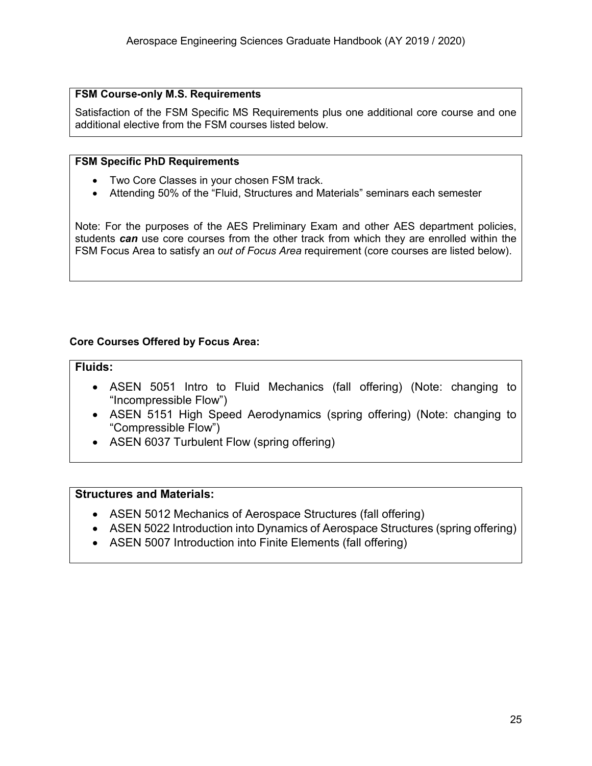**FSM Course-only M.S. Requirements**

Satisfaction of the FSM Specific MS Requirements plus one additional core course and one additional elective from the FSM courses listed below.

**FSM Specific PhD Requirements**

- Two Core Classes in your chosen FSM track.
- Attending 50% of the "Fluid, Structures and Materials" seminars each semester

Note: For the purposes of the AES Preliminary Exam and other AES department policies, students ***can*** use core courses from the other track from which they are enrolled within the FSM Focus Area to satisfy an *out of Focus Area* requirement (core courses are listed below).

**Core Courses Offered by Focus Area:**

**Fluids:**

- ASEN 5051 Intro to Fluid Mechanics (fall offering) (Note: changing to "Incompressible Flow")
- ASEN 5151 High Speed Aerodynamics (spring offering) (Note: changing to "Compressible Flow")
- ASEN 6037 Turbulent Flow (spring offering)

**Structures and Materials:**

- ASEN 5012 Mechanics of Aerospace Structures (fall offering)
- ASEN 5022 Introduction into Dynamics of Aerospace Structures (spring offering)
- ASEN 5007 Introduction into Finite Elements (fall offering)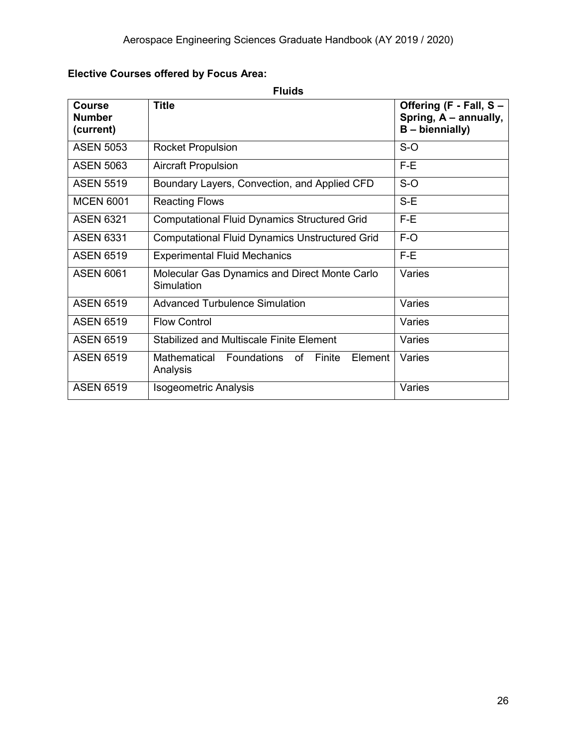**Elective Courses offered by Focus Area:**

**Fluids**

| Course Number (current) | Title | Offering (F - Fall, S – Spring, A – annually, B – biennially) |
|---|---|---|
| ASEN 5053 | Rocket Propulsion | S-O |
| ASEN 5063 | Aircraft Propulsion | F-E |
| ASEN 5519 | Boundary Layers, Convection, and Applied CFD | S-O |
| MCEN 6001 | Reacting Flows | S-E |
| ASEN 6321 | Computational Fluid Dynamics Structured Grid | F-E |
| ASEN 6331 | Computational Fluid Dynamics Unstructured Grid | F-O |
| ASEN 6519 | Experimental Fluid Mechanics | F-E |
| ASEN 6061 | Molecular Gas Dynamics and Direct Monte Carlo Simulation | Varies |
| ASEN 6519 | Advanced Turbulence Simulation | Varies |
| ASEN 6519 | Flow Control | Varies |
| ASEN 6519 | Stabilized and Multiscale Finite Element | Varies |
| ASEN 6519 | Mathematical Foundations of Finite Element Analysis | Varies |
| ASEN 6519 | Isogeometric Analysis | Varies |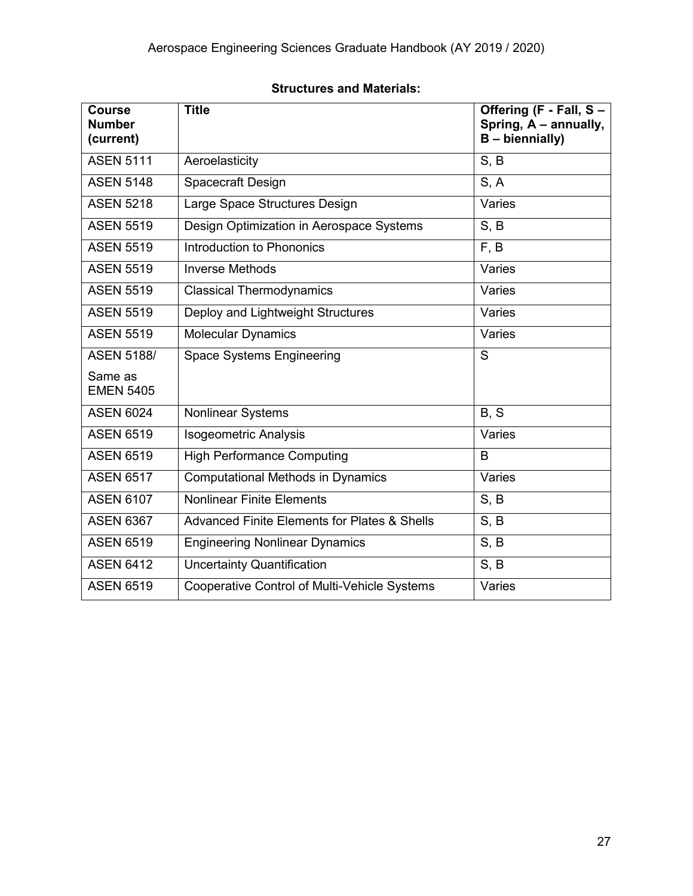**Structures and Materials:**

| Course Number (current) | Title | Offering (F - Fall, S – Spring, A – annually, B – biennially) |
| --- | --- | --- |
| ASEN 5111 | Aeroelasticity | S, B |
| ASEN 5148 | Spacecraft Design | S, A |
| ASEN 5218 | Large Space Structures Design | Varies |
| ASEN 5519 | Design Optimization in Aerospace Systems | S, B |
| ASEN 5519 | Introduction to Phononics | F, B |
| ASEN 5519 | Inverse Methods | Varies |
| ASEN 5519 | Classical Thermodynamics | Varies |
| ASEN 5519 | Deploy and Lightweight Structures | Varies |
| ASEN 5519 | Molecular Dynamics | Varies |
| ASEN 5188/ Same as EMEN 5405 | Space Systems Engineering | S |
| ASEN 6024 | Nonlinear Systems | B, S |
| ASEN 6519 | Isogeometric Analysis | Varies |
| ASEN 6519 | High Performance Computing | B |
| ASEN 6517 | Computational Methods in Dynamics | Varies |
| ASEN 6107 | Nonlinear Finite Elements | S, B |
| ASEN 6367 | Advanced Finite Elements for Plates & Shells | S, B |
| ASEN 6519 | Engineering Nonlinear Dynamics | S, B |
| ASEN 6412 | Uncertainty Quantification | S, B |
| ASEN 6519 | Cooperative Control of Multi-Vehicle Systems | Varies |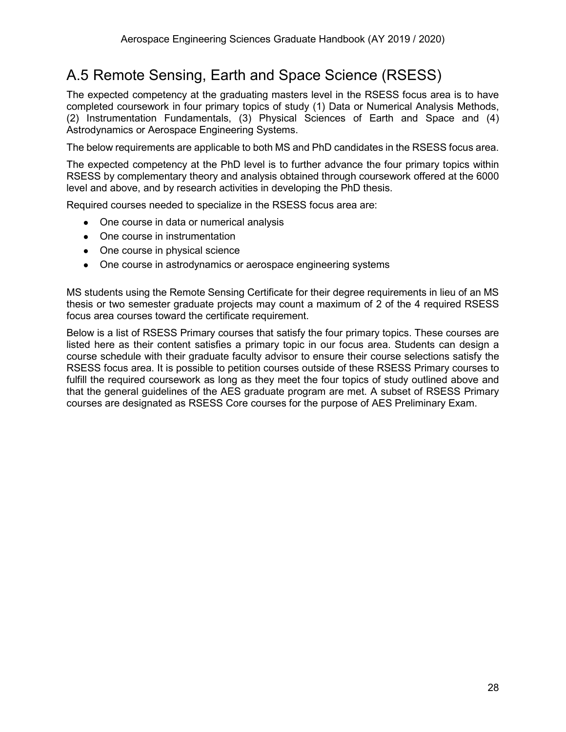## A.5 Remote Sensing, Earth and Space Science (RSESS)

The expected competency at the graduating masters level in the RSESS focus area is to have completed coursework in four primary topics of study (1) Data or Numerical Analysis Methods, (2) Instrumentation Fundamentals, (3) Physical Sciences of Earth and Space and (4) Astrodynamics or Aerospace Engineering Systems.

The below requirements are applicable to both MS and PhD candidates in the RSESS focus area.

The expected competency at the PhD level is to further advance the four primary topics within RSESS by complementary theory and analysis obtained through coursework offered at the 6000 level and above, and by research activities in developing the PhD thesis.

Required courses needed to specialize in the RSESS focus area are:

- One course in data or numerical analysis
- One course in instrumentation
- One course in physical science
- One course in astrodynamics or aerospace engineering systems

MS students using the Remote Sensing Certificate for their degree requirements in lieu of an MS thesis or two semester graduate projects may count a maximum of 2 of the 4 required RSESS focus area courses toward the certificate requirement.

Below is a list of RSESS Primary courses that satisfy the four primary topics. These courses are listed here as their content satisfies a primary topic in our focus area. Students can design a course schedule with their graduate faculty advisor to ensure their course selections satisfy the RSESS focus area. It is possible to petition courses outside of these RSESS Primary courses to fulfill the required coursework as long as they meet the four topics of study outlined above and that the general guidelines of the AES graduate program are met. A subset of RSESS Primary courses are designated as RSESS Core courses for the purpose of AES Preliminary Exam.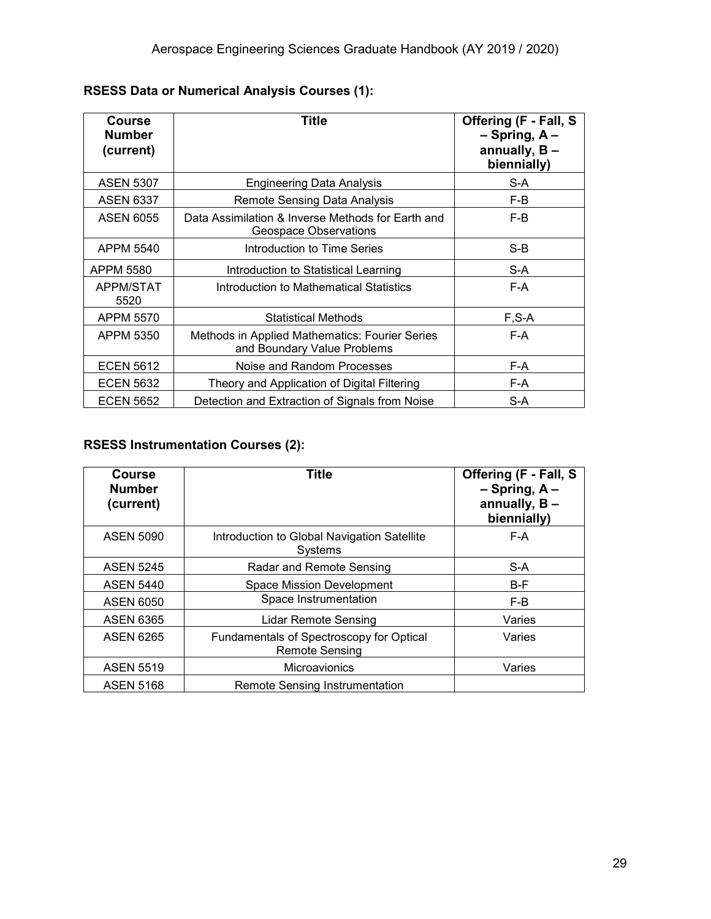**RSESS Data or Numerical Analysis Courses (1):**

| Course Number (current) | Title | Offering (F - Fall, S – Spring, A – annually, B – biennially) |
|---|---|---|
| ASEN 5307 | Engineering Data Analysis | S-A |
| ASEN 6337 | Remote Sensing Data Analysis | F-B |
| ASEN 6055 | Data Assimilation & Inverse Methods for Earth and Geospace Observations | F-B |
| APPM 5540 | Introduction to Time Series | S-B |
| APPM 5580 | Introduction to Statistical Learning | S-A |
| APPM/STAT 5520 | Introduction to Mathematical Statistics | F-A |
| APPM 5570 | Statistical Methods | F,S-A |
| APPM 5350 | Methods in Applied Mathematics: Fourier Series and Boundary Value Problems | F-A |
| ECEN 5612 | Noise and Random Processes | F-A |
| ECEN 5632 | Theory and Application of Digital Filtering | F-A |
| ECEN 5652 | Detection and Extraction of Signals from Noise | S-A |

**RSESS Instrumentation Courses (2):**

| Course Number (current) | Title | Offering (F - Fall, S – Spring, A – annually, B – biennially) |
|---|---|---|
| ASEN 5090 | Introduction to Global Navigation Satellite Systems | F-A |
| ASEN 5245 | Radar and Remote Sensing | S-A |
| ASEN 5440 | Space Mission Development | B-F |
| ASEN 6050 | Space Instrumentation | F-B |
| ASEN 6365 | Lidar Remote Sensing | Varies |
| ASEN 6265 | Fundamentals of Spectroscopy for Optical Remote Sensing | Varies |
| ASEN 5519 | Microavionics | Varies |
| ASEN 5168 | Remote Sensing Instrumentation | |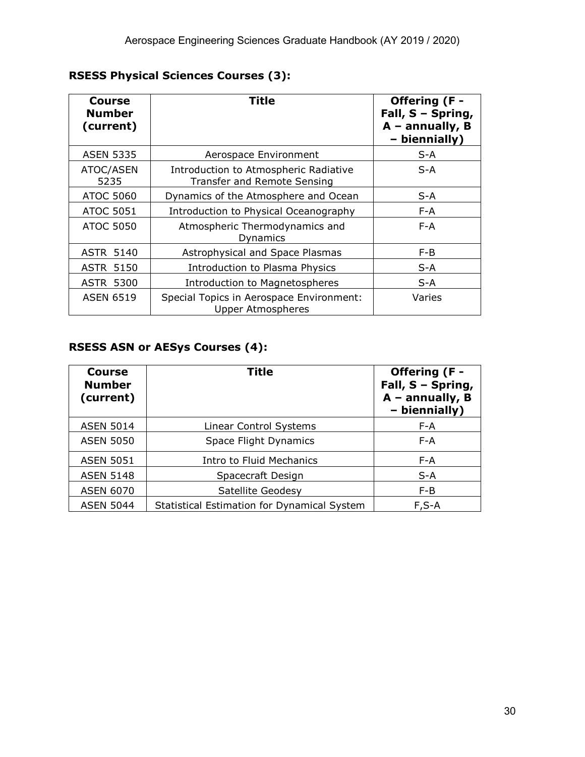**RSESS Physical Sciences Courses (3):**

| Course Number (current) | Title | Offering (F - Fall, S – Spring, A – annually, B – biennially) |
|---|---|---|
| ASEN 5335 | Aerospace Environment | S-A |
| ATOC/ASEN 5235 | Introduction to Atmospheric Radiative Transfer and Remote Sensing | S-A |
| ATOC 5060 | Dynamics of the Atmosphere and Ocean | S-A |
| ATOC 5051 | Introduction to Physical Oceanography | F-A |
| ATOC 5050 | Atmospheric Thermodynamics and Dynamics | F-A |
| ASTR 5140 | Astrophysical and Space Plasmas | F-B |
| ASTR 5150 | Introduction to Plasma Physics | S-A |
| ASTR 5300 | Introduction to Magnetospheres | S-A |
| ASEN 6519 | Special Topics in Aerospace Environment: Upper Atmospheres | Varies |

**RSESS ASN or AESys Courses (4):**

| Course Number (current) | Title | Offering (F - Fall, S – Spring, A – annually, B – biennially) |
|---|---|---|
| ASEN 5014 | Linear Control Systems | F-A |
| ASEN 5050 | Space Flight Dynamics | F-A |
| ASEN 5051 | Intro to Fluid Mechanics | F-A |
| ASEN 5148 | Spacecraft Design | S-A |
| ASEN 6070 | Satellite Geodesy | F-B |
| ASEN 5044 | Statistical Estimation for Dynamical System | F,S-A |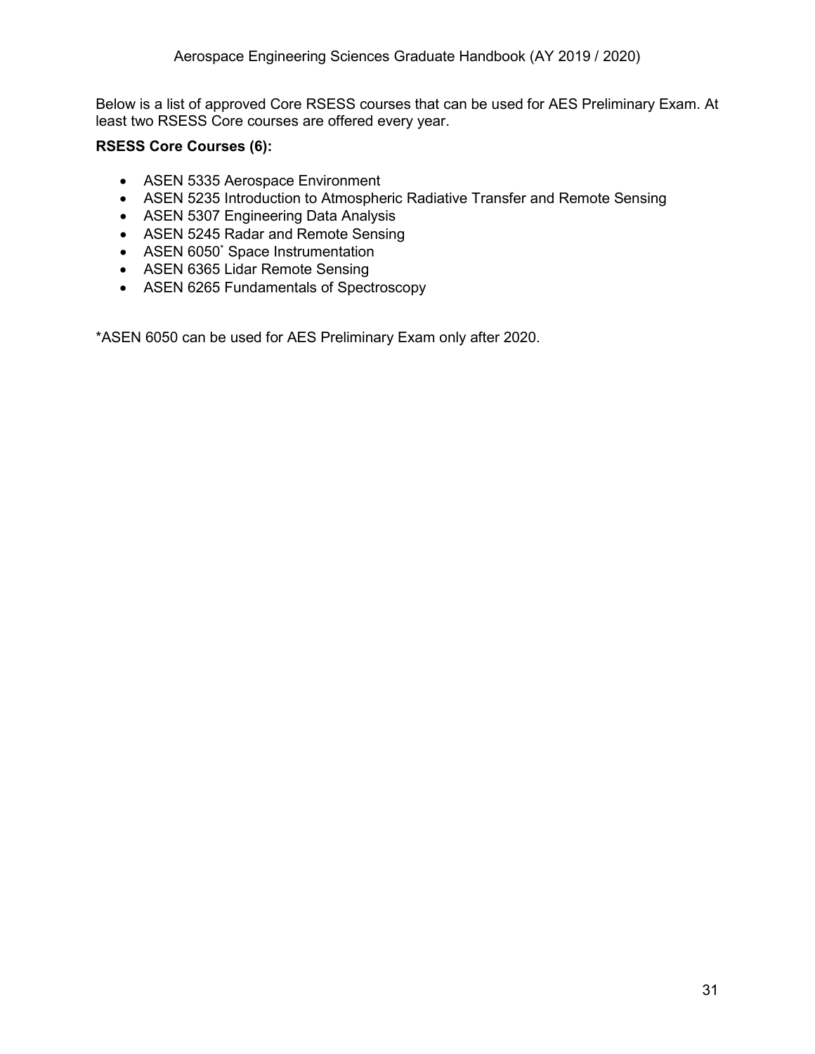Below is a list of approved Core RSESS courses that can be used for AES Preliminary Exam. At least two RSESS Core courses are offered every year.

**RSESS Core Courses (6):**

- ASEN 5335 Aerospace Environment
- ASEN 5235 Introduction to Atmospheric Radiative Transfer and Remote Sensing
- ASEN 5307 Engineering Data Analysis
- ASEN 5245 Radar and Remote Sensing
- ASEN 6050* Space Instrumentation
- ASEN 6365 Lidar Remote Sensing
- ASEN 6265 Fundamentals of Spectroscopy

*ASEN 6050 can be used for AES Preliminary Exam only after 2020.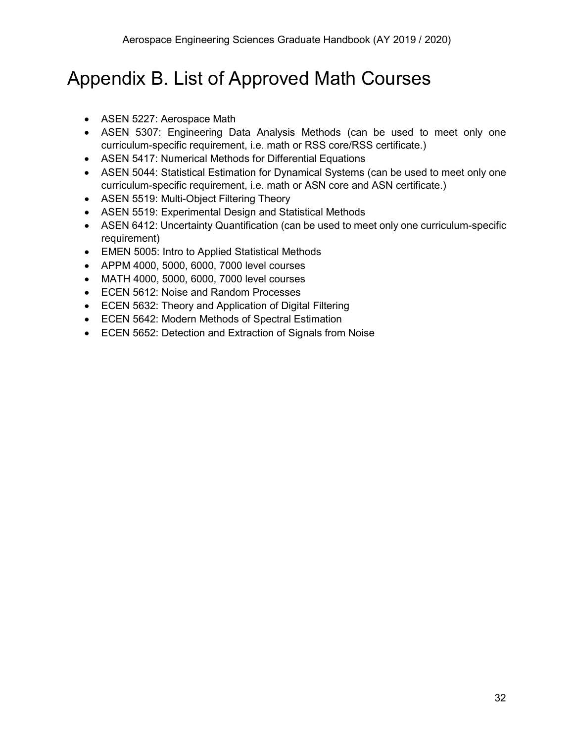# Appendix B. List of Approved Math Courses

- ASEN 5227: Aerospace Math
- ASEN 5307: Engineering Data Analysis Methods (can be used to meet only one curriculum-specific requirement, i.e. math or RSS core/RSS certificate.)
- ASEN 5417: Numerical Methods for Differential Equations
- ASEN 5044: Statistical Estimation for Dynamical Systems (can be used to meet only one curriculum-specific requirement, i.e. math or ASN core and ASN certificate.)
- ASEN 5519: Multi-Object Filtering Theory
- ASEN 5519: Experimental Design and Statistical Methods
- ASEN 6412: Uncertainty Quantification (can be used to meet only one curriculum-specific requirement)
- EMEN 5005: Intro to Applied Statistical Methods
- APPM 4000, 5000, 6000, 7000 level courses
- MATH 4000, 5000, 6000, 7000 level courses
- ECEN 5612: Noise and Random Processes
- ECEN 5632: Theory and Application of Digital Filtering
- ECEN 5642: Modern Methods of Spectral Estimation
- ECEN 5652: Detection and Extraction of Signals from Noise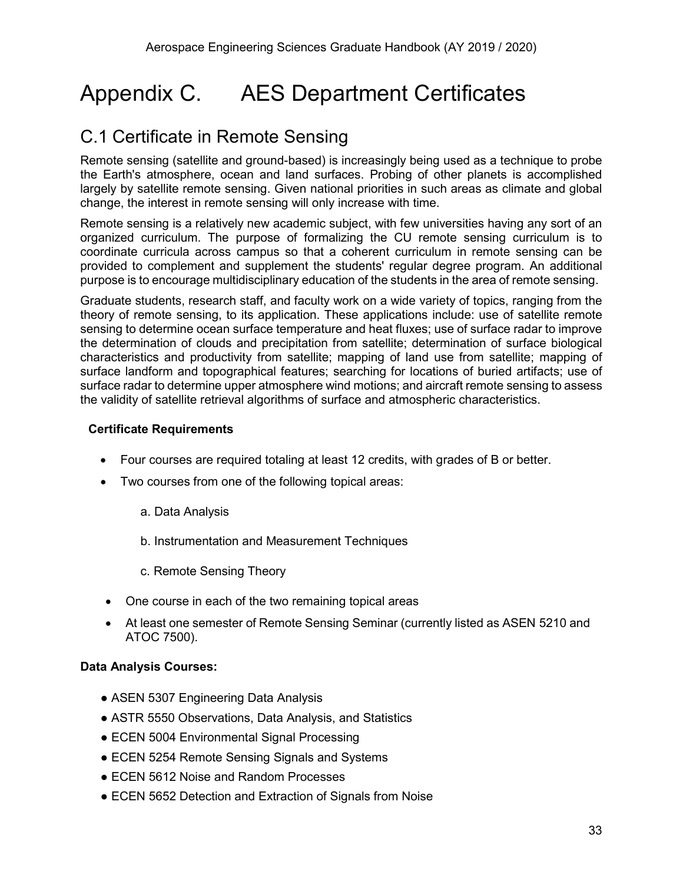# Appendix C. AES Department Certificates

## C.1 Certificate in Remote Sensing

Remote sensing (satellite and ground-based) is increasingly being used as a technique to probe the Earth's atmosphere, ocean and land surfaces. Probing of other planets is accomplished largely by satellite remote sensing. Given national priorities in such areas as climate and global change, the interest in remote sensing will only increase with time.

Remote sensing is a relatively new academic subject, with few universities having any sort of an organized curriculum. The purpose of formalizing the CU remote sensing curriculum is to coordinate curricula across campus so that a coherent curriculum in remote sensing can be provided to complement and supplement the students' regular degree program. An additional purpose is to encourage multidisciplinary education of the students in the area of remote sensing.

Graduate students, research staff, and faculty work on a wide variety of topics, ranging from the theory of remote sensing, to its application. These applications include: use of satellite remote sensing to determine ocean surface temperature and heat fluxes; use of surface radar to improve the determination of clouds and precipitation from satellite; determination of surface biological characteristics and productivity from satellite; mapping of land use from satellite; mapping of surface landform and topographical features; searching for locations of buried artifacts; use of surface radar to determine upper atmosphere wind motions; and aircraft remote sensing to assess the validity of satellite retrieval algorithms of surface and atmospheric characteristics.

**Certificate Requirements**

- Four courses are required totaling at least 12 credits, with grades of B or better.
- Two courses from one of the following topical areas:
  - a. Data Analysis
  - b. Instrumentation and Measurement Techniques
  - c. Remote Sensing Theory
- One course in each of the two remaining topical areas
- At least one semester of Remote Sensing Seminar (currently listed as ASEN 5210 and ATOC 7500).

**Data Analysis Courses:**

- ASEN 5307 Engineering Data Analysis
- ASTR 5550 Observations, Data Analysis, and Statistics
- ECEN 5004 Environmental Signal Processing
- ECEN 5254 Remote Sensing Signals and Systems
- ECEN 5612 Noise and Random Processes
- ECEN 5652 Detection and Extraction of Signals from Noise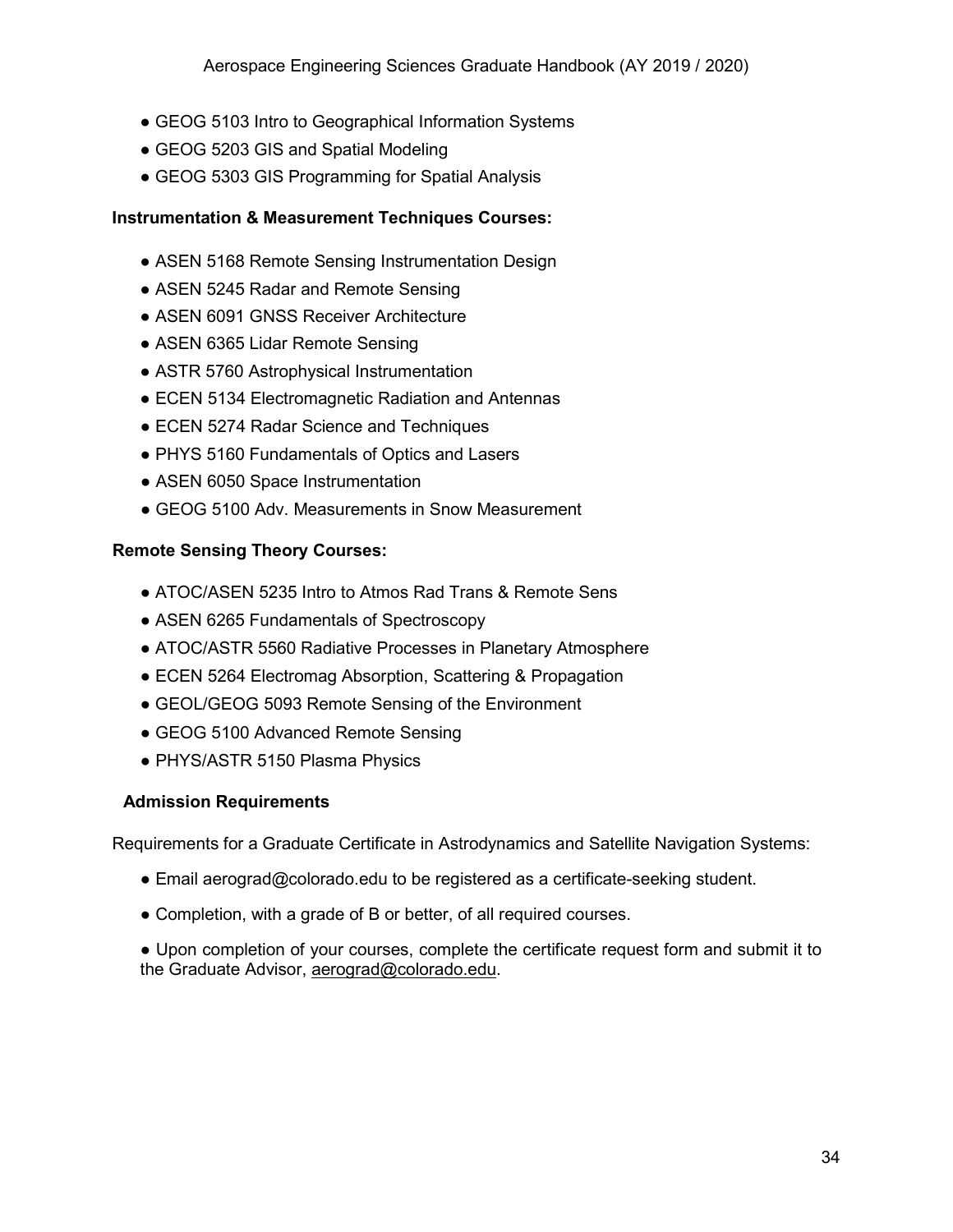- GEOG 5103 Intro to Geographical Information Systems
- GEOG 5203 GIS and Spatial Modeling
- GEOG 5303 GIS Programming for Spatial Analysis

**Instrumentation & Measurement Techniques Courses:**

- ASEN 5168 Remote Sensing Instrumentation Design
- ASEN 5245 Radar and Remote Sensing
- ASEN 6091 GNSS Receiver Architecture
- ASEN 6365 Lidar Remote Sensing
- ASTR 5760 Astrophysical Instrumentation
- ECEN 5134 Electromagnetic Radiation and Antennas
- ECEN 5274 Radar Science and Techniques
- PHYS 5160 Fundamentals of Optics and Lasers
- ASEN 6050 Space Instrumentation
- GEOG 5100 Adv. Measurements in Snow Measurement

**Remote Sensing Theory Courses:**

- ATOC/ASEN 5235 Intro to Atmos Rad Trans & Remote Sens
- ASEN 6265 Fundamentals of Spectroscopy
- ATOC/ASTR 5560 Radiative Processes in Planetary Atmosphere
- ECEN 5264 Electromag Absorption, Scattering & Propagation
- GEOL/GEOG 5093 Remote Sensing of the Environment
- GEOG 5100 Advanced Remote Sensing
- PHYS/ASTR 5150 Plasma Physics

**Admission Requirements**

Requirements for a Graduate Certificate in Astrodynamics and Satellite Navigation Systems:

- Email aerograd@colorado.edu to be registered as a certificate-seeking student.
- Completion, with a grade of B or better, of all required courses.
- Upon completion of your courses, complete the certificate request form and submit it to the Graduate Advisor, aerograd@colorado.edu.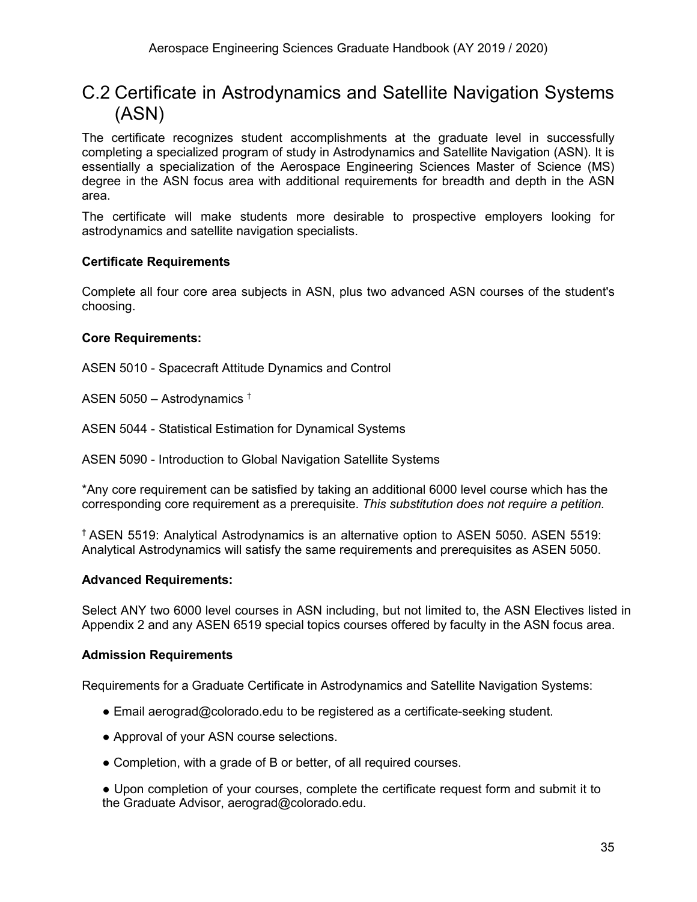## C.2 Certificate in Astrodynamics and Satellite Navigation Systems (ASN)

The certificate recognizes student accomplishments at the graduate level in successfully completing a specialized program of study in Astrodynamics and Satellite Navigation (ASN). It is essentially a specialization of the Aerospace Engineering Sciences Master of Science (MS) degree in the ASN focus area with additional requirements for breadth and depth in the ASN area.

The certificate will make students more desirable to prospective employers looking for astrodynamics and satellite navigation specialists.

**Certificate Requirements**

Complete all four core area subjects in ASN, plus two advanced ASN courses of the student's choosing.

**Core Requirements:**

ASEN 5010 - Spacecraft Attitude Dynamics and Control

ASEN 5050 – Astrodynamics †

ASEN 5044 - Statistical Estimation for Dynamical Systems

ASEN 5090 - Introduction to Global Navigation Satellite Systems

*Any core requirement can be satisfied by taking an additional 6000 level course which has the corresponding core requirement as a prerequisite. *This substitution does not require a petition.*

† ASEN 5519: Analytical Astrodynamics is an alternative option to ASEN 5050. ASEN 5519: Analytical Astrodynamics will satisfy the same requirements and prerequisites as ASEN 5050.

**Advanced Requirements:**

Select ANY two 6000 level courses in ASN including, but not limited to, the ASN Electives listed in Appendix 2 and any ASEN 6519 special topics courses offered by faculty in the ASN focus area.

**Admission Requirements**

Requirements for a Graduate Certificate in Astrodynamics and Satellite Navigation Systems:

- Email aerograd@colorado.edu to be registered as a certificate-seeking student.
- Approval of your ASN course selections.
- Completion, with a grade of B or better, of all required courses.
- Upon completion of your courses, complete the certificate request form and submit it to the Graduate Advisor, aerograd@colorado.edu.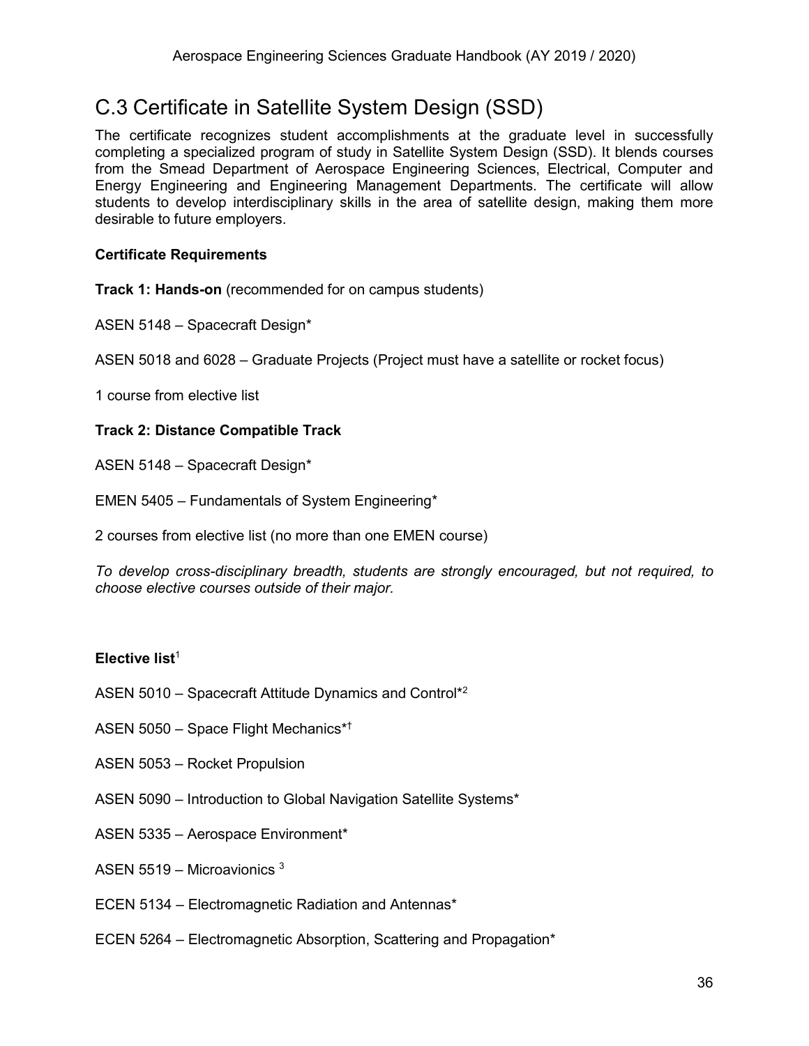## C.3 Certificate in Satellite System Design (SSD)

The certificate recognizes student accomplishments at the graduate level in successfully completing a specialized program of study in Satellite System Design (SSD). It blends courses from the Smead Department of Aerospace Engineering Sciences, Electrical, Computer and Energy Engineering and Engineering Management Departments. The certificate will allow students to develop interdisciplinary skills in the area of satellite design, making them more desirable to future employers.

**Certificate Requirements**

**Track 1: Hands-on** (recommended for on campus students)

ASEN 5148 – Spacecraft Design*

ASEN 5018 and 6028 – Graduate Projects (Project must have a satellite or rocket focus)

1 course from elective list

**Track 2: Distance Compatible Track**

ASEN 5148 – Spacecraft Design*

EMEN 5405 – Fundamentals of System Engineering*

2 courses from elective list (no more than one EMEN course)

*To develop cross-disciplinary breadth, students are strongly encouraged, but not required, to choose elective courses outside of their major.*

**Elective list**[1]

ASEN 5010 – Spacecraft Attitude Dynamics and Control*[2]

ASEN 5050 – Space Flight Mechanics*†

ASEN 5053 – Rocket Propulsion

ASEN 5090 – Introduction to Global Navigation Satellite Systems*

ASEN 5335 – Aerospace Environment*

ASEN 5519 – Microavionics [3]

ECEN 5134 – Electromagnetic Radiation and Antennas*

ECEN 5264 – Electromagnetic Absorption, Scattering and Propagation*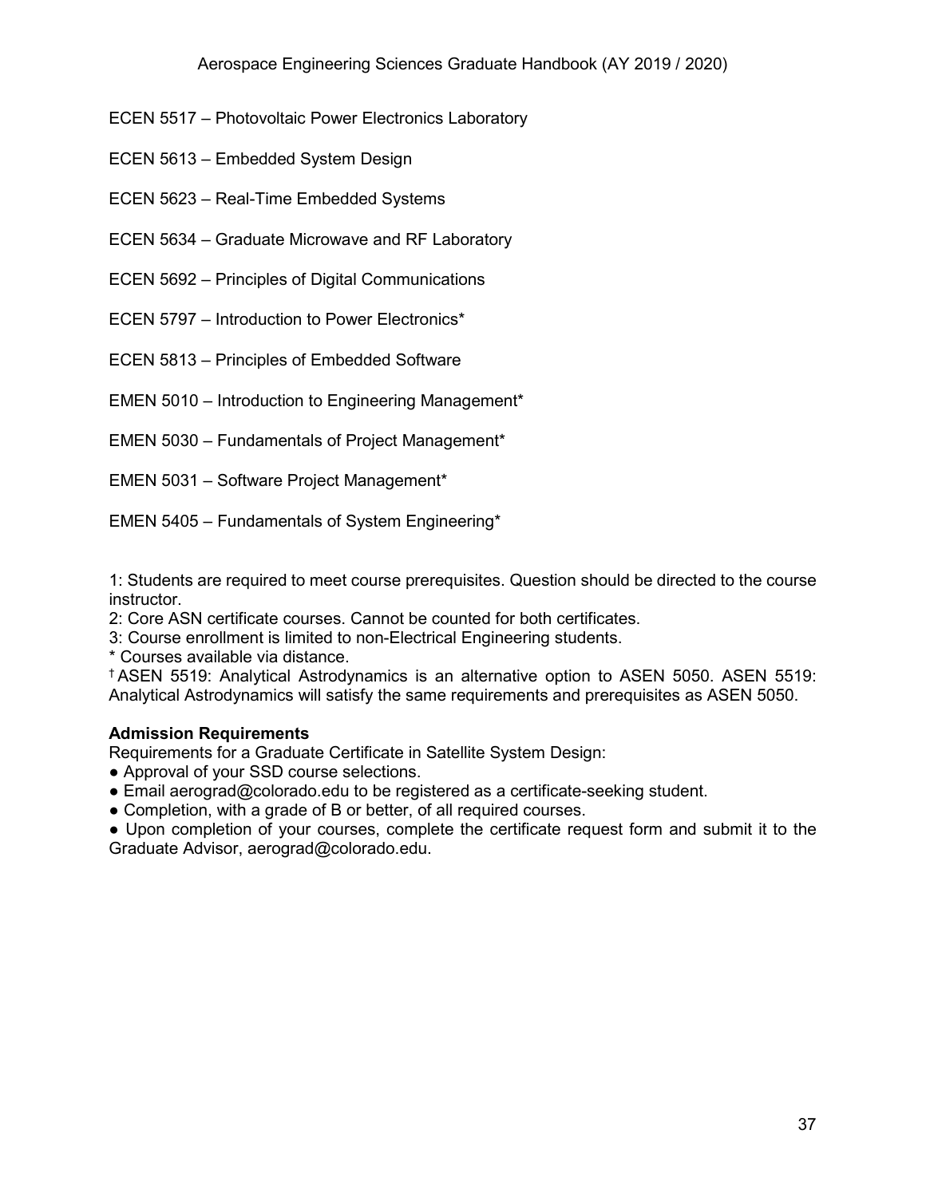ECEN 5517 – Photovoltaic Power Electronics Laboratory

ECEN 5613 – Embedded System Design

ECEN 5623 – Real-Time Embedded Systems

ECEN 5634 – Graduate Microwave and RF Laboratory

ECEN 5692 – Principles of Digital Communications

ECEN 5797 – Introduction to Power Electronics*

ECEN 5813 – Principles of Embedded Software

EMEN 5010 – Introduction to Engineering Management*

EMEN 5030 – Fundamentals of Project Management*

EMEN 5031 – Software Project Management*

EMEN 5405 – Fundamentals of System Engineering*

1: Students are required to meet course prerequisites. Question should be directed to the course instructor.
2: Core ASN certificate courses. Cannot be counted for both certificates.
3: Course enrollment is limited to non-Electrical Engineering students.
* Courses available via distance.
† ASEN 5519: Analytical Astrodynamics is an alternative option to ASEN 5050. ASEN 5519: Analytical Astrodynamics will satisfy the same requirements and prerequisites as ASEN 5050.

**Admission Requirements**

Requirements for a Graduate Certificate in Satellite System Design:

- Approval of your SSD course selections.
- Email aerograd@colorado.edu to be registered as a certificate-seeking student.
- Completion, with a grade of B or better, of all required courses.
- Upon completion of your courses, complete the certificate request form and submit it to the Graduate Advisor, aerograd@colorado.edu.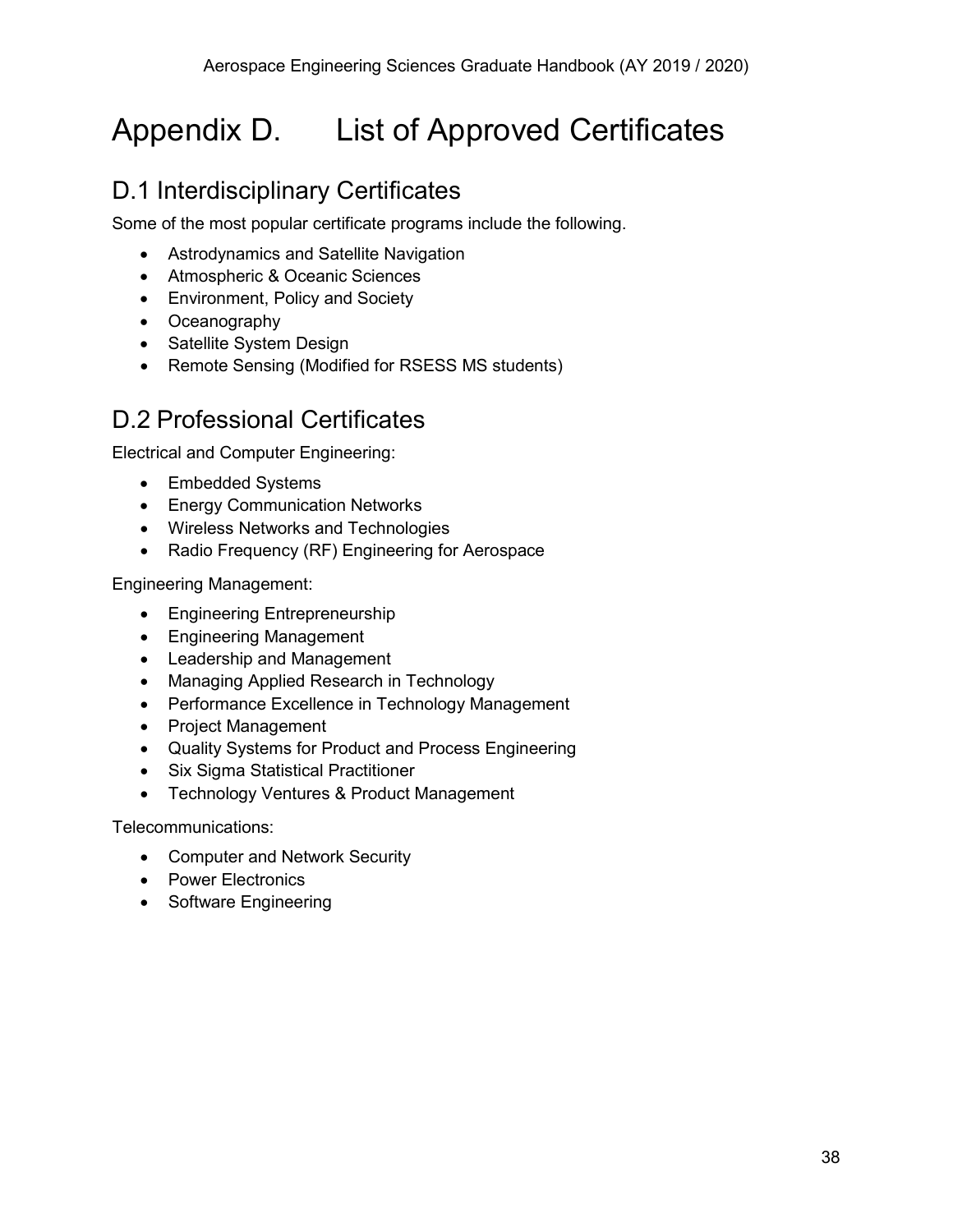# Appendix D. List of Approved Certificates

## D.1 Interdisciplinary Certificates

Some of the most popular certificate programs include the following.

- Astrodynamics and Satellite Navigation
- Atmospheric & Oceanic Sciences
- Environment, Policy and Society
- Oceanography
- Satellite System Design
- Remote Sensing (Modified for RSESS MS students)

## D.2 Professional Certificates

Electrical and Computer Engineering:

- Embedded Systems
- Energy Communication Networks
- Wireless Networks and Technologies
- Radio Frequency (RF) Engineering for Aerospace

Engineering Management:

- Engineering Entrepreneurship
- Engineering Management
- Leadership and Management
- Managing Applied Research in Technology
- Performance Excellence in Technology Management
- Project Management
- Quality Systems for Product and Process Engineering
- Six Sigma Statistical Practitioner
- Technology Ventures & Product Management

Telecommunications:

- Computer and Network Security
- Power Electronics
- Software Engineering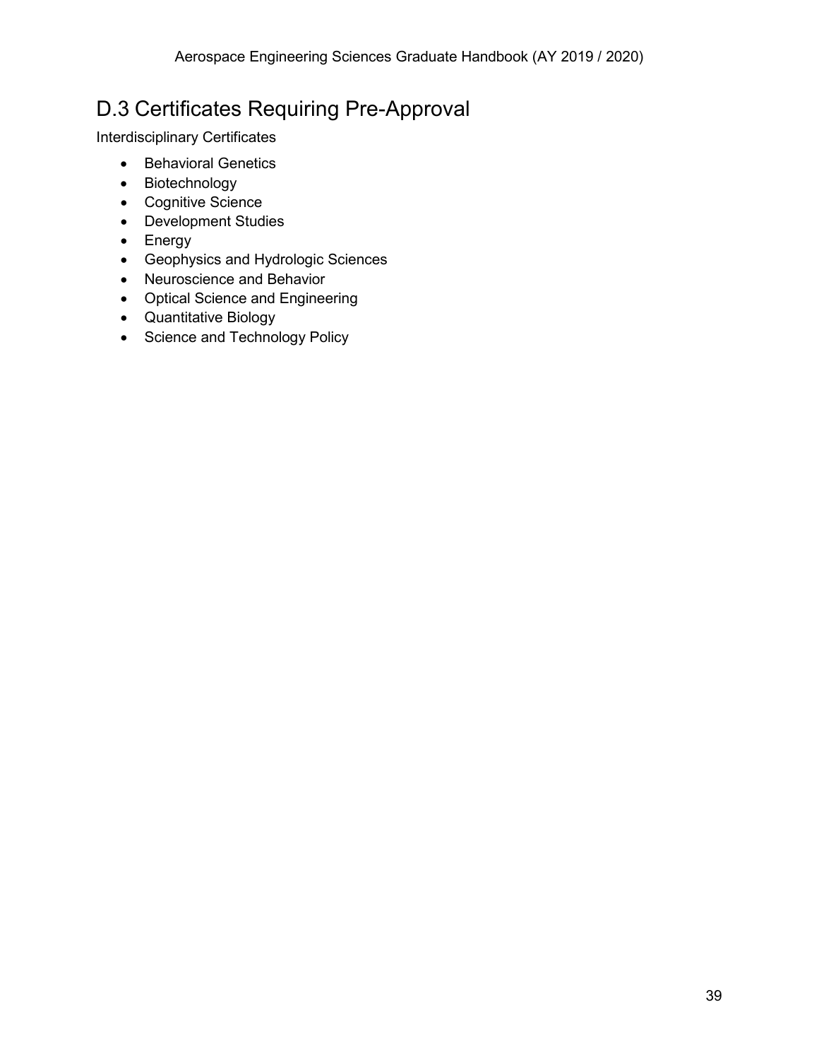## D.3 Certificates Requiring Pre-Approval

Interdisciplinary Certificates

- Behavioral Genetics
- Biotechnology
- Cognitive Science
- Development Studies
- Energy
- Geophysics and Hydrologic Sciences
- Neuroscience and Behavior
- Optical Science and Engineering
- Quantitative Biology
- Science and Technology Policy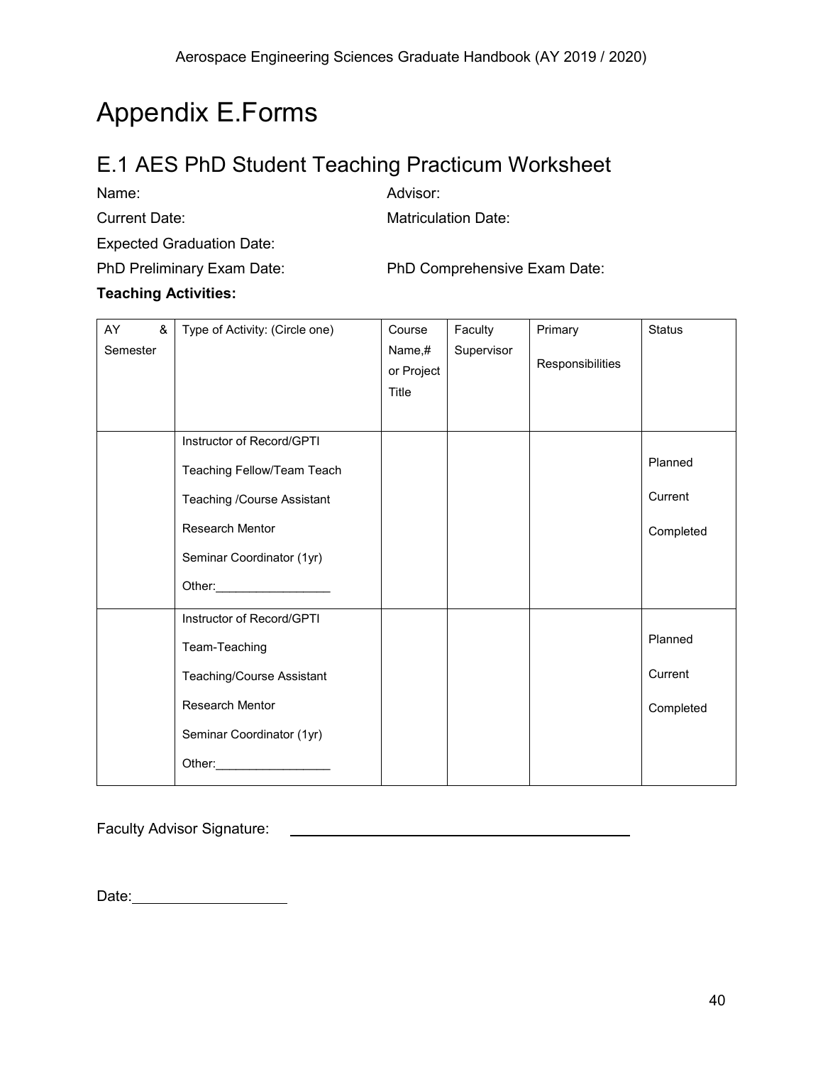# Appendix E.Forms

## E.1 AES PhD Student Teaching Practicum Worksheet

Name: Advisor:

Current Date: Matriculation Date:

Expected Graduation Date:

PhD Preliminary Exam Date: PhD Comprehensive Exam Date:

**Teaching Activities:**

| AY & Semester | Type of Activity: (Circle one) | Course Name,# or Project Title | Faculty Supervisor | Primary Responsibilities | Status |
|---|---|---|---|---|---|
| | Instructor of Record/GPTI<br>Teaching Fellow/Team Teach<br>Teaching /Course Assistant<br>Research Mentor<br>Seminar Coordinator (1yr)<br>Other:_________________ | | | | Planned<br>Current<br>Completed |
| | Instructor of Record/GPTI<br>Team-Teaching<br>Teaching/Course Assistant<br>Research Mentor<br>Seminar Coordinator (1yr)<br>Other:_________________ | | | | Planned<br>Current<br>Completed |

Faculty Advisor Signature: ________________________________________

Date:____________________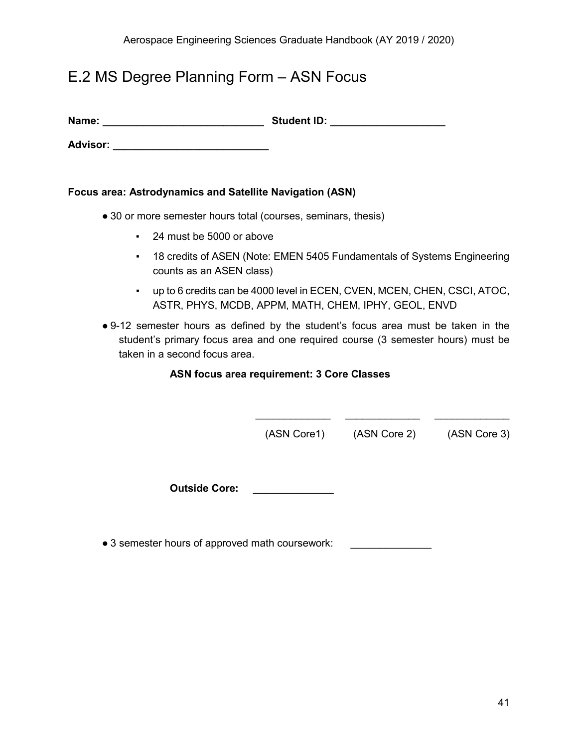## E.2 MS Degree Planning Form – ASN Focus

**Name: ____________________________ Student ID: ____________________**

**Advisor: ___________________________**

**Focus area: Astrodynamics and Satellite Navigation (ASN)**

- 30 or more semester hours total (courses, seminars, thesis)
  - 24 must be 5000 or above
  - 18 credits of ASEN (Note: EMEN 5405 Fundamentals of Systems Engineering counts as an ASEN class)
  - up to 6 credits can be 4000 level in ECEN, CVEN, MCEN, CHEN, CSCI, ATOC, ASTR, PHYS, MCDB, APPM, MATH, CHEM, IPHY, GEOL, ENVD
- 9-12 semester hours as defined by the student's focus area must be taken in the student's primary focus area and one required course (3 semester hours) must be taken in a second focus area.

**ASN focus area requirement: 3 Core Classes**

_____________ _____________ _____________

(ASN Core1) (ASN Core 2) (ASN Core 3)

**Outside Core:** ______________

- 3 semester hours of approved math coursework: ______________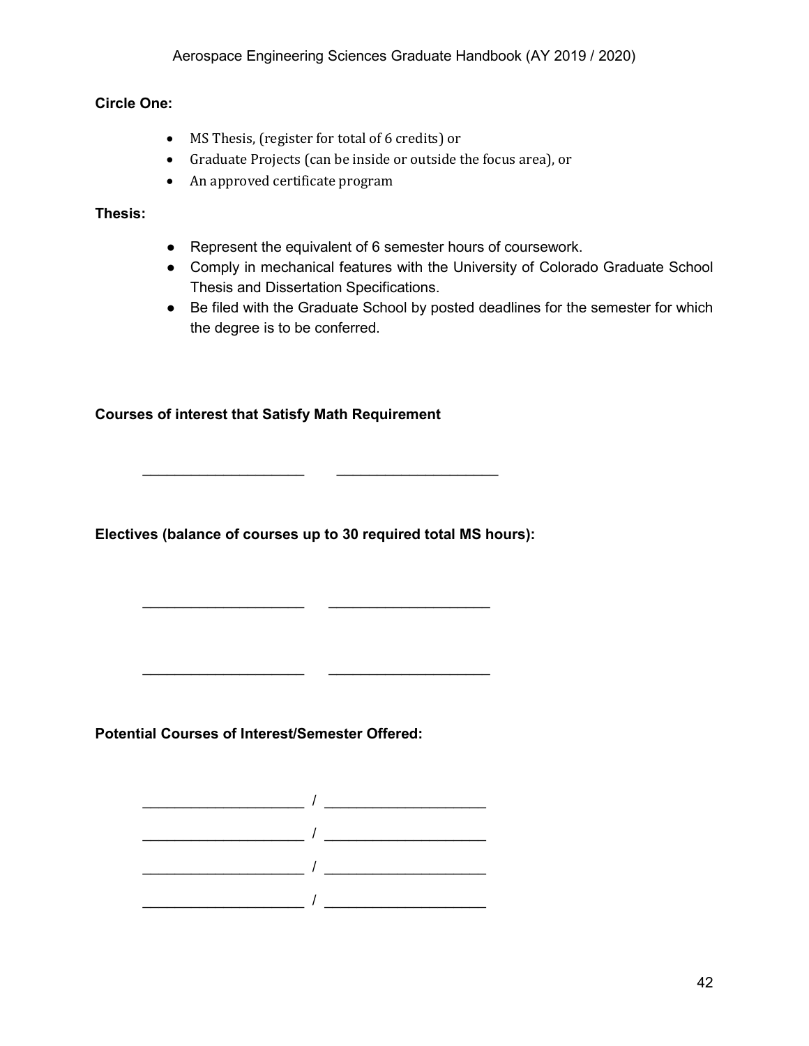**Circle One:**

- MS Thesis, (register for total of 6 credits) or
- Graduate Projects (can be inside or outside the focus area), or
- An approved certificate program

**Thesis:**

- Represent the equivalent of 6 semester hours of coursework.
- Comply in mechanical features with the University of Colorado Graduate School Thesis and Dissertation Specifications.
- Be filed with the Graduate School by posted deadlines for the semester for which the degree is to be conferred.

**Courses of interest that Satisfy Math Requirement**

_____________________ _____________________

**Electives (balance of courses up to 30 required total MS hours):**

_____________________ _____________________

_____________________ _____________________

**Potential Courses of Interest/Semester Offered:**

_____________________ / _____________________

_____________________ / _____________________

_____________________ / _____________________

_____________________ / _____________________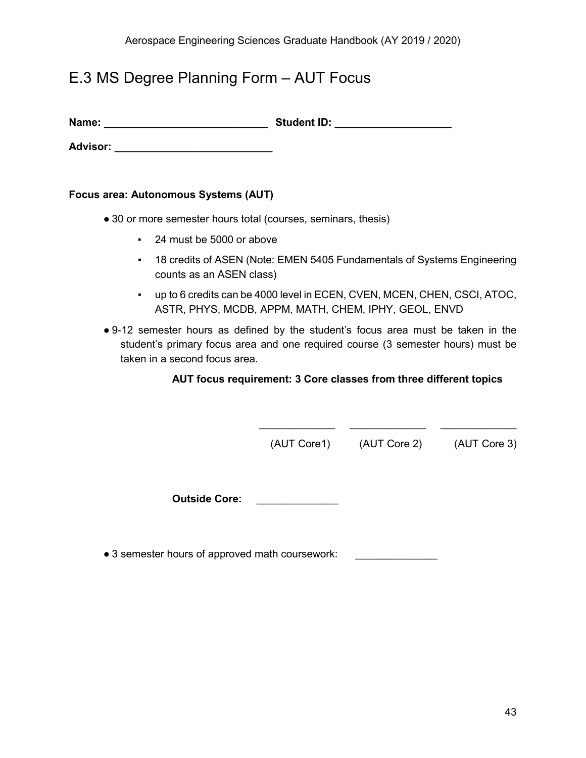## E.3 MS Degree Planning Form – AUT Focus

**Name:** ____________________________ **Student ID:** ____________________

**Advisor:** ___________________________

**Focus area: Autonomous Systems (AUT)**

- 30 or more semester hours total (courses, seminars, thesis)
  - 24 must be 5000 or above
  - 18 credits of ASEN (Note: EMEN 5405 Fundamentals of Systems Engineering counts as an ASEN class)
  - up to 6 credits can be 4000 level in ECEN, CVEN, MCEN, CHEN, CSCI, ATOC, ASTR, PHYS, MCDB, APPM, MATH, CHEM, IPHY, GEOL, ENVD
- 9-12 semester hours as defined by the student's focus area must be taken in the student's primary focus area and one required course (3 semester hours) must be taken in a second focus area.

**AUT focus requirement: 3 Core classes from three different topics**

_____________ _____________ _____________

(AUT Core1) (AUT Core 2) (AUT Core 3)

**Outside Core:** ______________

- 3 semester hours of approved math coursework: ______________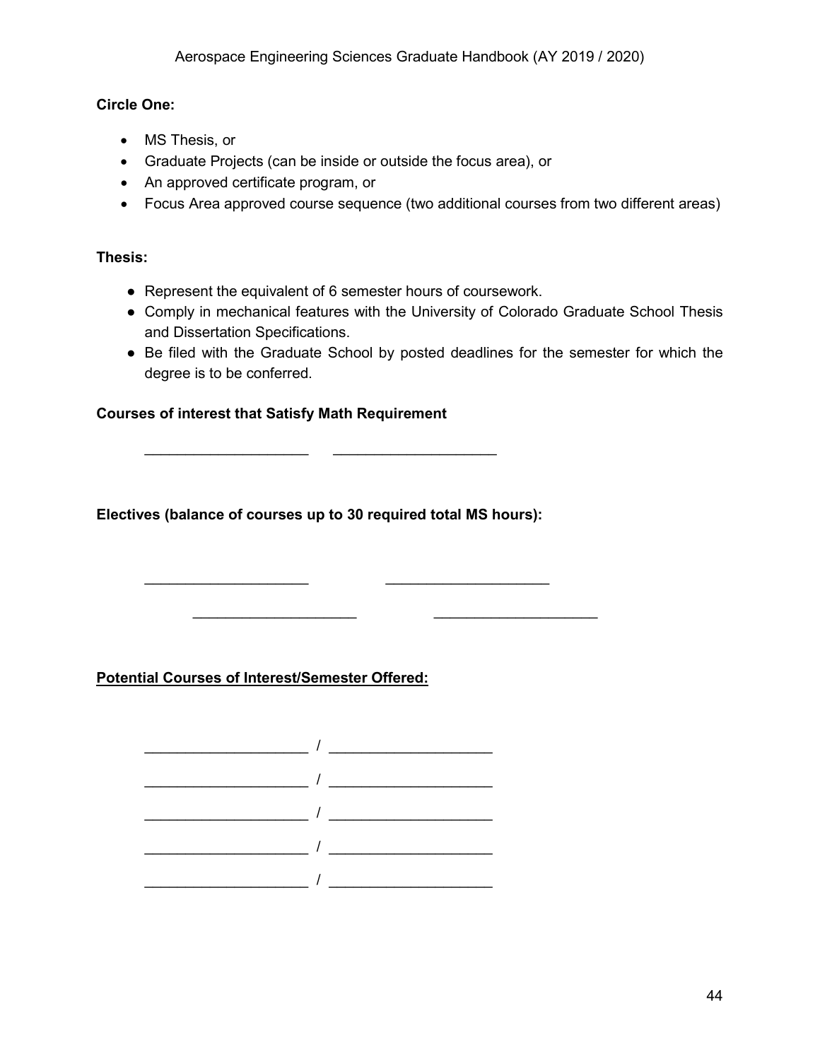**Circle One:**

- MS Thesis, or
- Graduate Projects (can be inside or outside the focus area), or
- An approved certificate program, or
- Focus Area approved course sequence (two additional courses from two different areas)

**Thesis:**

- Represent the equivalent of 6 semester hours of coursework.
- Comply in mechanical features with the University of Colorado Graduate School Thesis and Dissertation Specifications.
- Be filed with the Graduate School by posted deadlines for the semester for which the degree is to be conferred.

**Courses of interest that Satisfy Math Requirement**

____________________ ____________________

**Electives (balance of courses up to 30 required total MS hours):**

____________________ ____________________

____________________ ____________________

**<u>Potential Courses of Interest/Semester Offered:</u>**

____________________ / ____________________

____________________ / ____________________

____________________ / ____________________

____________________ / ____________________

____________________ / ____________________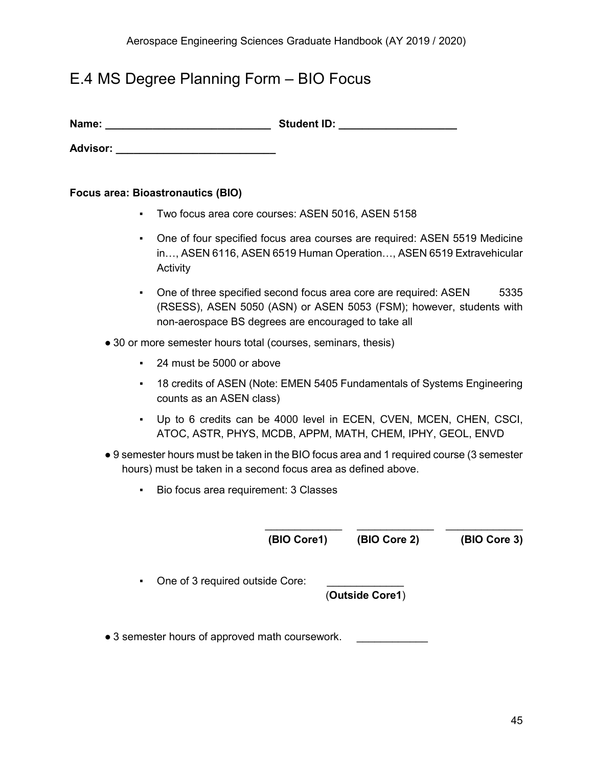# E.4 MS Degree Planning Form – BIO Focus

**Name:** ____________________________ **Student ID:** ____________________

**Advisor:** ___________________________

**Focus area: Bioastronautics (BIO)**

- Two focus area core courses: ASEN 5016, ASEN 5158
- One of four specified focus area courses are required: ASEN 5519 Medicine in…, ASEN 6116, ASEN 6519 Human Operation…, ASEN 6519 Extravehicular Activity
- One of three specified second focus area core are required: ASEN 5335 (RSESS), ASEN 5050 (ASN) or ASEN 5053 (FSM); however, students with non-aerospace BS degrees are encouraged to take all

- 30 or more semester hours total (courses, seminars, thesis)
  - 24 must be 5000 or above
  - 18 credits of ASEN (Note: EMEN 5405 Fundamentals of Systems Engineering counts as an ASEN class)
  - Up to 6 credits can be 4000 level in ECEN, CVEN, MCEN, CHEN, CSCI, ATOC, ASTR, PHYS, MCDB, APPM, MATH, CHEM, IPHY, GEOL, ENVD
- 9 semester hours must be taken in the BIO focus area and 1 required course (3 semester hours) must be taken in a second focus area as defined above.
  - Bio focus area requirement: 3 Classes

    _____________ _____________ _____________
    **(BIO Core1)** **(BIO Core 2)** **(BIO Core 3)**

  - One of 3 required outside Core: _____________
    (**Outside Core1**)

- 3 semester hours of approved math coursework. ____________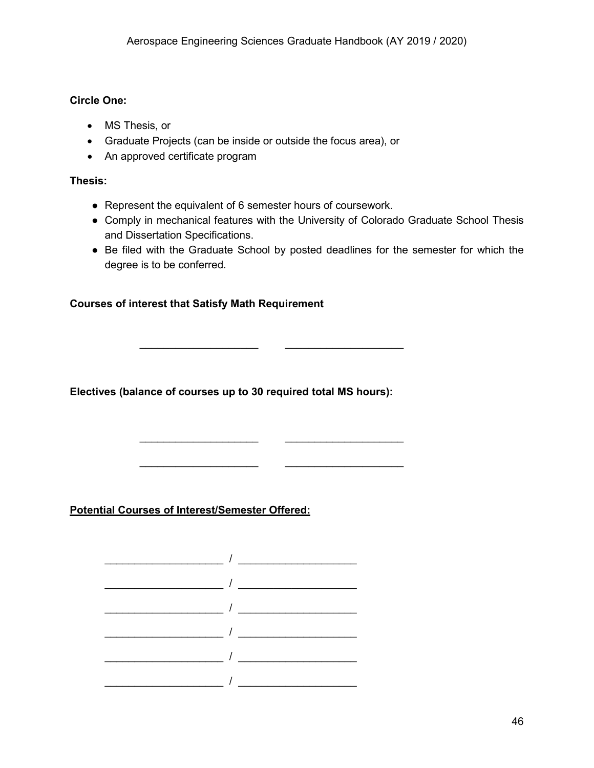**Circle One:**

- MS Thesis, or
- Graduate Projects (can be inside or outside the focus area), or
- An approved certificate program

**Thesis:**

- Represent the equivalent of 6 semester hours of coursework.
- Comply in mechanical features with the University of Colorado Graduate School Thesis and Dissertation Specifications.
- Be filed with the Graduate School by posted deadlines for the semester for which the degree is to be conferred.

**Courses of interest that Satisfy Math Requirement**

____________________ ____________________

**Electives (balance of courses up to 30 required total MS hours):**

____________________ ____________________

____________________ ____________________

**<u>Potential Courses of Interest/Semester Offered:</u>**

____________________ / ____________________

____________________ / ____________________

____________________ / ____________________

____________________ / ____________________

____________________ / ____________________

____________________ / ____________________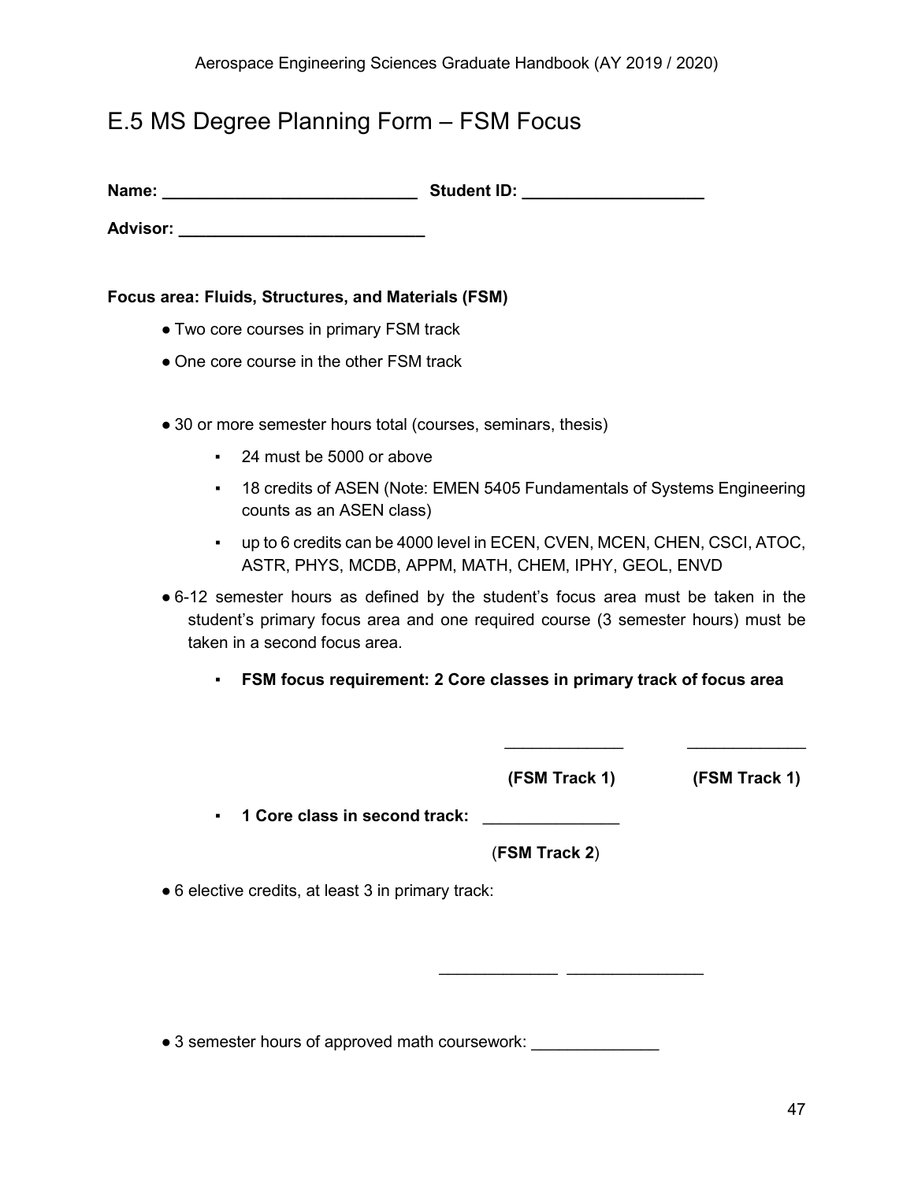## E.5 MS Degree Planning Form – FSM Focus

**Name: ___________________________ Student ID: ___________________**

**Advisor: ___________________________**

**Focus area: Fluids, Structures, and Materials (FSM)**

- Two core courses in primary FSM track
- One core course in the other FSM track

- 30 or more semester hours total (courses, seminars, thesis)
  - 24 must be 5000 or above
  - 18 credits of ASEN (Note: EMEN 5405 Fundamentals of Systems Engineering counts as an ASEN class)
  - up to 6 credits can be 4000 level in ECEN, CVEN, MCEN, CHEN, CSCI, ATOC, ASTR, PHYS, MCDB, APPM, MATH, CHEM, IPHY, GEOL, ENVD
- 6-12 semester hours as defined by the student's focus area must be taken in the student's primary focus area and one required course (3 semester hours) must be taken in a second focus area.
  - **FSM focus requirement: 2 Core classes in primary track of focus area**

    _____________ _____________

    **(FSM Track 1)** **(FSM Track 1)**

  - **1 Core class in second track:** _______________

    (**FSM Track 2**)

- 6 elective credits, at least 3 in primary track:

  _____________ _______________

- 3 semester hours of approved math coursework: ______________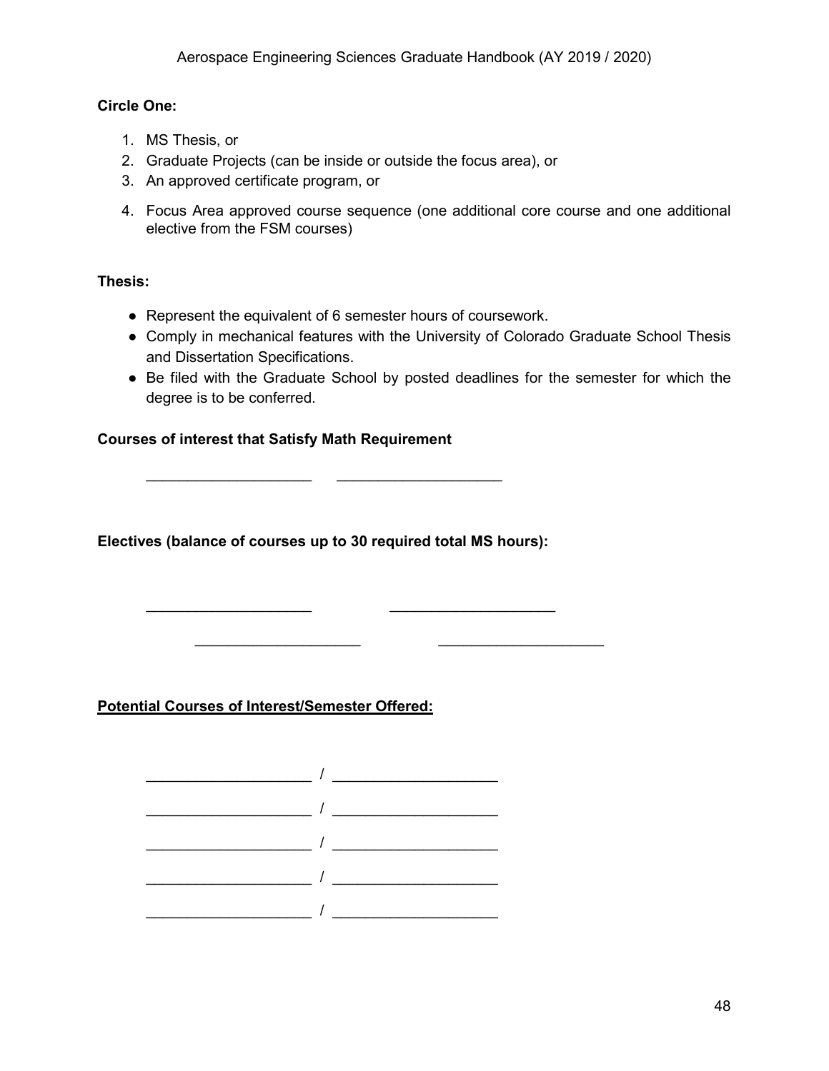**Circle One:**

1. MS Thesis, or
2. Graduate Projects (can be inside or outside the focus area), or
3. An approved certificate program, or
4. Focus Area approved course sequence (one additional core course and one additional elective from the FSM courses)

**Thesis:**

- Represent the equivalent of 6 semester hours of coursework.
- Comply in mechanical features with the University of Colorado Graduate School Thesis and Dissertation Specifications.
- Be filed with the Graduate School by posted deadlines for the semester for which the degree is to be conferred.

**Courses of interest that Satisfy Math Requirement**

____________________ ____________________

**Electives (balance of courses up to 30 required total MS hours):**

____________________ ____________________

____________________ ____________________

**Potential Courses of Interest/Semester Offered:**

____________________ / ____________________

____________________ / ____________________

____________________ / ____________________

____________________ / ____________________

____________________ / ____________________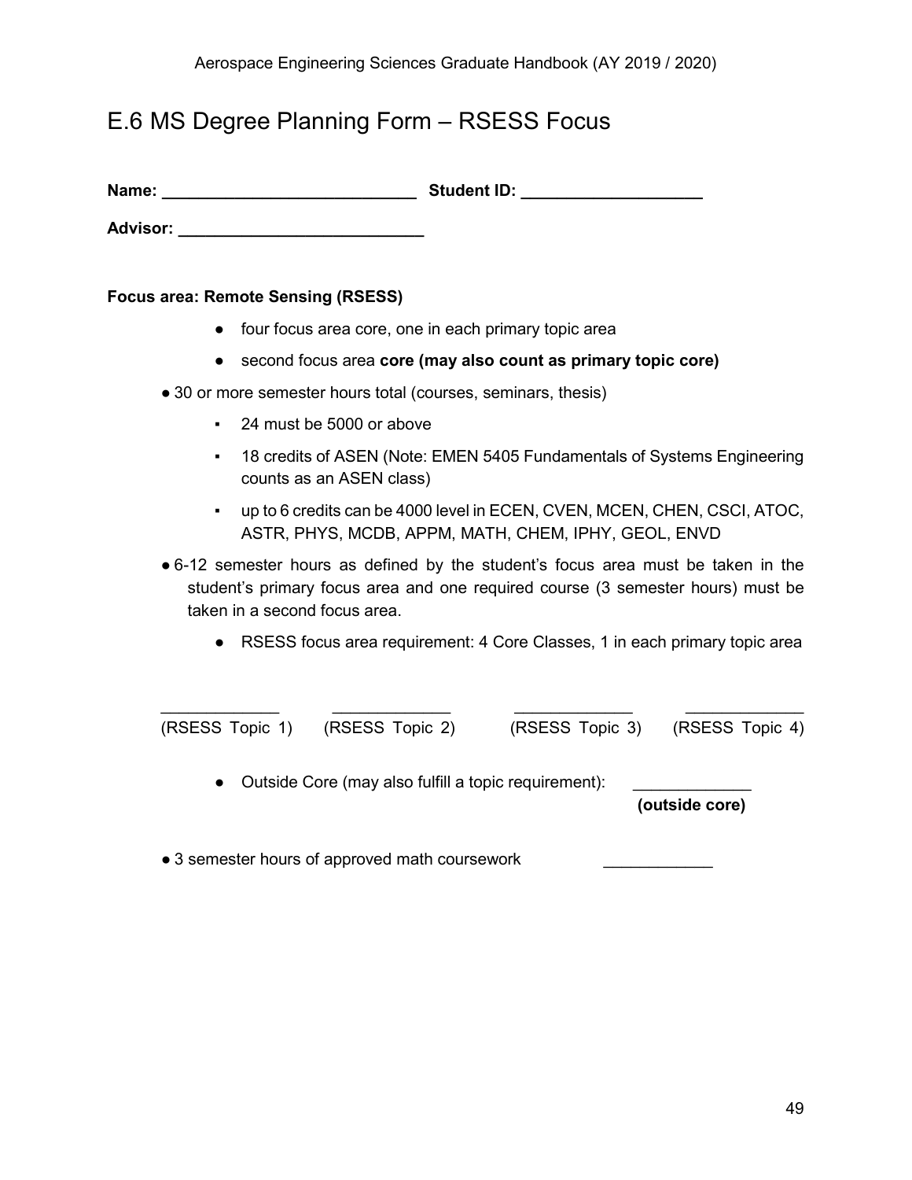## E.6 MS Degree Planning Form – RSESS Focus

**Name:** ___________________________ **Student ID:** ____________________

**Advisor:** ___________________________

**Focus area: Remote Sensing (RSESS)**

- four focus area core, one in each primary topic area
- second focus area **core (may also count as primary topic core)**

- 30 or more semester hours total (courses, seminars, thesis)
  - 24 must be 5000 or above
  - 18 credits of ASEN (Note: EMEN 5405 Fundamentals of Systems Engineering counts as an ASEN class)
  - up to 6 credits can be 4000 level in ECEN, CVEN, MCEN, CHEN, CSCI, ATOC, ASTR, PHYS, MCDB, APPM, MATH, CHEM, IPHY, GEOL, ENVD
- 6-12 semester hours as defined by the student's focus area must be taken in the student's primary focus area and one required course (3 semester hours) must be taken in a second focus area.
  - RSESS focus area requirement: 4 Core Classes, 1 in each primary topic area

_____________ (RSESS Topic 1) _____________ (RSESS Topic 2) _____________ (RSESS Topic 3) _____________ (RSESS Topic 4)

- Outside Core (may also fulfill a topic requirement): _____________ **(outside core)**

- 3 semester hours of approved math coursework ____________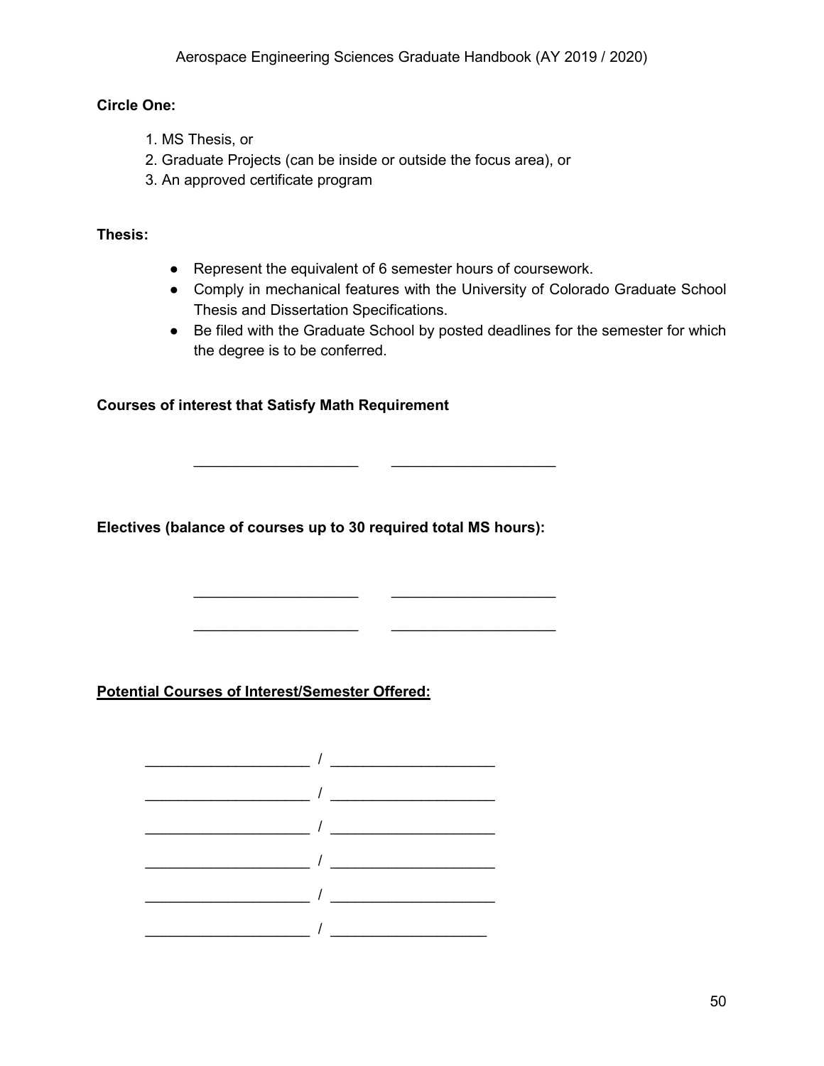**Circle One:**

1. MS Thesis, or
2. Graduate Projects (can be inside or outside the focus area), or
3. An approved certificate program

**Thesis:**

- Represent the equivalent of 6 semester hours of coursework.
- Comply in mechanical features with the University of Colorado Graduate School Thesis and Dissertation Specifications.
- Be filed with the Graduate School by posted deadlines for the semester for which the degree is to be conferred.

**Courses of interest that Satisfy Math Requirement**

____________________ ____________________

**Electives (balance of courses up to 30 required total MS hours):**

____________________ ____________________

____________________ ____________________

**<u>Potential Courses of Interest/Semester Offered:</u>**

____________________ / ____________________

____________________ / ____________________

____________________ / ____________________

____________________ / ____________________

____________________ / ____________________

____________________ / ____________________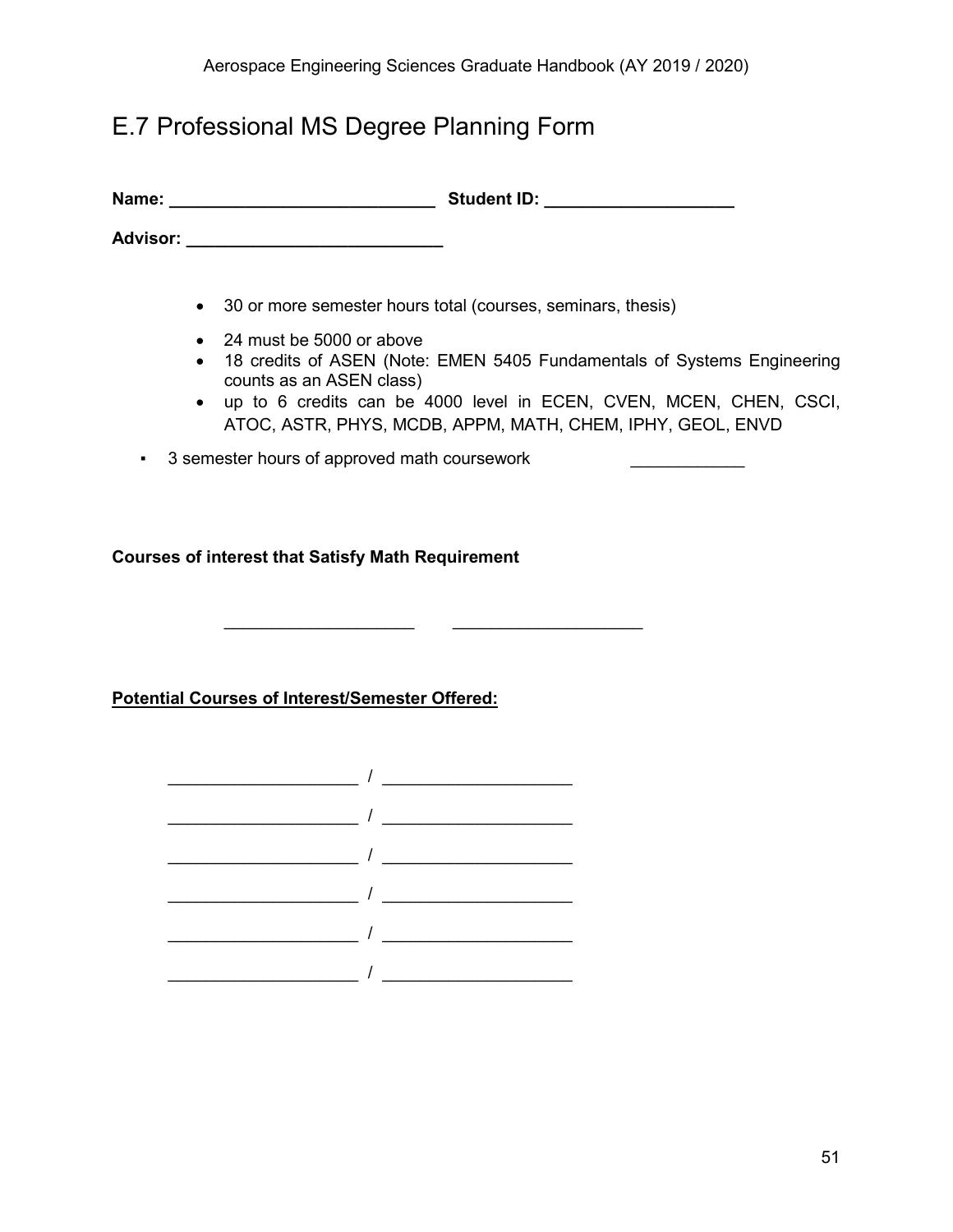## E.7 Professional MS Degree Planning Form

**Name:** ____________________________ **Student ID:** ____________________

**Advisor:** ___________________________

- 30 or more semester hours total (courses, seminars, thesis)
- 24 must be 5000 or above
- 18 credits of ASEN (Note: EMEN 5405 Fundamentals of Systems Engineering counts as an ASEN class)
- up to 6 credits can be 4000 level in ECEN, CVEN, MCEN, CHEN, CSCI, ATOC, ASTR, PHYS, MCDB, APPM, MATH, CHEM, IPHY, GEOL, ENVD

▪ 3 semester hours of approved math coursework ____________

**Courses of interest that Satisfy Math Requirement**

____________________ ____________________

**Potential Courses of Interest/Semester Offered:**

____________________ / ____________________

____________________ / ____________________

____________________ / ____________________

____________________ / ____________________

____________________ / ____________________

____________________ / ____________________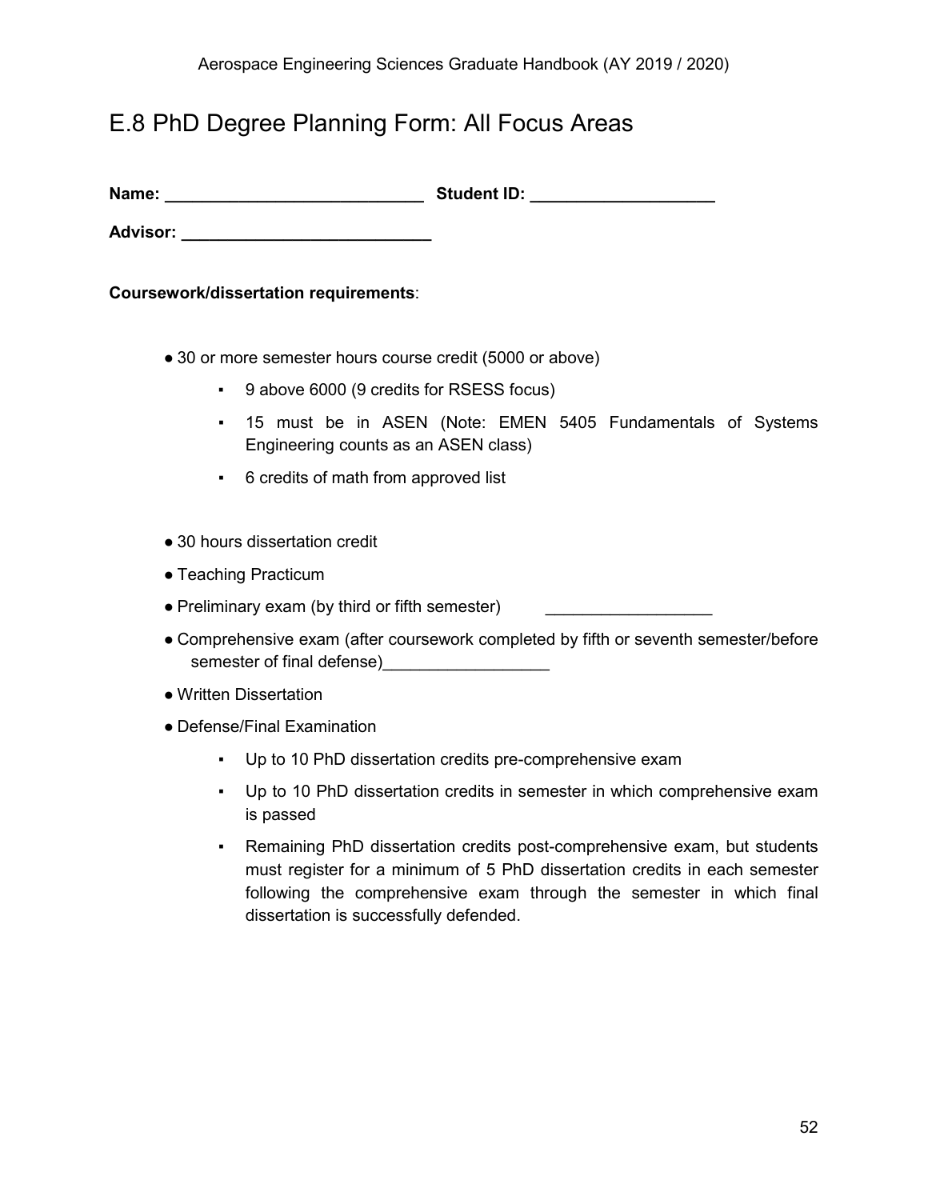## E.8 PhD Degree Planning Form: All Focus Areas

**Name:** ____________________________ **Student ID:** ____________________

**Advisor:** ___________________________

**Coursework/dissertation requirements**:

- 30 or more semester hours course credit (5000 or above)
  - 9 above 6000 (9 credits for RSESS focus)
  - 15 must be in ASEN (Note: EMEN 5405 Fundamentals of Systems Engineering counts as an ASEN class)
  - 6 credits of math from approved list

- 30 hours dissertation credit
- Teaching Practicum
- Preliminary exam (by third or fifth semester) __________________
- Comprehensive exam (after coursework completed by fifth or seventh semester/before semester of final defense)__________________
- Written Dissertation
- Defense/Final Examination
  - Up to 10 PhD dissertation credits pre-comprehensive exam
  - Up to 10 PhD dissertation credits in semester in which comprehensive exam is passed
  - Remaining PhD dissertation credits post-comprehensive exam, but students must register for a minimum of 5 PhD dissertation credits in each semester following the comprehensive exam through the semester in which final dissertation is successfully defended.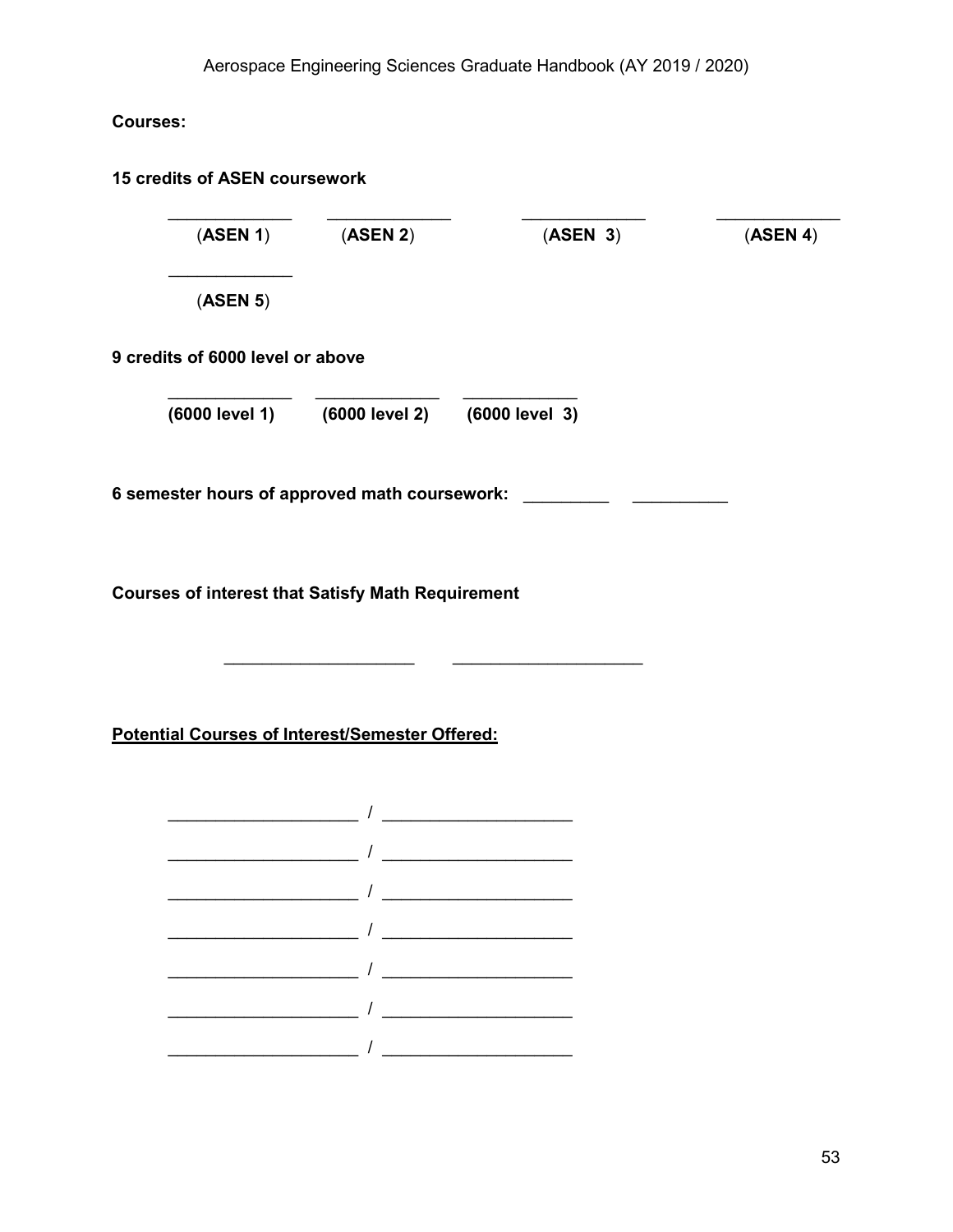**Courses:**

**15 credits of ASEN coursework**

______________ (**ASEN 1**) ______________ (**ASEN 2**) ______________ (**ASEN 3**) ______________ (**ASEN 4**)

______________ (**ASEN 5**)

**9 credits of 6000 level or above**

______________ **(6000 level 1)** ______________ **(6000 level 2)** ______________ **(6000 level 3)**

**6 semester hours of approved math coursework:** __________ __________

**Courses of interest that Satisfy Math Requirement**

_____________________ _____________________

**<u>Potential Courses of Interest/Semester Offered:</u>**

_____________________ / _____________________

_____________________ / _____________________

_____________________ / _____________________

_____________________ / _____________________

_____________________ / _____________________

_____________________ / _____________________

_____________________ / _____________________